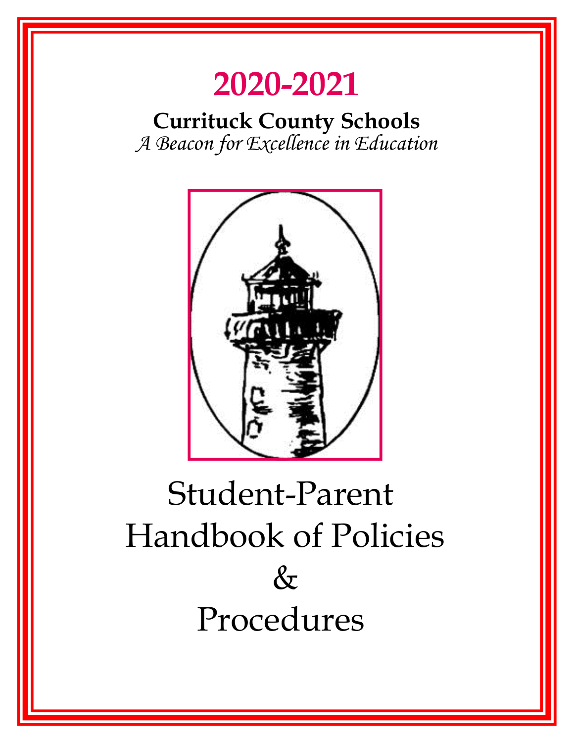# 2020-2021

**Currituck County Schools**

*A Beacon for Excellence in Education*

# Student-Parent Handbook of Policies & Procedures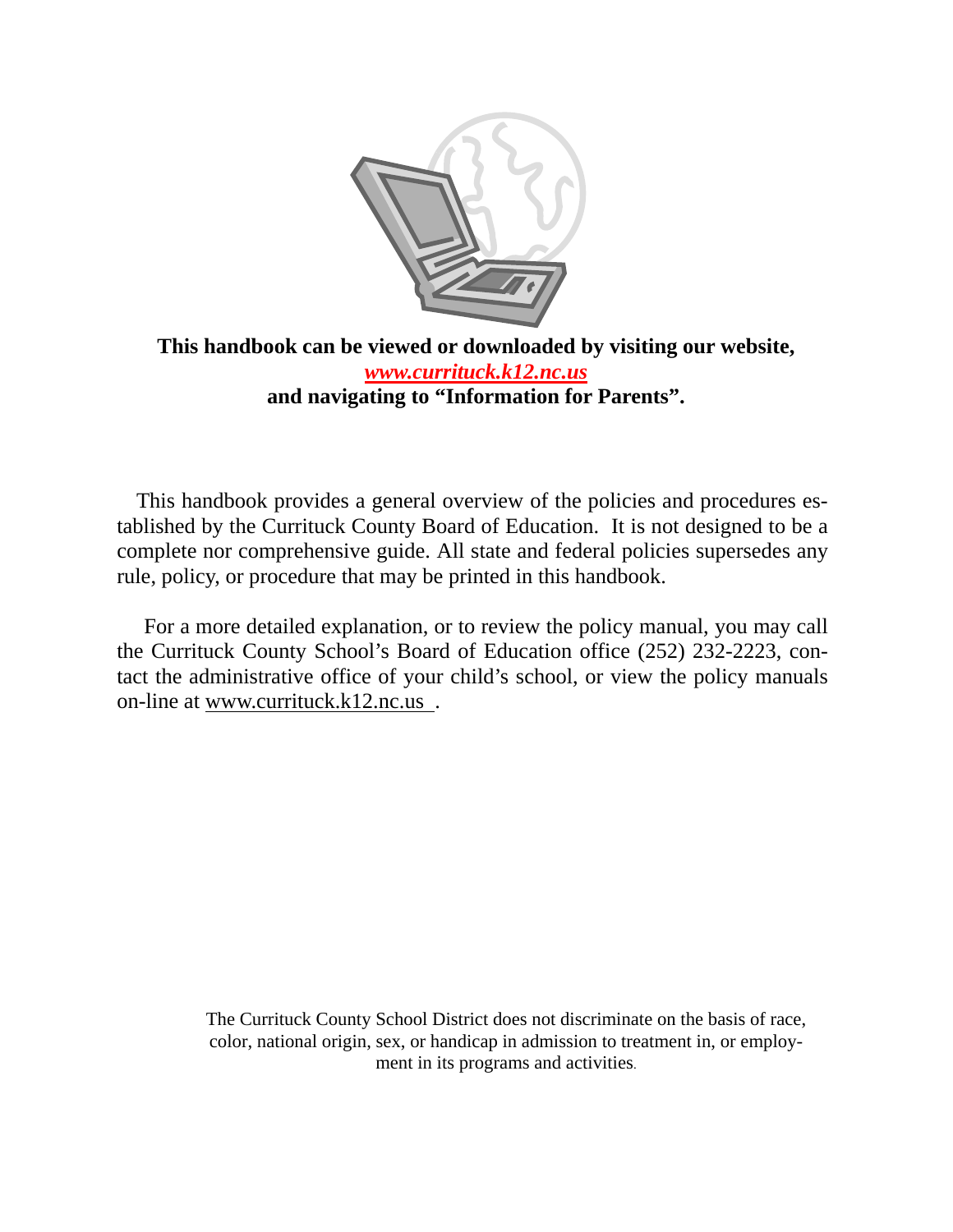**This handbook can be viewed or downloaded by visiting our website,**
***www.currituck.k12.nc.us***
**and navigating to "Information for Parents".**

This handbook provides a general overview of the policies and procedures established by the Currituck County Board of Education. It is not designed to be a complete nor comprehensive guide. All state and federal policies supersedes any rule, policy, or procedure that may be printed in this handbook.

For a more detailed explanation, or to review the policy manual, you may call the Currituck County School's Board of Education office (252) 232-2223, contact the administrative office of your child's school, or view the policy manuals on-line at www.currituck.k12.nc.us .

The Currituck County School District does not discriminate on the basis of race, color, national origin, sex, or handicap in admission to treatment in, or employment in its programs and activities.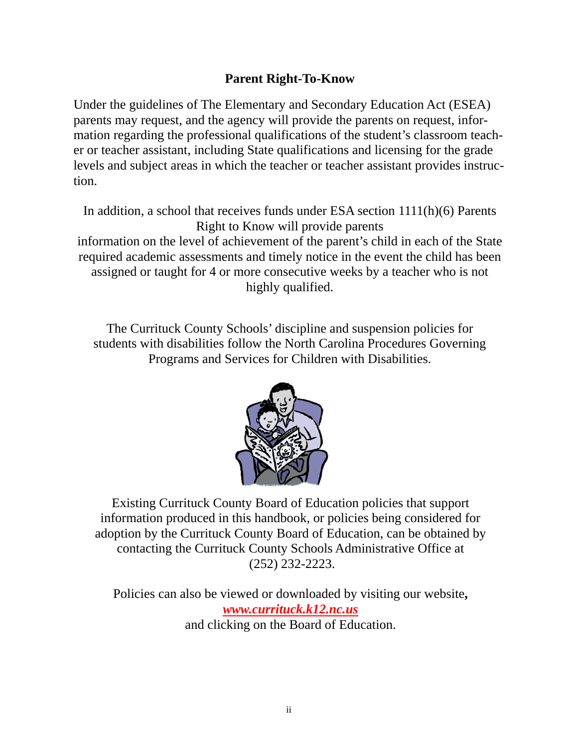## Parent Right-To-Know

Under the guidelines of The Elementary and Secondary Education Act (ESEA) parents may request, and the agency will provide the parents on request, information regarding the professional qualifications of the student's classroom teacher or teacher assistant, including State qualifications and licensing for the grade levels and subject areas in which the teacher or teacher assistant provides instruction.

In addition, a school that receives funds under ESA section 1111(h)(6) Parents Right to Know will provide parents information on the level of achievement of the parent's child in each of the State required academic assessments and timely notice in the event the child has been assigned or taught for 4 or more consecutive weeks by a teacher who is not highly qualified.

The Currituck County Schools' discipline and suspension policies for students with disabilities follow the North Carolina Procedures Governing Programs and Services for Children with Disabilities.

Existing Currituck County Board of Education policies that support information produced in this handbook, or policies being considered for adoption by the Currituck County Board of Education, can be obtained by contacting the Currituck County Schools Administrative Office at (252) 232-2223.

Policies can also be viewed or downloaded by visiting our website, ***www.currituck.k12.nc.us*** and clicking on the Board of Education.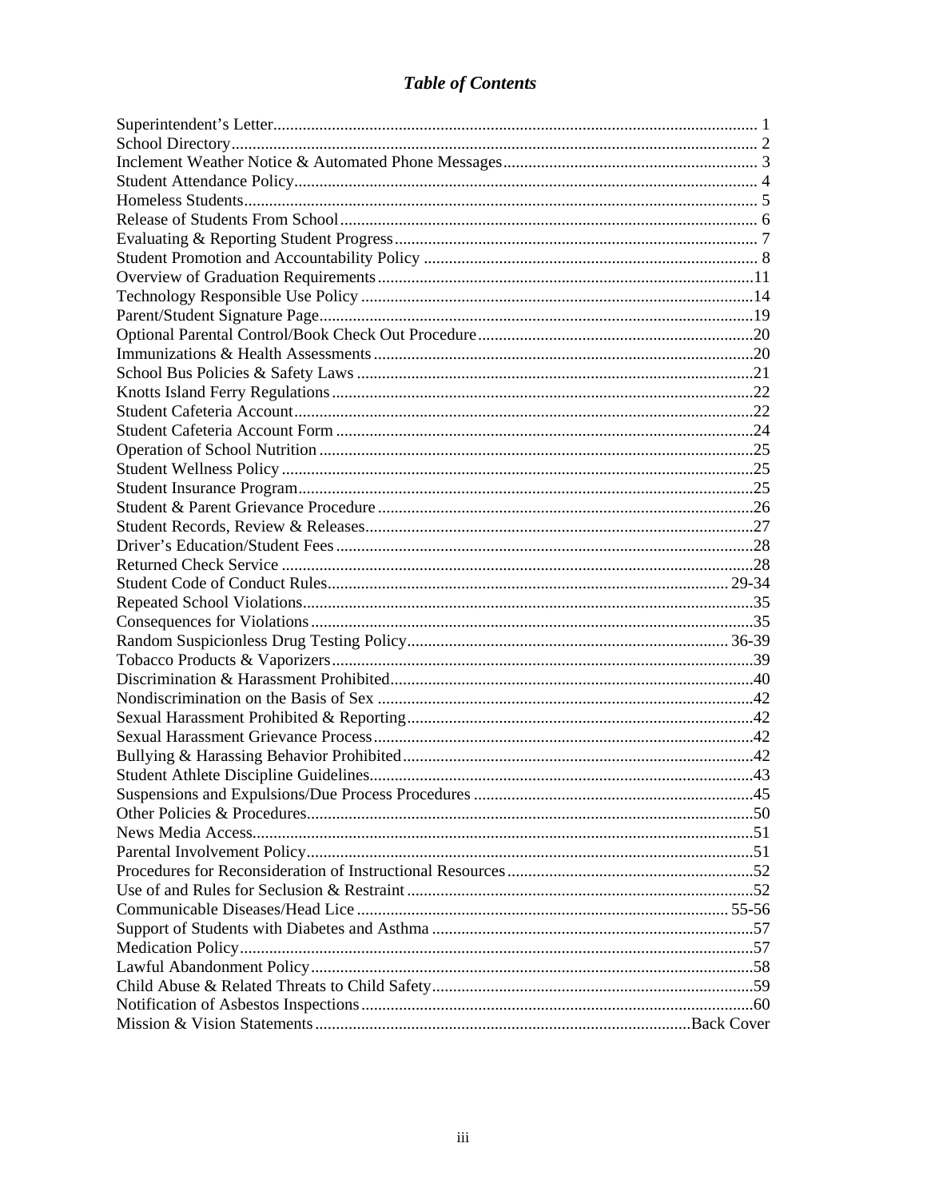# *Table of Contents*

| | |
|---|---|
| Superintendent's Letter | 1 |
| School Directory | 2 |
| Inclement Weather Notice & Automated Phone Messages | 3 |
| Student Attendance Policy | 4 |
| Homeless Students | 5 |
| Release of Students From School | 6 |
| Evaluating & Reporting Student Progress | 7 |
| Student Promotion and Accountability Policy | 8 |
| Overview of Graduation Requirements | 11 |
| Technology Responsible Use Policy | 14 |
| Parent/Student Signature Page | 19 |
| Optional Parental Control/Book Check Out Procedure | 20 |
| Immunizations & Health Assessments | 20 |
| School Bus Policies & Safety Laws | 21 |
| Knotts Island Ferry Regulations | 22 |
| Student Cafeteria Account | 22 |
| Student Cafeteria Account Form | 24 |
| Operation of School Nutrition | 25 |
| Student Wellness Policy | 25 |
| Student Insurance Program | 25 |
| Student & Parent Grievance Procedure | 26 |
| Student Records, Review & Releases | 27 |
| Driver's Education/Student Fees | 28 |
| Returned Check Service | 28 |
| Student Code of Conduct Rules | 29-34 |
| Repeated School Violations | 35 |
| Consequences for Violations | 35 |
| Random Suspicionless Drug Testing Policy | 36-39 |
| Tobacco Products & Vaporizers | 39 |
| Discrimination & Harassment Prohibited | 40 |
| Nondiscrimination on the Basis of Sex | 42 |
| Sexual Harassment Prohibited & Reporting | 42 |
| Sexual Harassment Grievance Process | 42 |
| Bullying & Harassing Behavior Prohibited | 42 |
| Student Athlete Discipline Guidelines | 43 |
| Suspensions and Expulsions/Due Process Procedures | 45 |
| Other Policies & Procedures | 50 |
| News Media Access | 51 |
| Parental Involvement Policy | 51 |
| Procedures for Reconsideration of Instructional Resources | 52 |
| Use of and Rules for Seclusion & Restraint | 52 |
| Communicable Diseases/Head Lice | 55-56 |
| Support of Students with Diabetes and Asthma | 57 |
| Medication Policy | 57 |
| Lawful Abandonment Policy | 58 |
| Child Abuse & Related Threats to Child Safety | 59 |
| Notification of Asbestos Inspections | 60 |
| Mission & Vision Statements | Back Cover |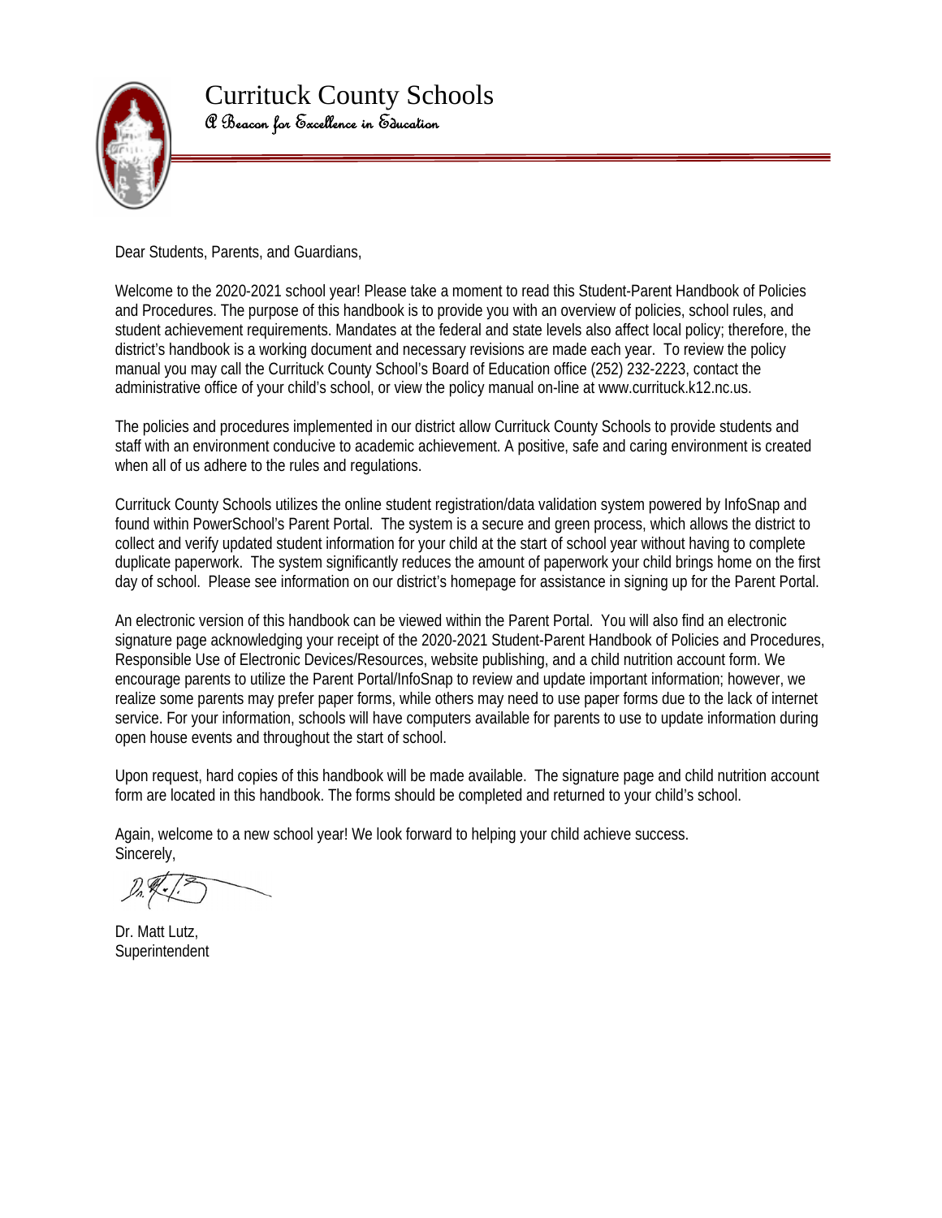# Currituck County Schools

*A Beacon for Excellence in Education*

Dear Students, Parents, and Guardians,

Welcome to the 2020-2021 school year! Please take a moment to read this Student-Parent Handbook of Policies and Procedures. The purpose of this handbook is to provide you with an overview of policies, school rules, and student achievement requirements. Mandates at the federal and state levels also affect local policy; therefore, the district's handbook is a working document and necessary revisions are made each year. To review the policy manual you may call the Currituck County School's Board of Education office (252) 232-2223, contact the administrative office of your child's school, or view the policy manual on-line at www.currituck.k12.nc.us.

The policies and procedures implemented in our district allow Currituck County Schools to provide students and staff with an environment conducive to academic achievement. A positive, safe and caring environment is created when all of us adhere to the rules and regulations.

Currituck County Schools utilizes the online student registration/data validation system powered by InfoSnap and found within PowerSchool's Parent Portal. The system is a secure and green process, which allows the district to collect and verify updated student information for your child at the start of school year without having to complete duplicate paperwork. The system significantly reduces the amount of paperwork your child brings home on the first day of school. Please see information on our district's homepage for assistance in signing up for the Parent Portal.

An electronic version of this handbook can be viewed within the Parent Portal. You will also find an electronic signature page acknowledging your receipt of the 2020-2021 Student-Parent Handbook of Policies and Procedures, Responsible Use of Electronic Devices/Resources, website publishing, and a child nutrition account form. We encourage parents to utilize the Parent Portal/InfoSnap to review and update important information; however, we realize some parents may prefer paper forms, while others may need to use paper forms due to the lack of internet service. For your information, schools will have computers available for parents to use to update information during open house events and throughout the start of school.

Upon request, hard copies of this handbook will be made available. The signature page and child nutrition account form are located in this handbook. The forms should be completed and returned to your child's school.

Again, welcome to a new school year! We look forward to helping your child achieve success.
Sincerely,

Dr. Matt Lutz,
Superintendent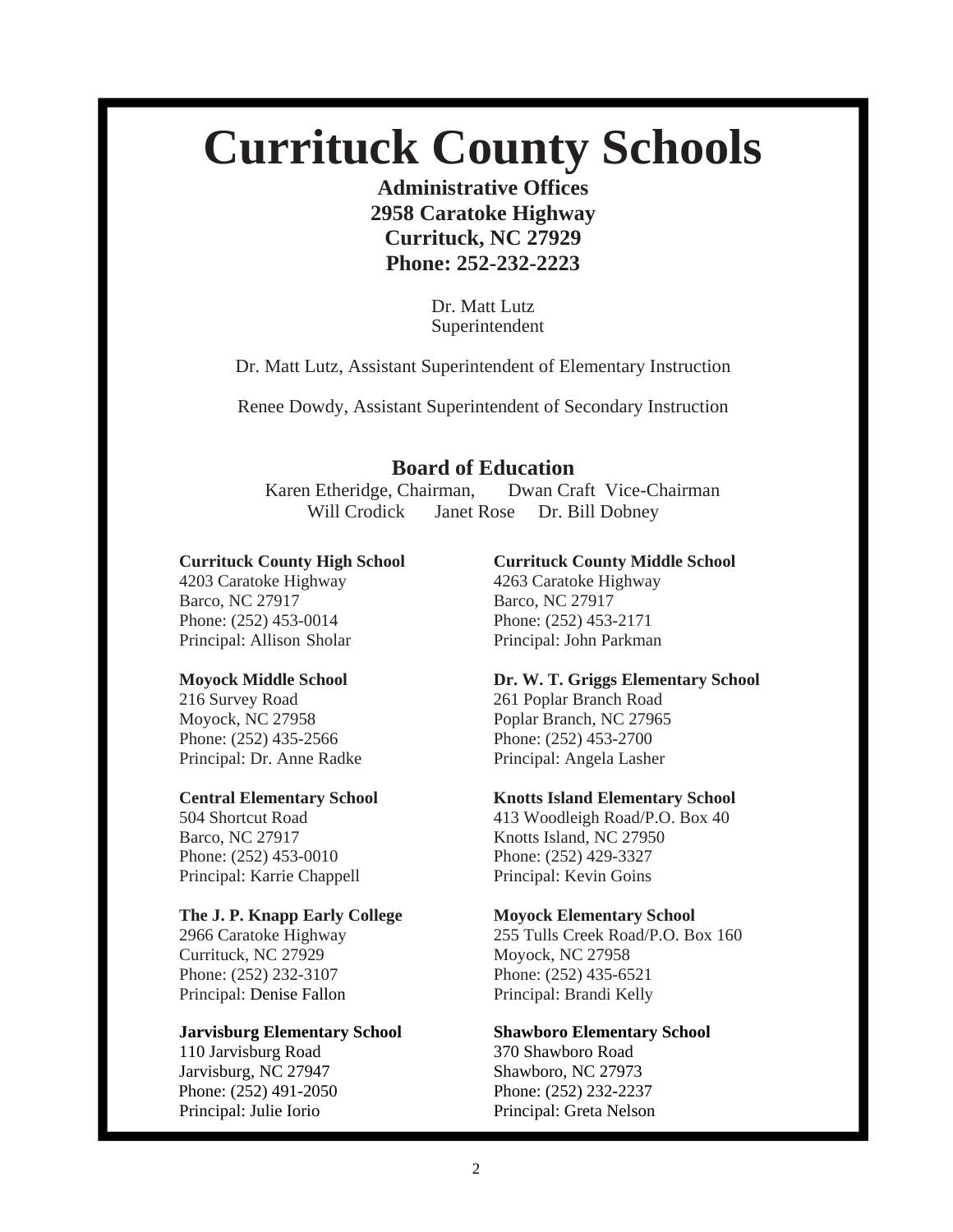# Currituck County Schools

**Administrative Offices**
**2958 Caratoke Highway**
**Currituck, NC 27929**
**Phone: 252-232-2223**

Dr. Matt Lutz
Superintendent

Dr. Matt Lutz, Assistant Superintendent of Elementary Instruction

Renee Dowdy, Assistant Superintendent of Secondary Instruction

## Board of Education

Karen Etheridge, Chairman, Dwan Craft Vice-Chairman
Will Crodick Janet Rose Dr. Bill Dobney

**Currituck County High School**
4203 Caratoke Highway
Barco, NC 27917
Phone: (252) 453-0014
Principal: Allison Sholar

**Currituck County Middle School**
4263 Caratoke Highway
Barco, NC 27917
Phone: (252) 453-2171
Principal: John Parkman

**Moyock Middle School**
216 Survey Road
Moyock, NC 27958
Phone: (252) 435-2566
Principal: Dr. Anne Radke

**Dr. W. T. Griggs Elementary School**
261 Poplar Branch Road
Poplar Branch, NC 27965
Phone: (252) 453-2700
Principal: Angela Lasher

**Central Elementary School**
504 Shortcut Road
Barco, NC 27917
Phone: (252) 453-0010
Principal: Karrie Chappell

**Knotts Island Elementary School**
413 Woodleigh Road/P.O. Box 40
Knotts Island, NC 27950
Phone: (252) 429-3327
Principal: Kevin Goins

**The J. P. Knapp Early College**
2966 Caratoke Highway
Currituck, NC 27929
Phone: (252) 232-3107
Principal: Denise Fallon

**Moyock Elementary School**
255 Tulls Creek Road/P.O. Box 160
Moyock, NC 27958
Phone: (252) 435-6521
Principal: Brandi Kelly

**Jarvisburg Elementary School**
110 Jarvisburg Road
Jarvisburg, NC 27947
Phone: (252) 491-2050
Principal: Julie Iorio

**Shawboro Elementary School**
370 Shawboro Road
Shawboro, NC 27973
Phone: (252) 232-2237
Principal: Greta Nelson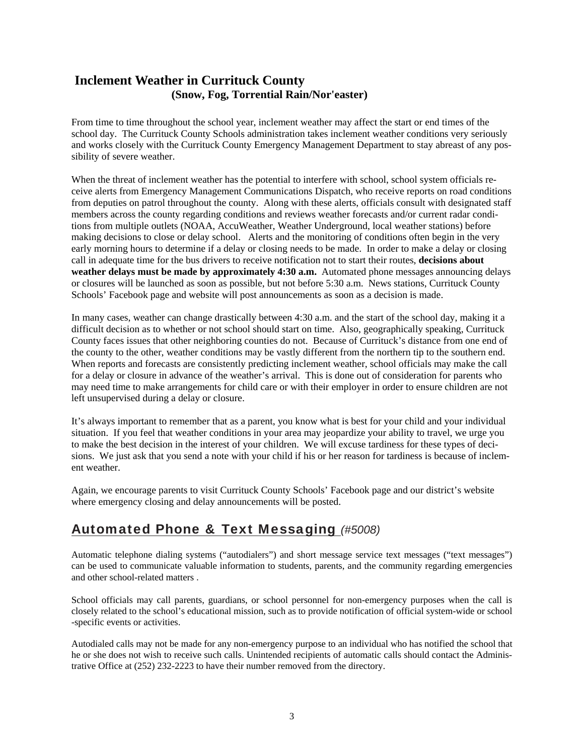## Inclement Weather in Currituck County
### (Snow, Fog, Torrential Rain/Nor'easter)

From time to time throughout the school year, inclement weather may affect the start or end times of the school day. The Currituck County Schools administration takes inclement weather conditions very seriously and works closely with the Currituck County Emergency Management Department to stay abreast of any possibility of severe weather.

When the threat of inclement weather has the potential to interfere with school, school system officials receive alerts from Emergency Management Communications Dispatch, who receive reports on road conditions from deputies on patrol throughout the county. Along with these alerts, officials consult with designated staff members across the county regarding conditions and reviews weather forecasts and/or current radar conditions from multiple outlets (NOAA, AccuWeather, Weather Underground, local weather stations) before making decisions to close or delay school. Alerts and the monitoring of conditions often begin in the very early morning hours to determine if a delay or closing needs to be made. In order to make a delay or closing call in adequate time for the bus drivers to receive notification not to start their routes, **decisions about weather delays must be made by approximately 4:30 a.m.** Automated phone messages announcing delays or closures will be launched as soon as possible, but not before 5:30 a.m. News stations, Currituck County Schools' Facebook page and website will post announcements as soon as a decision is made.

In many cases, weather can change drastically between 4:30 a.m. and the start of the school day, making it a difficult decision as to whether or not school should start on time. Also, geographically speaking, Currituck County faces issues that other neighboring counties do not. Because of Currituck's distance from one end of the county to the other, weather conditions may be vastly different from the northern tip to the southern end. When reports and forecasts are consistently predicting inclement weather, school officials may make the call for a delay or closure in advance of the weather's arrival. This is done out of consideration for parents who may need time to make arrangements for child care or with their employer in order to ensure children are not left unsupervised during a delay or closure.

It's always important to remember that as a parent, you know what is best for your child and your individual situation. If you feel that weather conditions in your area may jeopardize your ability to travel, we urge you to make the best decision in the interest of your children. We will excuse tardiness for these types of decisions. We just ask that you send a note with your child if his or her reason for tardiness is because of inclement weather.

Again, we encourage parents to visit Currituck County Schools' Facebook page and our district's website where emergency closing and delay announcements will be posted.

## Automated Phone & Text Messaging *(#5008)*

Automatic telephone dialing systems ("autodialers") and short message service text messages ("text messages") can be used to communicate valuable information to students, parents, and the community regarding emergencies and other school-related matters .

School officials may call parents, guardians, or school personnel for non-emergency purposes when the call is closely related to the school's educational mission, such as to provide notification of official system-wide or school-specific events or activities.

Autodialed calls may not be made for any non-emergency purpose to an individual who has notified the school that he or she does not wish to receive such calls. Unintended recipients of automatic calls should contact the Administrative Office at (252) 232-2223 to have their number removed from the directory.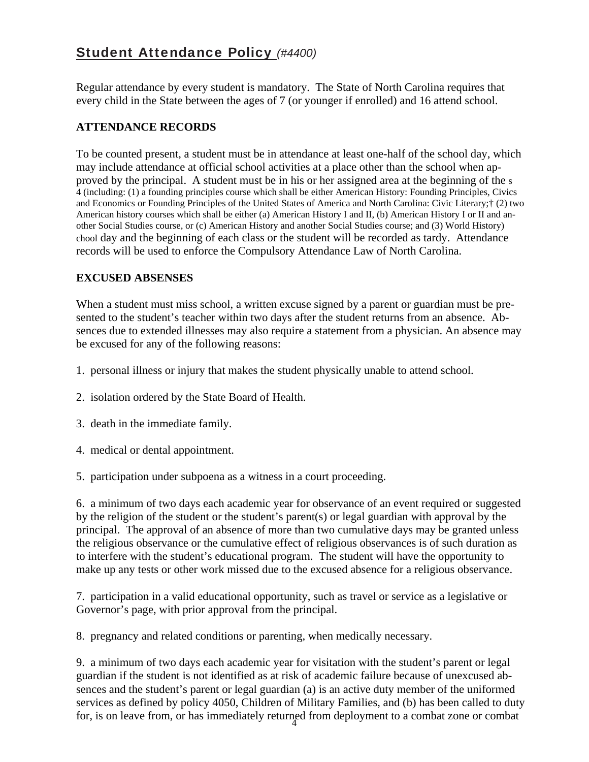# Student Attendance Policy *(#4400)*

Regular attendance by every student is mandatory. The State of North Carolina requires that every child in the State between the ages of 7 (or younger if enrolled) and 16 attend school.

## ATTENDANCE RECORDS

To be counted present, a student must be in attendance at least one-half of the school day, which may include attendance at official school activities at a place other than the school when approved by the principal. A student must be in his or her assigned area at the beginning of the s 4 (including: (1) a founding principles course which shall be either American History: Founding Principles, Civics and Economics or Founding Principles of the United States of America and North Carolina: Civic Literary;† (2) two American history courses which shall be either (a) American History I and II, (b) American History I or II and another Social Studies course, or (c) American History and another Social Studies course; and (3) World History) chool day and the beginning of each class or the student will be recorded as tardy. Attendance records will be used to enforce the Compulsory Attendance Law of North Carolina.

## EXCUSED ABSENSES

When a student must miss school, a written excuse signed by a parent or guardian must be presented to the student's teacher within two days after the student returns from an absence. Absences due to extended illnesses may also require a statement from a physician. An absence may be excused for any of the following reasons:

1. personal illness or injury that makes the student physically unable to attend school.

2. isolation ordered by the State Board of Health.

3. death in the immediate family.

4. medical or dental appointment.

5. participation under subpoena as a witness in a court proceeding.

6. a minimum of two days each academic year for observance of an event required or suggested by the religion of the student or the student's parent(s) or legal guardian with approval by the principal. The approval of an absence of more than two cumulative days may be granted unless the religious observance or the cumulative effect of religious observances is of such duration as to interfere with the student's educational program. The student will have the opportunity to make up any tests or other work missed due to the excused absence for a religious observance.

7. participation in a valid educational opportunity, such as travel or service as a legislative or Governor's page, with prior approval from the principal.

8. pregnancy and related conditions or parenting, when medically necessary.

9. a minimum of two days each academic year for visitation with the student's parent or legal guardian if the student is not identified as at risk of academic failure because of unexcused absences and the student's parent or legal guardian (a) is an active duty member of the uniformed services as defined by policy 4050, Children of Military Families, and (b) has been called to duty for, is on leave from, or has immediately returned from deployment to a combat zone or combat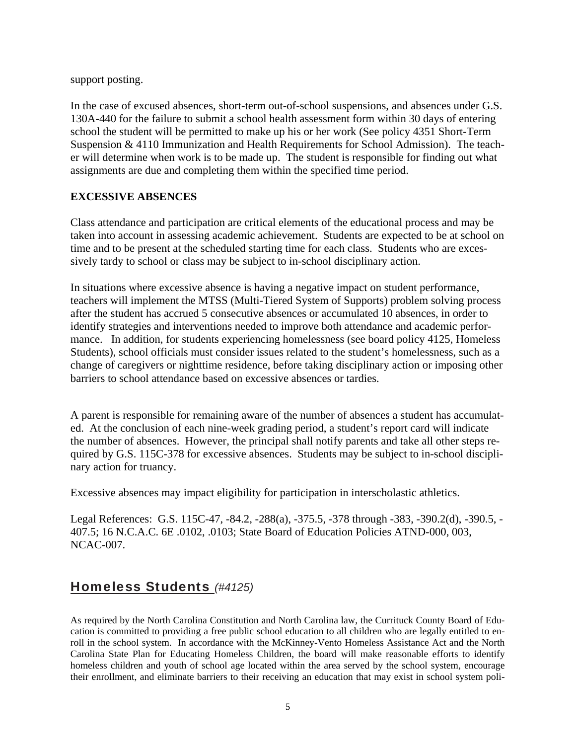support posting.

In the case of excused absences, short-term out-of-school suspensions, and absences under G.S. 130A-440 for the failure to submit a school health assessment form within 30 days of entering school the student will be permitted to make up his or her work (See policy 4351 Short-Term Suspension & 4110 Immunization and Health Requirements for School Admission). The teacher will determine when work is to be made up. The student is responsible for finding out what assignments are due and completing them within the specified time period.

**EXCESSIVE ABSENCES**

Class attendance and participation are critical elements of the educational process and may be taken into account in assessing academic achievement. Students are expected to be at school on time and to be present at the scheduled starting time for each class. Students who are excessively tardy to school or class may be subject to in-school disciplinary action.

In situations where excessive absence is having a negative impact on student performance, teachers will implement the MTSS (Multi-Tiered System of Supports) problem solving process after the student has accrued 5 consecutive absences or accumulated 10 absences, in order to identify strategies and interventions needed to improve both attendance and academic performance. In addition, for students experiencing homelessness (see board policy 4125, Homeless Students), school officials must consider issues related to the student's homelessness, such as a change of caregivers or nighttime residence, before taking disciplinary action or imposing other barriers to school attendance based on excessive absences or tardies.

A parent is responsible for remaining aware of the number of absences a student has accumulated. At the conclusion of each nine-week grading period, a student's report card will indicate the number of absences. However, the principal shall notify parents and take all other steps required by G.S. 115C-378 for excessive absences. Students may be subject to in-school disciplinary action for truancy.

Excessive absences may impact eligibility for participation in interscholastic athletics.

Legal References: G.S. 115C-47, -84.2, -288(a), -375.5, -378 through -383, -390.2(d), -390.5, -407.5; 16 N.C.A.C. 6E .0102, .0103; State Board of Education Policies ATND-000, 003, NCAC-007.

## Homeless Students *(#4125)*

As required by the North Carolina Constitution and North Carolina law, the Currituck County Board of Education is committed to providing a free public school education to all children who are legally entitled to enroll in the school system. In accordance with the McKinney-Vento Homeless Assistance Act and the North Carolina State Plan for Educating Homeless Children, the board will make reasonable efforts to identify homeless children and youth of school age located within the area served by the school system, encourage their enrollment, and eliminate barriers to their receiving an education that may exist in school system poli-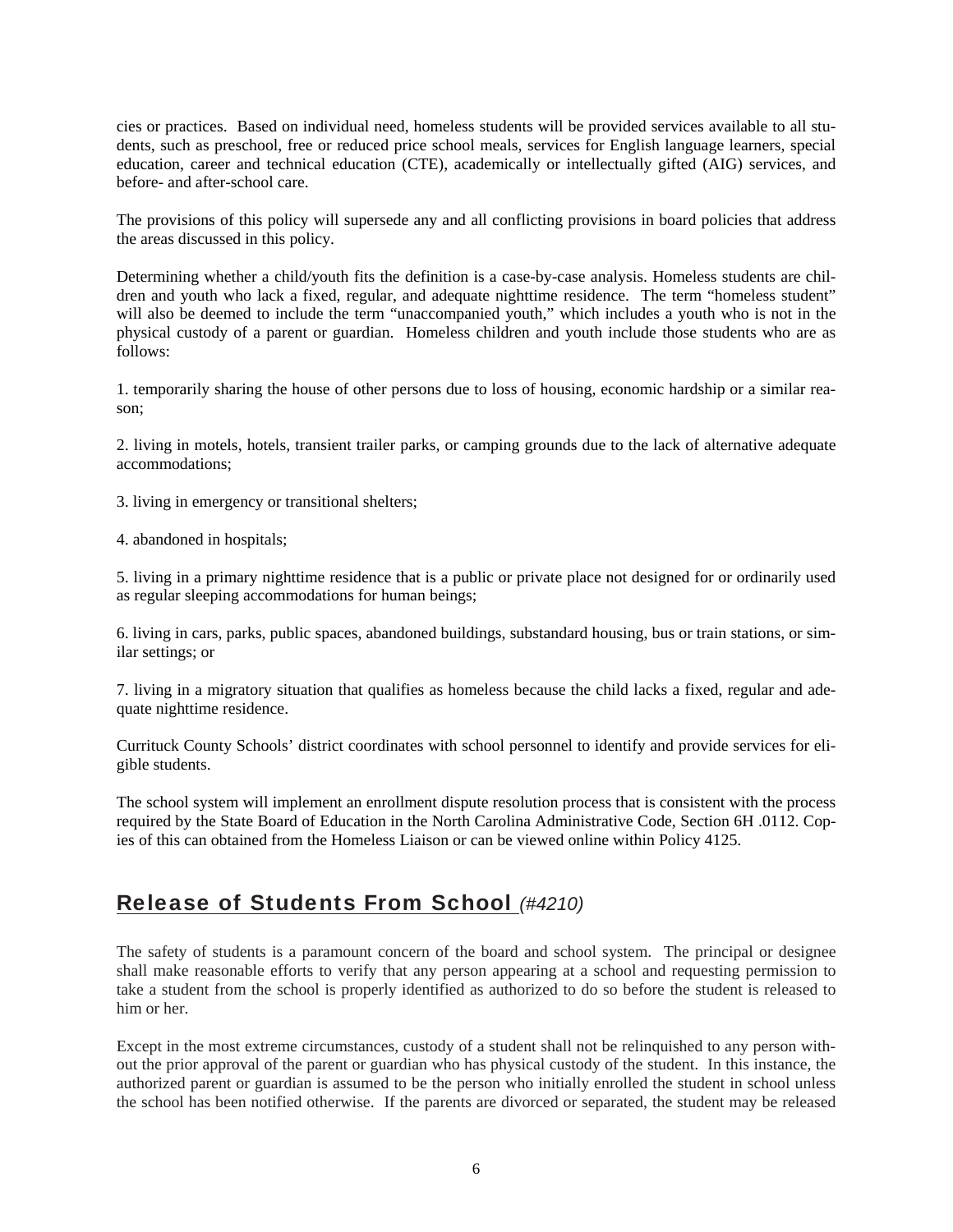cies or practices. Based on individual need, homeless students will be provided services available to all students, such as preschool, free or reduced price school meals, services for English language learners, special education, career and technical education (CTE), academically or intellectually gifted (AIG) services, and before- and after-school care.

The provisions of this policy will supersede any and all conflicting provisions in board policies that address the areas discussed in this policy.

Determining whether a child/youth fits the definition is a case-by-case analysis. Homeless students are children and youth who lack a fixed, regular, and adequate nighttime residence. The term "homeless student" will also be deemed to include the term "unaccompanied youth," which includes a youth who is not in the physical custody of a parent or guardian. Homeless children and youth include those students who are as follows:

1. temporarily sharing the house of other persons due to loss of housing, economic hardship or a similar reason;

2. living in motels, hotels, transient trailer parks, or camping grounds due to the lack of alternative adequate accommodations;

3. living in emergency or transitional shelters;

4. abandoned in hospitals;

5. living in a primary nighttime residence that is a public or private place not designed for or ordinarily used as regular sleeping accommodations for human beings;

6. living in cars, parks, public spaces, abandoned buildings, substandard housing, bus or train stations, or similar settings; or

7. living in a migratory situation that qualifies as homeless because the child lacks a fixed, regular and adequate nighttime residence.

Currituck County Schools' district coordinates with school personnel to identify and provide services for eligible students.

The school system will implement an enrollment dispute resolution process that is consistent with the process required by the State Board of Education in the North Carolina Administrative Code, Section 6H .0112. Copies of this can obtained from the Homeless Liaison or can be viewed online within Policy 4125.

## Release of Students From School *(#4210)*

The safety of students is a paramount concern of the board and school system. The principal or designee shall make reasonable efforts to verify that any person appearing at a school and requesting permission to take a student from the school is properly identified as authorized to do so before the student is released to him or her.

Except in the most extreme circumstances, custody of a student shall not be relinquished to any person without the prior approval of the parent or guardian who has physical custody of the student. In this instance, the authorized parent or guardian is assumed to be the person who initially enrolled the student in school unless the school has been notified otherwise. If the parents are divorced or separated, the student may be released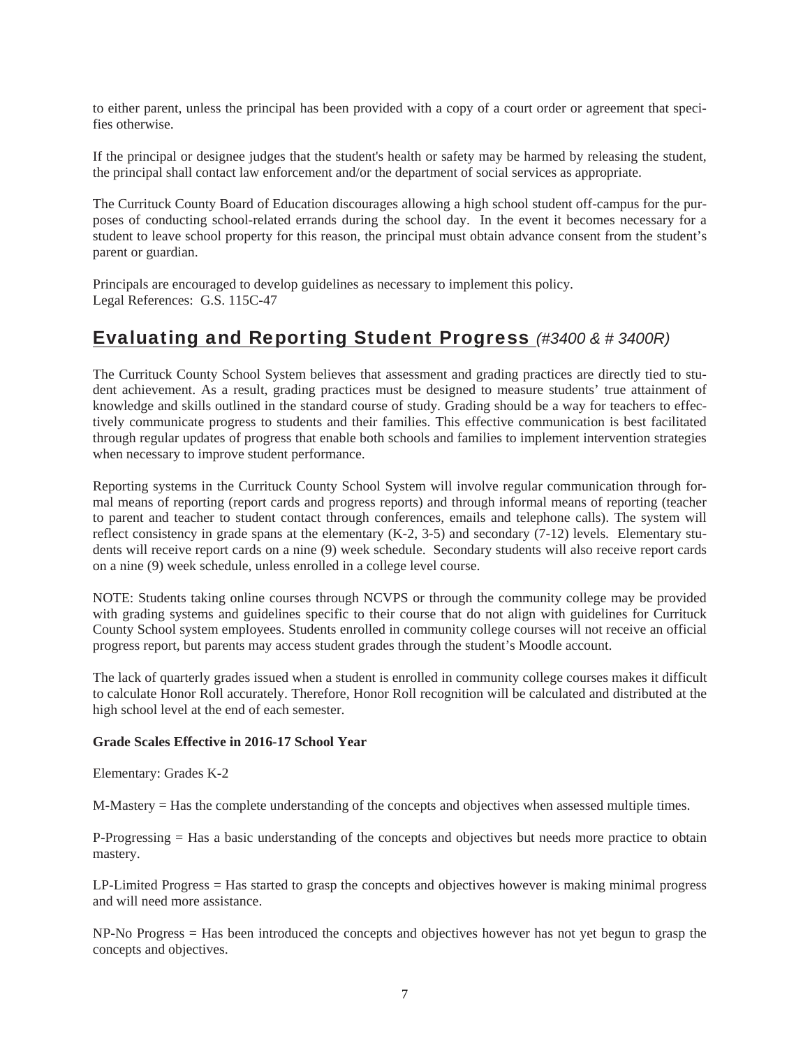to either parent, unless the principal has been provided with a copy of a court order or agreement that specifies otherwise.

If the principal or designee judges that the student's health or safety may be harmed by releasing the student, the principal shall contact law enforcement and/or the department of social services as appropriate.

The Currituck County Board of Education discourages allowing a high school student off-campus for the purposes of conducting school-related errands during the school day. In the event it becomes necessary for a student to leave school property for this reason, the principal must obtain advance consent from the student's parent or guardian.

Principals are encouraged to develop guidelines as necessary to implement this policy.
Legal References: G.S. 115C-47

## Evaluating and Reporting Student Progress *(#3400 & # 3400R)*

The Currituck County School System believes that assessment and grading practices are directly tied to student achievement. As a result, grading practices must be designed to measure students' true attainment of knowledge and skills outlined in the standard course of study. Grading should be a way for teachers to effectively communicate progress to students and their families. This effective communication is best facilitated through regular updates of progress that enable both schools and families to implement intervention strategies when necessary to improve student performance.

Reporting systems in the Currituck County School System will involve regular communication through formal means of reporting (report cards and progress reports) and through informal means of reporting (teacher to parent and teacher to student contact through conferences, emails and telephone calls). The system will reflect consistency in grade spans at the elementary (K-2, 3-5) and secondary (7-12) levels. Elementary students will receive report cards on a nine (9) week schedule. Secondary students will also receive report cards on a nine (9) week schedule, unless enrolled in a college level course.

NOTE: Students taking online courses through NCVPS or through the community college may be provided with grading systems and guidelines specific to their course that do not align with guidelines for Currituck County School system employees. Students enrolled in community college courses will not receive an official progress report, but parents may access student grades through the student's Moodle account.

The lack of quarterly grades issued when a student is enrolled in community college courses makes it difficult to calculate Honor Roll accurately. Therefore, Honor Roll recognition will be calculated and distributed at the high school level at the end of each semester.

**Grade Scales Effective in 2016-17 School Year**

Elementary: Grades K-2

M-Mastery = Has the complete understanding of the concepts and objectives when assessed multiple times.

P-Progressing = Has a basic understanding of the concepts and objectives but needs more practice to obtain mastery.

LP-Limited Progress = Has started to grasp the concepts and objectives however is making minimal progress and will need more assistance.

NP-No Progress = Has been introduced the concepts and objectives however has not yet begun to grasp the concepts and objectives.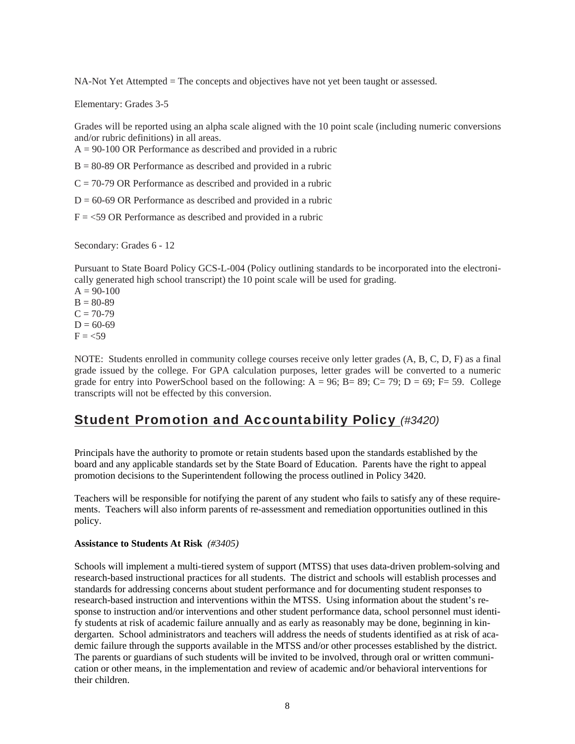NA-Not Yet Attempted = The concepts and objectives have not yet been taught or assessed.

Elementary: Grades 3-5

Grades will be reported using an alpha scale aligned with the 10 point scale (including numeric conversions and/or rubric definitions) in all areas.

A = 90-100 OR Performance as described and provided in a rubric

B = 80-89 OR Performance as described and provided in a rubric

C = 70-79 OR Performance as described and provided in a rubric

D = 60-69 OR Performance as described and provided in a rubric

F = <59 OR Performance as described and provided in a rubric

Secondary: Grades 6 - 12

Pursuant to State Board Policy GCS-L-004 (Policy outlining standards to be incorporated into the electronically generated high school transcript) the 10 point scale will be used for grading.

A = 90-100
B = 80-89
C = 70-79
D = 60-69
F = <59

NOTE: Students enrolled in community college courses receive only letter grades (A, B, C, D, F) as a final grade issued by the college. For GPA calculation purposes, letter grades will be converted to a numeric grade for entry into PowerSchool based on the following: A = 96; B= 89; C= 79; D = 69; F= 59. College transcripts will not be effected by this conversion.

## Student Promotion and Accountability Policy *(#3420)*

Principals have the authority to promote or retain students based upon the standards established by the board and any applicable standards set by the State Board of Education. Parents have the right to appeal promotion decisions to the Superintendent following the process outlined in Policy 3420.

Teachers will be responsible for notifying the parent of any student who fails to satisfy any of these requirements. Teachers will also inform parents of re-assessment and remediation opportunities outlined in this policy.

**Assistance to Students At Risk** *(#3405)*

Schools will implement a multi-tiered system of support (MTSS) that uses data-driven problem-solving and research-based instructional practices for all students. The district and schools will establish processes and standards for addressing concerns about student performance and for documenting student responses to research-based instruction and interventions within the MTSS. Using information about the student's response to instruction and/or interventions and other student performance data, school personnel must identify students at risk of academic failure annually and as early as reasonably may be done, beginning in kindergarten. School administrators and teachers will address the needs of students identified as at risk of academic failure through the supports available in the MTSS and/or other processes established by the district. The parents or guardians of such students will be invited to be involved, through oral or written communication or other means, in the implementation and review of academic and/or behavioral interventions for their children.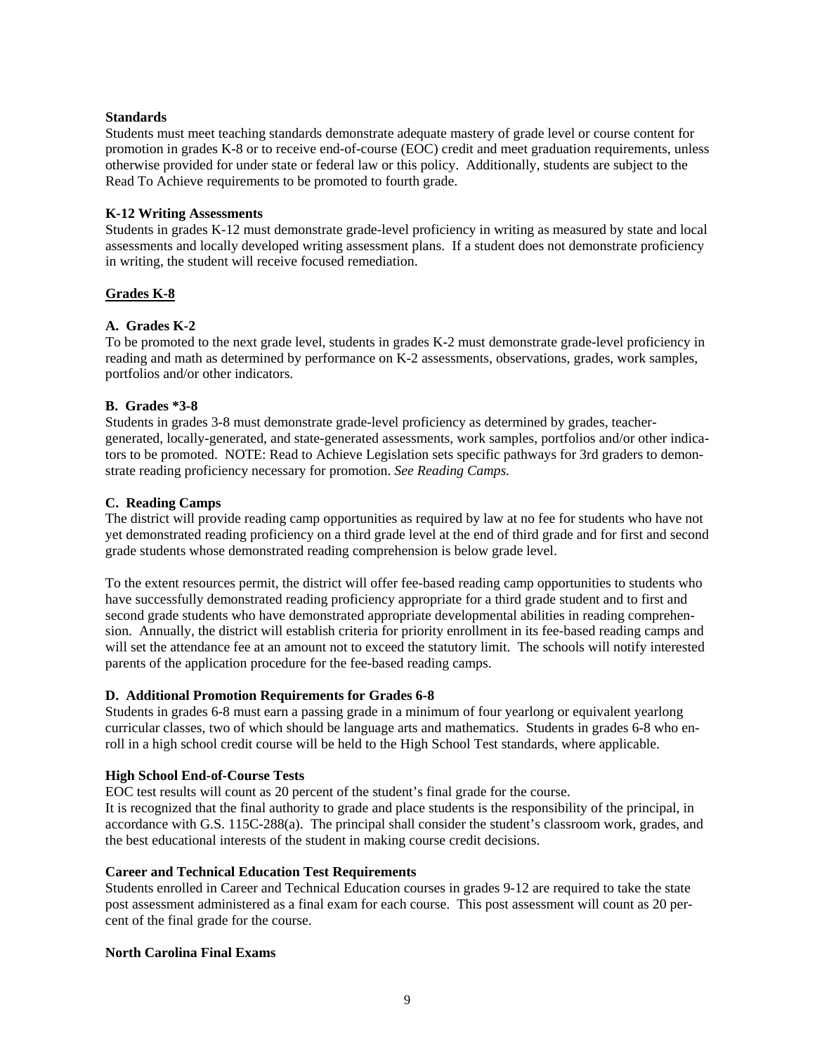**Standards**

Students must meet teaching standards demonstrate adequate mastery of grade level or course content for promotion in grades K-8 or to receive end-of-course (EOC) credit and meet graduation requirements, unless otherwise provided for under state or federal law or this policy. Additionally, students are subject to the Read To Achieve requirements to be promoted to fourth grade.

**K-12 Writing Assessments**

Students in grades K-12 must demonstrate grade-level proficiency in writing as measured by state and local assessments and locally developed writing assessment plans. If a student does not demonstrate proficiency in writing, the student will receive focused remediation.

## Grades K-8

**A. Grades K-2**

To be promoted to the next grade level, students in grades K-2 must demonstrate grade-level proficiency in reading and math as determined by performance on K-2 assessments, observations, grades, work samples, portfolios and/or other indicators.

**B. Grades *3-8**

Students in grades 3-8 must demonstrate grade-level proficiency as determined by grades, teacher-generated, locally-generated, and state-generated assessments, work samples, portfolios and/or other indicators to be promoted. NOTE: Read to Achieve Legislation sets specific pathways for 3rd graders to demonstrate reading proficiency necessary for promotion. *See Reading Camps.*

**C. Reading Camps**

The district will provide reading camp opportunities as required by law at no fee for students who have not yet demonstrated reading proficiency on a third grade level at the end of third grade and for first and second grade students whose demonstrated reading comprehension is below grade level.

To the extent resources permit, the district will offer fee-based reading camp opportunities to students who have successfully demonstrated reading proficiency appropriate for a third grade student and to first and second grade students who have demonstrated appropriate developmental abilities in reading comprehension. Annually, the district will establish criteria for priority enrollment in its fee-based reading camps and will set the attendance fee at an amount not to exceed the statutory limit. The schools will notify interested parents of the application procedure for the fee-based reading camps.

**D. Additional Promotion Requirements for Grades 6-8**

Students in grades 6-8 must earn a passing grade in a minimum of four yearlong or equivalent yearlong curricular classes, two of which should be language arts and mathematics. Students in grades 6-8 who enroll in a high school credit course will be held to the High School Test standards, where applicable.

**High School End-of-Course Tests**

EOC test results will count as 20 percent of the student's final grade for the course.
It is recognized that the final authority to grade and place students is the responsibility of the principal, in accordance with G.S. 115C-288(a). The principal shall consider the student's classroom work, grades, and the best educational interests of the student in making course credit decisions.

**Career and Technical Education Test Requirements**

Students enrolled in Career and Technical Education courses in grades 9-12 are required to take the state post assessment administered as a final exam for each course. This post assessment will count as 20 percent of the final grade for the course.

**North Carolina Final Exams**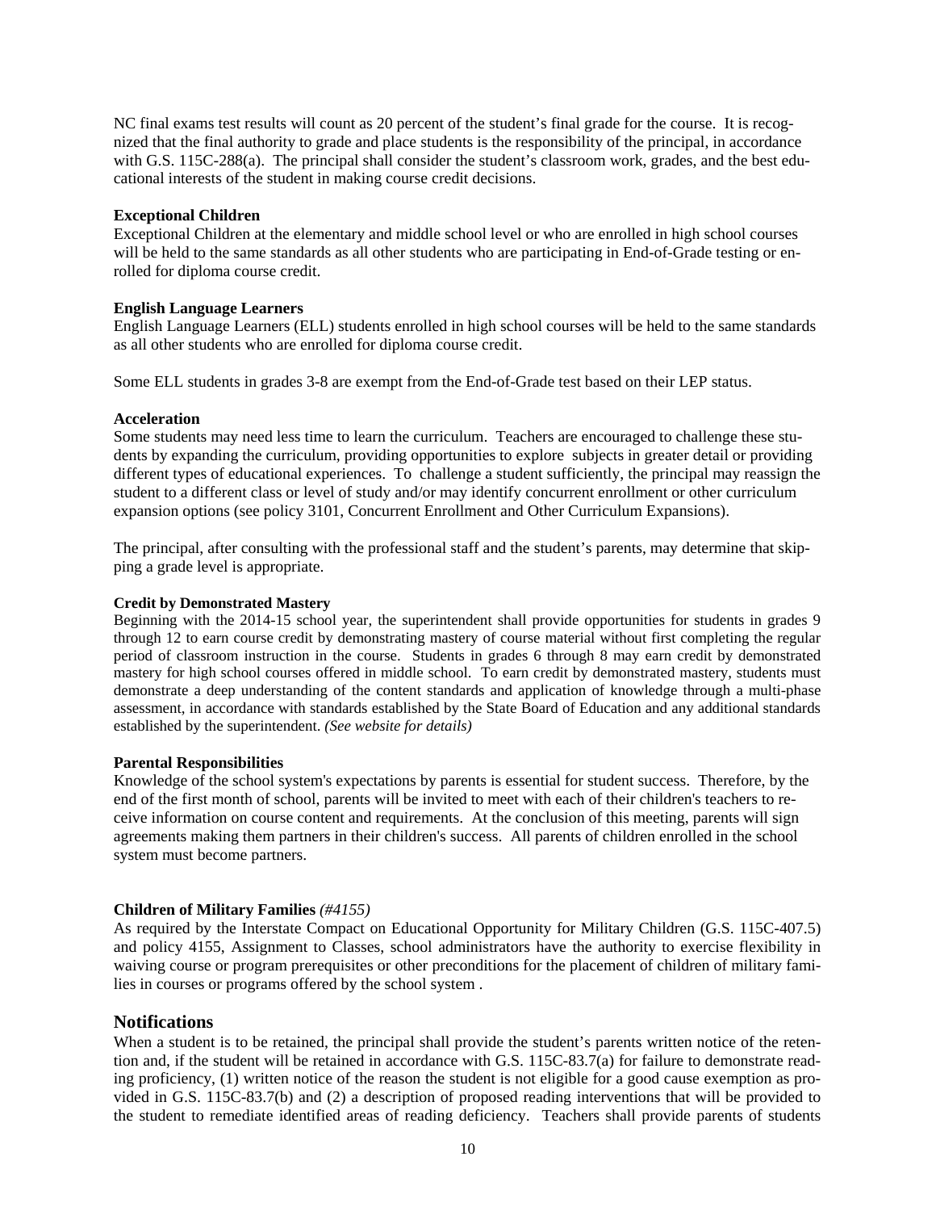NC final exams test results will count as 20 percent of the student's final grade for the course. It is recognized that the final authority to grade and place students is the responsibility of the principal, in accordance with G.S. 115C-288(a). The principal shall consider the student's classroom work, grades, and the best educational interests of the student in making course credit decisions.

**Exceptional Children**

Exceptional Children at the elementary and middle school level or who are enrolled in high school courses will be held to the same standards as all other students who are participating in End-of-Grade testing or enrolled for diploma course credit.

**English Language Learners**

English Language Learners (ELL) students enrolled in high school courses will be held to the same standards as all other students who are enrolled for diploma course credit.

Some ELL students in grades 3-8 are exempt from the End-of-Grade test based on their LEP status.

**Acceleration**

Some students may need less time to learn the curriculum. Teachers are encouraged to challenge these students by expanding the curriculum, providing opportunities to explore subjects in greater detail or providing different types of educational experiences. To challenge a student sufficiently, the principal may reassign the student to a different class or level of study and/or may identify concurrent enrollment or other curriculum expansion options (see policy 3101, Concurrent Enrollment and Other Curriculum Expansions).

The principal, after consulting with the professional staff and the student's parents, may determine that skipping a grade level is appropriate.

**Credit by Demonstrated Mastery**

Beginning with the 2014-15 school year, the superintendent shall provide opportunities for students in grades 9 through 12 to earn course credit by demonstrating mastery of course material without first completing the regular period of classroom instruction in the course. Students in grades 6 through 8 may earn credit by demonstrated mastery for high school courses offered in middle school. To earn credit by demonstrated mastery, students must demonstrate a deep understanding of the content standards and application of knowledge through a multi-phase assessment, in accordance with standards established by the State Board of Education and any additional standards established by the superintendent. *(See website for details)*

**Parental Responsibilities**

Knowledge of the school system's expectations by parents is essential for student success. Therefore, by the end of the first month of school, parents will be invited to meet with each of their children's teachers to receive information on course content and requirements. At the conclusion of this meeting, parents will sign agreements making them partners in their children's success. All parents of children enrolled in the school system must become partners.

**Children of Military Families** *(#4155)*

As required by the Interstate Compact on Educational Opportunity for Military Children (G.S. 115C-407.5) and policy 4155, Assignment to Classes, school administrators have the authority to exercise flexibility in waiving course or program prerequisites or other preconditions for the placement of children of military families in courses or programs offered by the school system .

## Notifications

When a student is to be retained, the principal shall provide the student's parents written notice of the retention and, if the student will be retained in accordance with G.S. 115C-83.7(a) for failure to demonstrate reading proficiency, (1) written notice of the reason the student is not eligible for a good cause exemption as provided in G.S. 115C-83.7(b) and (2) a description of proposed reading interventions that will be provided to the student to remediate identified areas of reading deficiency. Teachers shall provide parents of students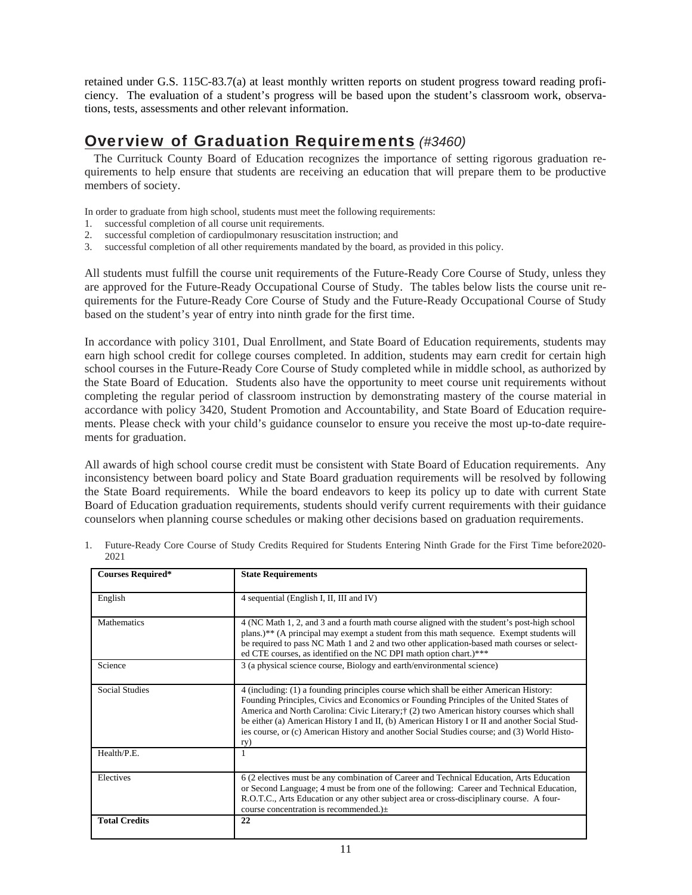retained under G.S. 115C-83.7(a) at least monthly written reports on student progress toward reading proficiency. The evaluation of a student's progress will be based upon the student's classroom work, observations, tests, assessments and other relevant information.

## Overview of Graduation Requirements *(#3460)*

The Currituck County Board of Education recognizes the importance of setting rigorous graduation requirements to help ensure that students are receiving an education that will prepare them to be productive members of society.

In order to graduate from high school, students must meet the following requirements:

1. successful completion of all course unit requirements.
2. successful completion of cardiopulmonary resuscitation instruction; and
3. successful completion of all other requirements mandated by the board, as provided in this policy.

All students must fulfill the course unit requirements of the Future-Ready Core Course of Study, unless they are approved for the Future-Ready Occupational Course of Study. The tables below lists the course unit requirements for the Future-Ready Core Course of Study and the Future-Ready Occupational Course of Study based on the student's year of entry into ninth grade for the first time.

In accordance with policy 3101, Dual Enrollment, and State Board of Education requirements, students may earn high school credit for college courses completed. In addition, students may earn credit for certain high school courses in the Future-Ready Core Course of Study completed while in middle school, as authorized by the State Board of Education. Students also have the opportunity to meet course unit requirements without completing the regular period of classroom instruction by demonstrating mastery of the course material in accordance with policy 3420, Student Promotion and Accountability, and State Board of Education requirements. Please check with your child's guidance counselor to ensure you receive the most up-to-date requirements for graduation.

All awards of high school course credit must be consistent with State Board of Education requirements. Any inconsistency between board policy and State Board graduation requirements will be resolved by following the State Board requirements. While the board endeavors to keep its policy up to date with current State Board of Education graduation requirements, students should verify current requirements with their guidance counselors when planning course schedules or making other decisions based on graduation requirements.

1. Future-Ready Core Course of Study Credits Required for Students Entering Ninth Grade for the First Time before2020-2021

| **Courses Required*** | **State Requirements** |
|---|---|
| English | 4 sequential (English I, II, III and IV) |
| Mathematics | 4 (NC Math 1, 2, and 3 and a fourth math course aligned with the student's post-high school plans.)** (A principal may exempt a student from this math sequence. Exempt students will be required to pass NC Math 1 and 2 and two other application-based math courses or selected CTE courses, as identified on the NC DPI math option chart.)*** |
| Science | 3 (a physical science course, Biology and earth/environmental science) |
| Social Studies | 4 (including: (1) a founding principles course which shall be either American History: Founding Principles, Civics and Economics or Founding Principles of the United States of America and North Carolina: Civic Literary;† (2) two American history courses which shall be either (a) American History I and II, (b) American History I or II and another Social Studies course, or (c) American History and another Social Studies course; and (3) World History) |
| Health/P.E. | 1 |
| Electives | 6 (2 electives must be any combination of Career and Technical Education, Arts Education or Second Language; 4 must be from one of the following: Career and Technical Education, R.O.T.C., Arts Education or any other subject area or cross-disciplinary course. A four-course concentration is recommended.)± |
| **Total Credits** | **22** |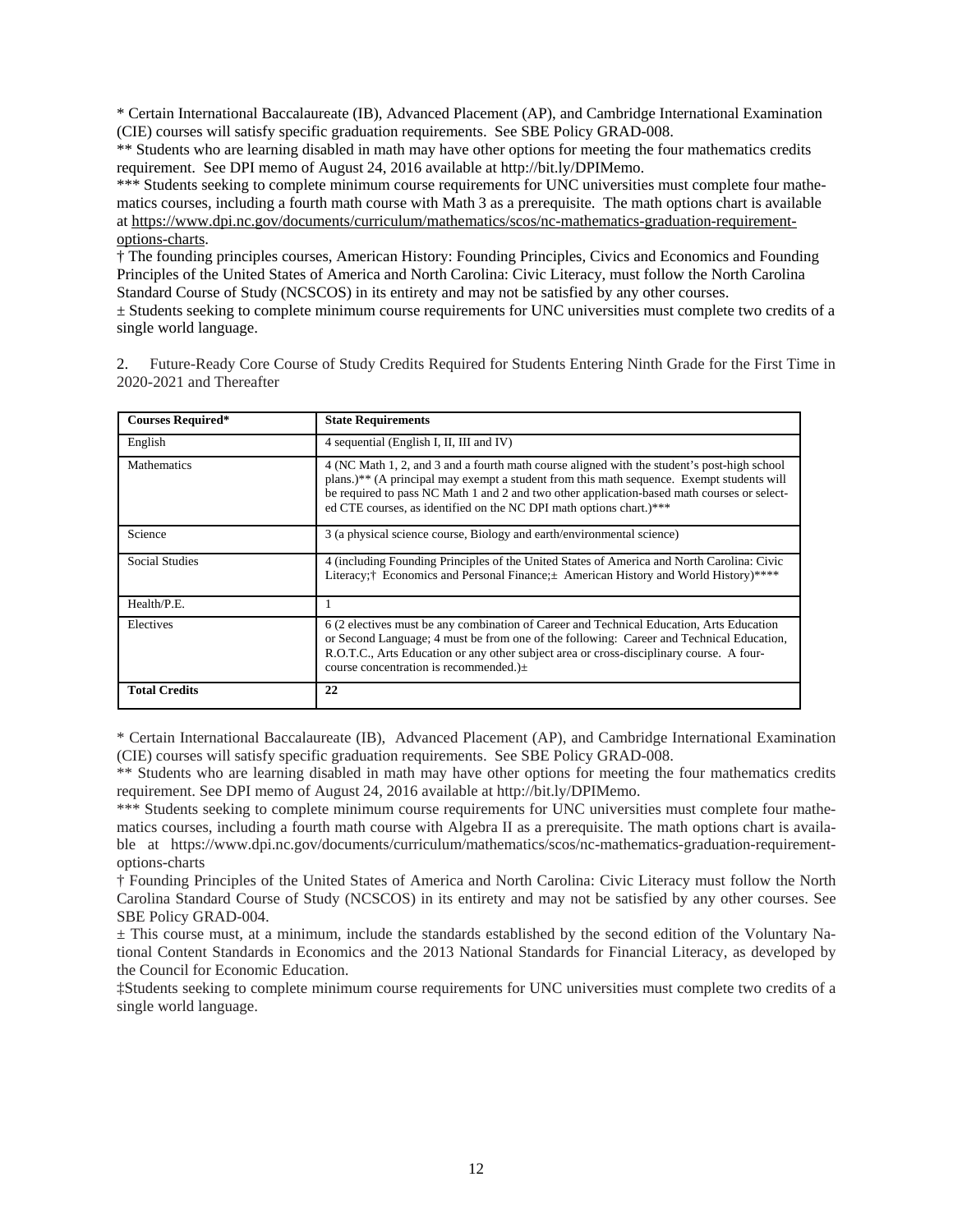* Certain International Baccalaureate (IB), Advanced Placement (AP), and Cambridge International Examination (CIE) courses will satisfy specific graduation requirements. See SBE Policy GRAD-008.

** Students who are learning disabled in math may have other options for meeting the four mathematics credits requirement. See DPI memo of August 24, 2016 available at http://bit.ly/DPIMemo.

*** Students seeking to complete minimum course requirements for UNC universities must complete four mathematics courses, including a fourth math course with Math 3 as a prerequisite. The math options chart is available at https://www.dpi.nc.gov/documents/curriculum/mathematics/scos/nc-mathematics-graduation-requirement-options-charts.

† The founding principles courses, American History: Founding Principles, Civics and Economics and Founding Principles of the United States of America and North Carolina: Civic Literacy, must follow the North Carolina Standard Course of Study (NCSCOS) in its entirety and may not be satisfied by any other courses.

± Students seeking to complete minimum course requirements for UNC universities must complete two credits of a single world language.

2. Future-Ready Core Course of Study Credits Required for Students Entering Ninth Grade for the First Time in 2020-2021 and Thereafter

| **Courses Required*** | **State Requirements** |
|---|---|
| English | 4 sequential (English I, II, III and IV) |
| Mathematics | 4 (NC Math 1, 2, and 3 and a fourth math course aligned with the student's post-high school plans.)** (A principal may exempt a student from this math sequence. Exempt students will be required to pass NC Math 1 and 2 and two other application-based math courses or selected CTE courses, as identified on the NC DPI math options chart.)*** |
| Science | 3 (a physical science course, Biology and earth/environmental science) |
| Social Studies | 4 (including Founding Principles of the United States of America and North Carolina: Civic Literacy;† Economics and Personal Finance;± American History and World History)**** |
| Health/P.E. | 1 |
| Electives | 6 (2 electives must be any combination of Career and Technical Education, Arts Education or Second Language; 4 must be from one of the following: Career and Technical Education, R.O.T.C., Arts Education or any other subject area or cross-disciplinary course. A four-course concentration is recommended.)± |
| **Total Credits** | **22** |

* Certain International Baccalaureate (IB), Advanced Placement (AP), and Cambridge International Examination (CIE) courses will satisfy specific graduation requirements. See SBE Policy GRAD-008.

** Students who are learning disabled in math may have other options for meeting the four mathematics credits requirement. See DPI memo of August 24, 2016 available at http://bit.ly/DPIMemo.

*** Students seeking to complete minimum course requirements for UNC universities must complete four mathematics courses, including a fourth math course with Algebra II as a prerequisite. The math options chart is available at https://www.dpi.nc.gov/documents/curriculum/mathematics/scos/nc-mathematics-graduation-requirement-options-charts

† Founding Principles of the United States of America and North Carolina: Civic Literacy must follow the North Carolina Standard Course of Study (NCSCOS) in its entirety and may not be satisfied by any other courses. See SBE Policy GRAD-004.

± This course must, at a minimum, include the standards established by the second edition of the Voluntary National Content Standards in Economics and the 2013 National Standards for Financial Literacy, as developed by the Council for Economic Education.

‡Students seeking to complete minimum course requirements for UNC universities must complete two credits of a single world language.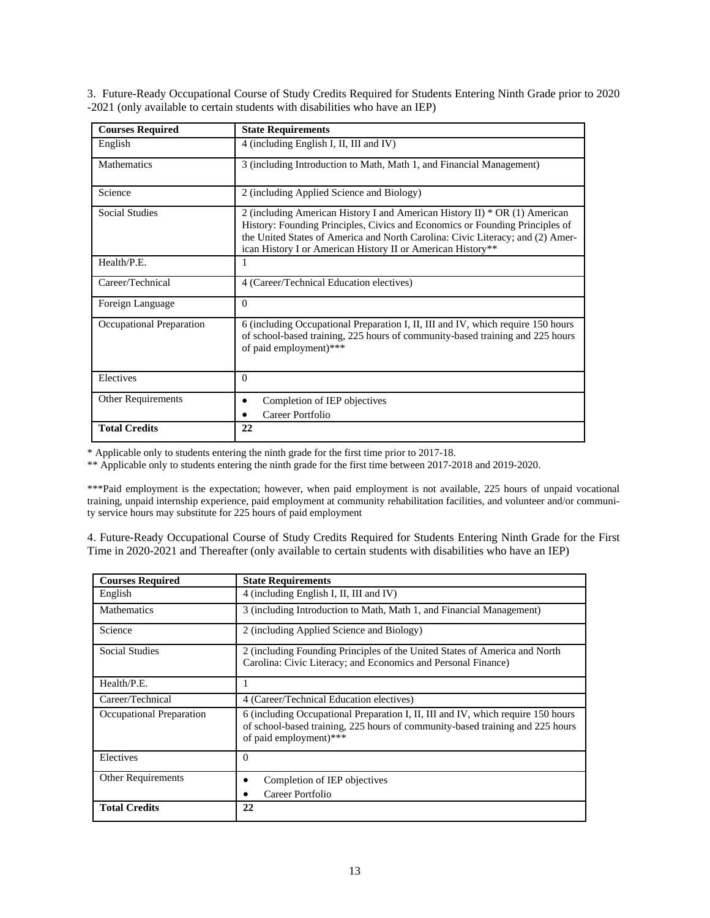3. Future-Ready Occupational Course of Study Credits Required for Students Entering Ninth Grade prior to 2020-2021 (only available to certain students with disabilities who have an IEP)

| **Courses Required** | **State Requirements** |
| --- | --- |
| English | 4 (including English I, II, III and IV) |
| Mathematics | 3 (including Introduction to Math, Math 1, and Financial Management) |
| Science | 2 (including Applied Science and Biology) |
| Social Studies | 2 (including American History I and American History II) * OR (1) American History: Founding Principles, Civics and Economics or Founding Principles of the United States of America and North Carolina: Civic Literacy; and (2) American History I or American History II or American History** |
| Health/P.E. | 1 |
| Career/Technical | 4 (Career/Technical Education electives) |
| Foreign Language | 0 |
| Occupational Preparation | 6 (including Occupational Preparation I, II, III and IV, which require 150 hours of school-based training, 225 hours of community-based training and 225 hours of paid employment)*** |
| Electives | 0 |
| Other Requirements | • Completion of IEP objectives<br>• Career Portfolio |
| **Total Credits** | **22** |

* Applicable only to students entering the ninth grade for the first time prior to 2017-18.

** Applicable only to students entering the ninth grade for the first time between 2017-2018 and 2019-2020.

***Paid employment is the expectation; however, when paid employment is not available, 225 hours of unpaid vocational training, unpaid internship experience, paid employment at community rehabilitation facilities, and volunteer and/or community service hours may substitute for 225 hours of paid employment

4. Future-Ready Occupational Course of Study Credits Required for Students Entering Ninth Grade for the First Time in 2020-2021 and Thereafter (only available to certain students with disabilities who have an IEP)

| **Courses Required** | **State Requirements** |
| --- | --- |
| English | 4 (including English I, II, III and IV) |
| Mathematics | 3 (including Introduction to Math, Math 1, and Financial Management) |
| Science | 2 (including Applied Science and Biology) |
| Social Studies | 2 (including Founding Principles of the United States of America and North Carolina: Civic Literacy; and Economics and Personal Finance) |
| Health/P.E. | 1 |
| Career/Technical | 4 (Career/Technical Education electives) |
| Occupational Preparation | 6 (including Occupational Preparation I, II, III and IV, which require 150 hours of school-based training, 225 hours of community-based training and 225 hours of paid employment)*** |
| Electives | 0 |
| Other Requirements | • Completion of IEP objectives<br>• Career Portfolio |
| **Total Credits** | **22** |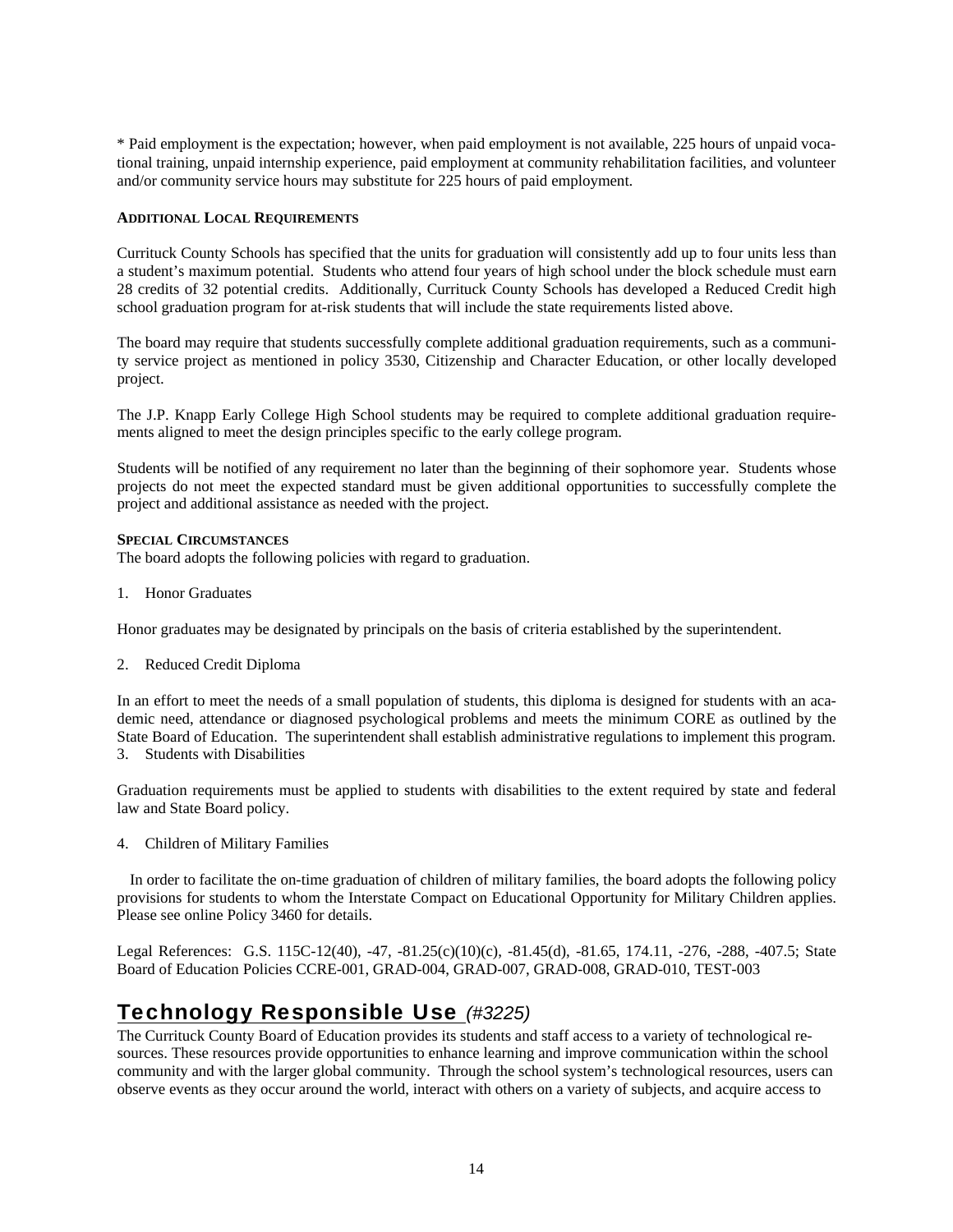* Paid employment is the expectation; however, when paid employment is not available, 225 hours of unpaid vocational training, unpaid internship experience, paid employment at community rehabilitation facilities, and volunteer and/or community service hours may substitute for 225 hours of paid employment.

**ADDITIONAL LOCAL REQUIREMENTS**

Currituck County Schools has specified that the units for graduation will consistently add up to four units less than a student's maximum potential. Students who attend four years of high school under the block schedule must earn 28 credits of 32 potential credits. Additionally, Currituck County Schools has developed a Reduced Credit high school graduation program for at-risk students that will include the state requirements listed above.

The board may require that students successfully complete additional graduation requirements, such as a community service project as mentioned in policy 3530, Citizenship and Character Education, or other locally developed project.

The J.P. Knapp Early College High School students may be required to complete additional graduation requirements aligned to meet the design principles specific to the early college program.

Students will be notified of any requirement no later than the beginning of their sophomore year. Students whose projects do not meet the expected standard must be given additional opportunities to successfully complete the project and additional assistance as needed with the project.

**SPECIAL CIRCUMSTANCES**

The board adopts the following policies with regard to graduation.

1. Honor Graduates

Honor graduates may be designated by principals on the basis of criteria established by the superintendent.

2. Reduced Credit Diploma

In an effort to meet the needs of a small population of students, this diploma is designed for students with an academic need, attendance or diagnosed psychological problems and meets the minimum CORE as outlined by the State Board of Education. The superintendent shall establish administrative regulations to implement this program.

3. Students with Disabilities

Graduation requirements must be applied to students with disabilities to the extent required by state and federal law and State Board policy.

4. Children of Military Families

In order to facilitate the on-time graduation of children of military families, the board adopts the following policy provisions for students to whom the Interstate Compact on Educational Opportunity for Military Children applies. Please see online Policy 3460 for details.

Legal References: G.S. 115C-12(40), -47, -81.25(c)(10)(c), -81.45(d), -81.65, 174.11, -276, -288, -407.5; State Board of Education Policies CCRE-001, GRAD-004, GRAD-007, GRAD-008, GRAD-010, TEST-003

## Technology Responsible Use *(#3225)*

The Currituck County Board of Education provides its students and staff access to a variety of technological resources. These resources provide opportunities to enhance learning and improve communication within the school community and with the larger global community. Through the school system's technological resources, users can observe events as they occur around the world, interact with others on a variety of subjects, and acquire access to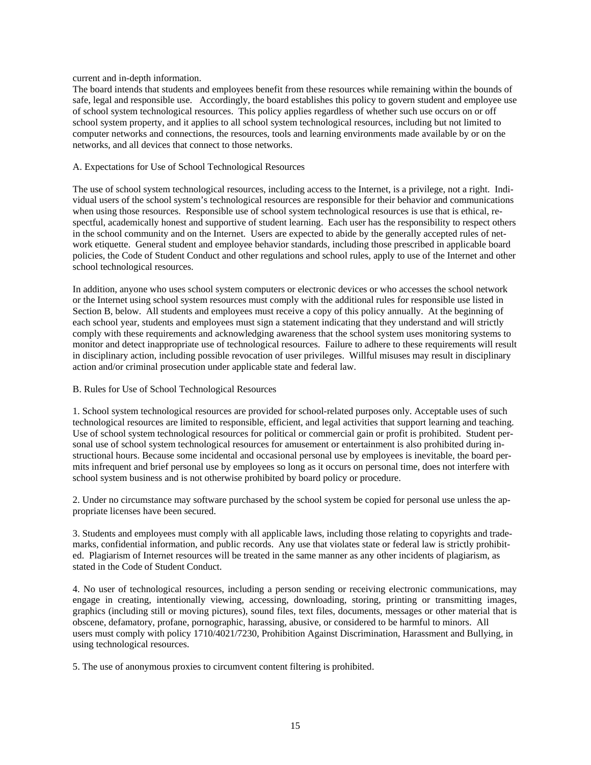current and in-depth information.

The board intends that students and employees benefit from these resources while remaining within the bounds of safe, legal and responsible use. Accordingly, the board establishes this policy to govern student and employee use of school system technological resources. This policy applies regardless of whether such use occurs on or off school system property, and it applies to all school system technological resources, including but not limited to computer networks and connections, the resources, tools and learning environments made available by or on the networks, and all devices that connect to those networks.

A. Expectations for Use of School Technological Resources

The use of school system technological resources, including access to the Internet, is a privilege, not a right. Individual users of the school system's technological resources are responsible for their behavior and communications when using those resources. Responsible use of school system technological resources is use that is ethical, respectful, academically honest and supportive of student learning. Each user has the responsibility to respect others in the school community and on the Internet. Users are expected to abide by the generally accepted rules of network etiquette. General student and employee behavior standards, including those prescribed in applicable board policies, the Code of Student Conduct and other regulations and school rules, apply to use of the Internet and other school technological resources.

In addition, anyone who uses school system computers or electronic devices or who accesses the school network or the Internet using school system resources must comply with the additional rules for responsible use listed in Section B, below. All students and employees must receive a copy of this policy annually. At the beginning of each school year, students and employees must sign a statement indicating that they understand and will strictly comply with these requirements and acknowledging awareness that the school system uses monitoring systems to monitor and detect inappropriate use of technological resources. Failure to adhere to these requirements will result in disciplinary action, including possible revocation of user privileges. Willful misuses may result in disciplinary action and/or criminal prosecution under applicable state and federal law.

B. Rules for Use of School Technological Resources

1. School system technological resources are provided for school-related purposes only. Acceptable uses of such technological resources are limited to responsible, efficient, and legal activities that support learning and teaching. Use of school system technological resources for political or commercial gain or profit is prohibited. Student personal use of school system technological resources for amusement or entertainment is also prohibited during instructional hours. Because some incidental and occasional personal use by employees is inevitable, the board permits infrequent and brief personal use by employees so long as it occurs on personal time, does not interfere with school system business and is not otherwise prohibited by board policy or procedure.

2. Under no circumstance may software purchased by the school system be copied for personal use unless the appropriate licenses have been secured.

3. Students and employees must comply with all applicable laws, including those relating to copyrights and trademarks, confidential information, and public records. Any use that violates state or federal law is strictly prohibited. Plagiarism of Internet resources will be treated in the same manner as any other incidents of plagiarism, as stated in the Code of Student Conduct.

4. No user of technological resources, including a person sending or receiving electronic communications, may engage in creating, intentionally viewing, accessing, downloading, storing, printing or transmitting images, graphics (including still or moving pictures), sound files, text files, documents, messages or other material that is obscene, defamatory, profane, pornographic, harassing, abusive, or considered to be harmful to minors. All users must comply with policy 1710/4021/7230, Prohibition Against Discrimination, Harassment and Bullying, in using technological resources.

5. The use of anonymous proxies to circumvent content filtering is prohibited.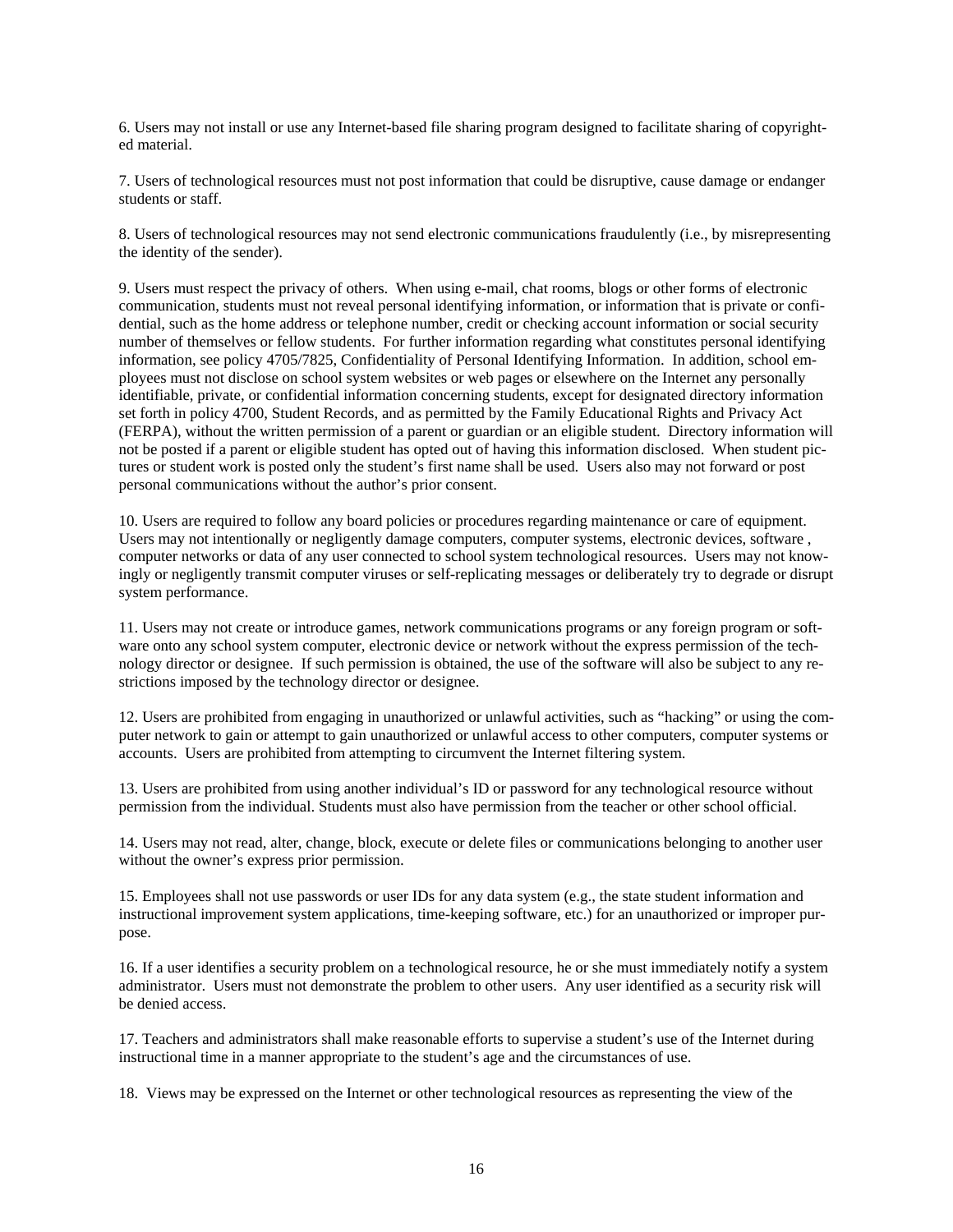6. Users may not install or use any Internet-based file sharing program designed to facilitate sharing of copyrighted material.

7. Users of technological resources must not post information that could be disruptive, cause damage or endanger students or staff.

8. Users of technological resources may not send electronic communications fraudulently (i.e., by misrepresenting the identity of the sender).

9. Users must respect the privacy of others. When using e-mail, chat rooms, blogs or other forms of electronic communication, students must not reveal personal identifying information, or information that is private or confidential, such as the home address or telephone number, credit or checking account information or social security number of themselves or fellow students. For further information regarding what constitutes personal identifying information, see policy 4705/7825, Confidentiality of Personal Identifying Information. In addition, school employees must not disclose on school system websites or web pages or elsewhere on the Internet any personally identifiable, private, or confidential information concerning students, except for designated directory information set forth in policy 4700, Student Records, and as permitted by the Family Educational Rights and Privacy Act (FERPA), without the written permission of a parent or guardian or an eligible student. Directory information will not be posted if a parent or eligible student has opted out of having this information disclosed. When student pictures or student work is posted only the student's first name shall be used. Users also may not forward or post personal communications without the author's prior consent.

10. Users are required to follow any board policies or procedures regarding maintenance or care of equipment. Users may not intentionally or negligently damage computers, computer systems, electronic devices, software , computer networks or data of any user connected to school system technological resources. Users may not knowingly or negligently transmit computer viruses or self-replicating messages or deliberately try to degrade or disrupt system performance.

11. Users may not create or introduce games, network communications programs or any foreign program or software onto any school system computer, electronic device or network without the express permission of the technology director or designee. If such permission is obtained, the use of the software will also be subject to any restrictions imposed by the technology director or designee.

12. Users are prohibited from engaging in unauthorized or unlawful activities, such as "hacking" or using the computer network to gain or attempt to gain unauthorized or unlawful access to other computers, computer systems or accounts. Users are prohibited from attempting to circumvent the Internet filtering system.

13. Users are prohibited from using another individual's ID or password for any technological resource without permission from the individual. Students must also have permission from the teacher or other school official.

14. Users may not read, alter, change, block, execute or delete files or communications belonging to another user without the owner's express prior permission.

15. Employees shall not use passwords or user IDs for any data system (e.g., the state student information and instructional improvement system applications, time-keeping software, etc.) for an unauthorized or improper purpose.

16. If a user identifies a security problem on a technological resource, he or she must immediately notify a system administrator. Users must not demonstrate the problem to other users. Any user identified as a security risk will be denied access.

17. Teachers and administrators shall make reasonable efforts to supervise a student's use of the Internet during instructional time in a manner appropriate to the student's age and the circumstances of use.

18. Views may be expressed on the Internet or other technological resources as representing the view of the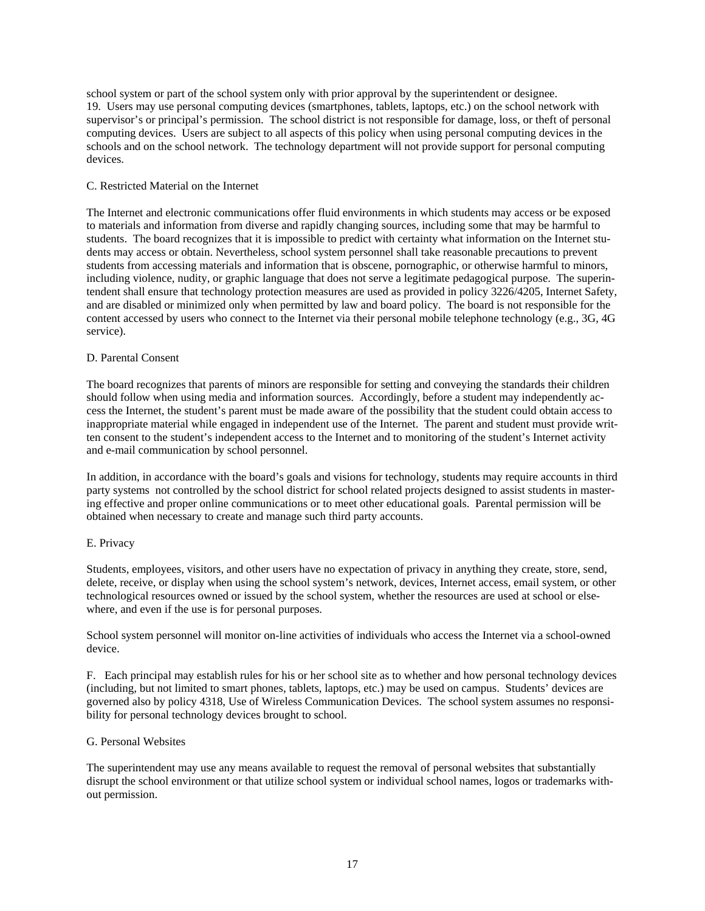school system or part of the school system only with prior approval by the superintendent or designee.

19. Users may use personal computing devices (smartphones, tablets, laptops, etc.) on the school network with supervisor's or principal's permission. The school district is not responsible for damage, loss, or theft of personal computing devices. Users are subject to all aspects of this policy when using personal computing devices in the schools and on the school network. The technology department will not provide support for personal computing devices.

C. Restricted Material on the Internet

The Internet and electronic communications offer fluid environments in which students may access or be exposed to materials and information from diverse and rapidly changing sources, including some that may be harmful to students. The board recognizes that it is impossible to predict with certainty what information on the Internet students may access or obtain. Nevertheless, school system personnel shall take reasonable precautions to prevent students from accessing materials and information that is obscene, pornographic, or otherwise harmful to minors, including violence, nudity, or graphic language that does not serve a legitimate pedagogical purpose. The superintendent shall ensure that technology protection measures are used as provided in policy 3226/4205, Internet Safety, and are disabled or minimized only when permitted by law and board policy. The board is not responsible for the content accessed by users who connect to the Internet via their personal mobile telephone technology (e.g., 3G, 4G service).

D. Parental Consent

The board recognizes that parents of minors are responsible for setting and conveying the standards their children should follow when using media and information sources. Accordingly, before a student may independently access the Internet, the student's parent must be made aware of the possibility that the student could obtain access to inappropriate material while engaged in independent use of the Internet. The parent and student must provide written consent to the student's independent access to the Internet and to monitoring of the student's Internet activity and e-mail communication by school personnel.

In addition, in accordance with the board's goals and visions for technology, students may require accounts in third party systems not controlled by the school district for school related projects designed to assist students in mastering effective and proper online communications or to meet other educational goals. Parental permission will be obtained when necessary to create and manage such third party accounts.

E. Privacy

Students, employees, visitors, and other users have no expectation of privacy in anything they create, store, send, delete, receive, or display when using the school system's network, devices, Internet access, email system, or other technological resources owned or issued by the school system, whether the resources are used at school or elsewhere, and even if the use is for personal purposes.

School system personnel will monitor on-line activities of individuals who access the Internet via a school-owned device.

F. Each principal may establish rules for his or her school site as to whether and how personal technology devices (including, but not limited to smart phones, tablets, laptops, etc.) may be used on campus. Students' devices are governed also by policy 4318, Use of Wireless Communication Devices. The school system assumes no responsibility for personal technology devices brought to school.

G. Personal Websites

The superintendent may use any means available to request the removal of personal websites that substantially disrupt the school environment or that utilize school system or individual school names, logos or trademarks without permission.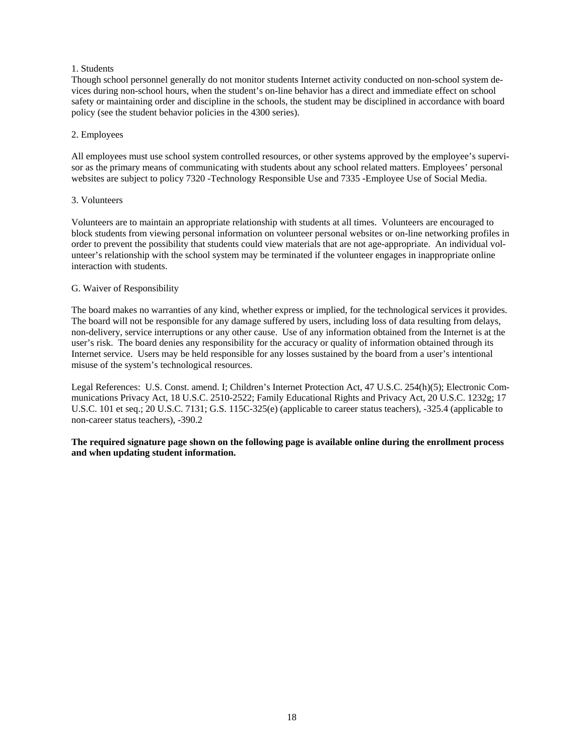1. Students

Though school personnel generally do not monitor students Internet activity conducted on non-school system devices during non-school hours, when the student's on-line behavior has a direct and immediate effect on school safety or maintaining order and discipline in the schools, the student may be disciplined in accordance with board policy (see the student behavior policies in the 4300 series).

2. Employees

All employees must use school system controlled resources, or other systems approved by the employee's supervisor as the primary means of communicating with students about any school related matters. Employees' personal websites are subject to policy 7320 -Technology Responsible Use and 7335 -Employee Use of Social Media.

3. Volunteers

Volunteers are to maintain an appropriate relationship with students at all times. Volunteers are encouraged to block students from viewing personal information on volunteer personal websites or on-line networking profiles in order to prevent the possibility that students could view materials that are not age-appropriate. An individual volunteer's relationship with the school system may be terminated if the volunteer engages in inappropriate online interaction with students.

G. Waiver of Responsibility

The board makes no warranties of any kind, whether express or implied, for the technological services it provides. The board will not be responsible for any damage suffered by users, including loss of data resulting from delays, non-delivery, service interruptions or any other cause. Use of any information obtained from the Internet is at the user's risk. The board denies any responsibility for the accuracy or quality of information obtained through its Internet service. Users may be held responsible for any losses sustained by the board from a user's intentional misuse of the system's technological resources.

Legal References: U.S. Const. amend. I; Children's Internet Protection Act, 47 U.S.C. 254(h)(5); Electronic Communications Privacy Act, 18 U.S.C. 2510-2522; Family Educational Rights and Privacy Act, 20 U.S.C. 1232g; 17 U.S.C. 101 et seq.; 20 U.S.C. 7131; G.S. 115C-325(e) (applicable to career status teachers), -325.4 (applicable to non-career status teachers), -390.2

**The required signature page shown on the following page is available online during the enrollment process and when updating student information.**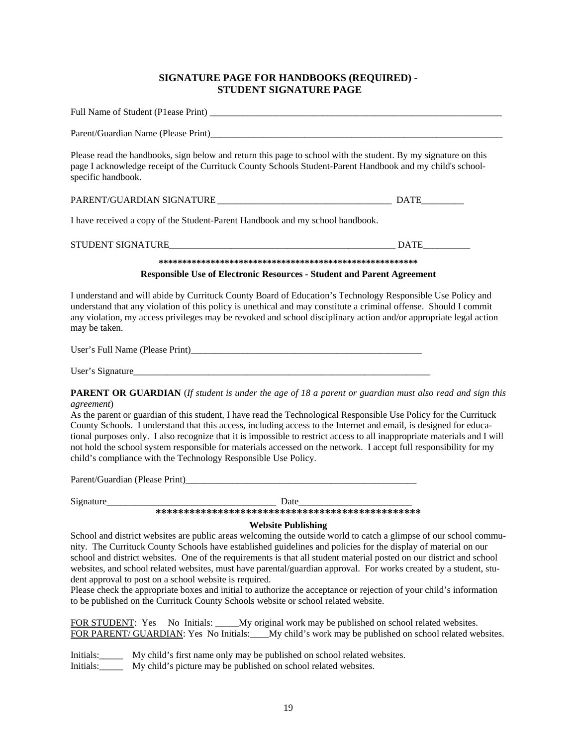## SIGNATURE PAGE FOR HANDBOOKS (REQUIRED) - STUDENT SIGNATURE PAGE

Full Name of Student (P1ease Print) ________________________________________________________________

Parent/Guardian Name (Please Print)________________________________________________________________

Please read the handbooks, sign below and return this page to school with the student. By my signature on this page I acknowledge receipt of the Currituck County Schools Student-Parent Handbook and my child's school-specific handbook.

PARENT/GUARDIAN SIGNATURE _____________________________________ DATE_________

I have received a copy of the Student-Parent Handbook and my school handbook.

STUDENT SIGNATURE_________________________________________________ DATE__________

*******************************************************

**Responsible Use of Electronic Resources - Student and Parent Agreement**

I understand and will abide by Currituck County Board of Education's Technology Responsible Use Policy and understand that any violation of this policy is unethical and may constitute a criminal offense. Should I commit any violation, my access privileges may be revoked and school disciplinary action and/or appropriate legal action may be taken.

User's Full Name (Please Print)___________________________________________________

User's Signature___________________________________________________________________

**PARENT OR GUARDIAN** (*If student is under the age of 18 a parent or guardian must also read and sign this agreement*)

As the parent or guardian of this student, I have read the Technological Responsible Use Policy for the Currituck County Schools. I understand that this access, including access to the Internet and email, is designed for educational purposes only. I also recognize that it is impossible to restrict access to all inappropriate materials and I will not hold the school system responsible for materials accessed on the network. I accept full responsibility for my child's compliance with the Technology Responsible Use Policy.

Parent/Guardian (Please Print)____________________________________________________

Signature____________________________________ Date________________________

************************************************

**Website Publishing**

School and district websites are public areas welcoming the outside world to catch a glimpse of our school community. The Currituck County Schools have established guidelines and policies for the display of material on our school and district websites. One of the requirements is that all student material posted on our district and school websites, and school related websites, must have parental/guardian approval. For works created by a student, student approval to post on a school website is required.

Please check the appropriate boxes and initial to authorize the acceptance or rejection of your child's information to be published on the Currituck County Schools website or school related website.

FOR STUDENT: Yes No Initials: _____My original work may be published on school related websites.
FOR PARENT/ GUARDIAN: Yes No Initials:____My child's work may be published on school related websites.

Initials:_____ My child's first name only may be published on school related websites.
Initials:_____ My child's picture may be published on school related websites.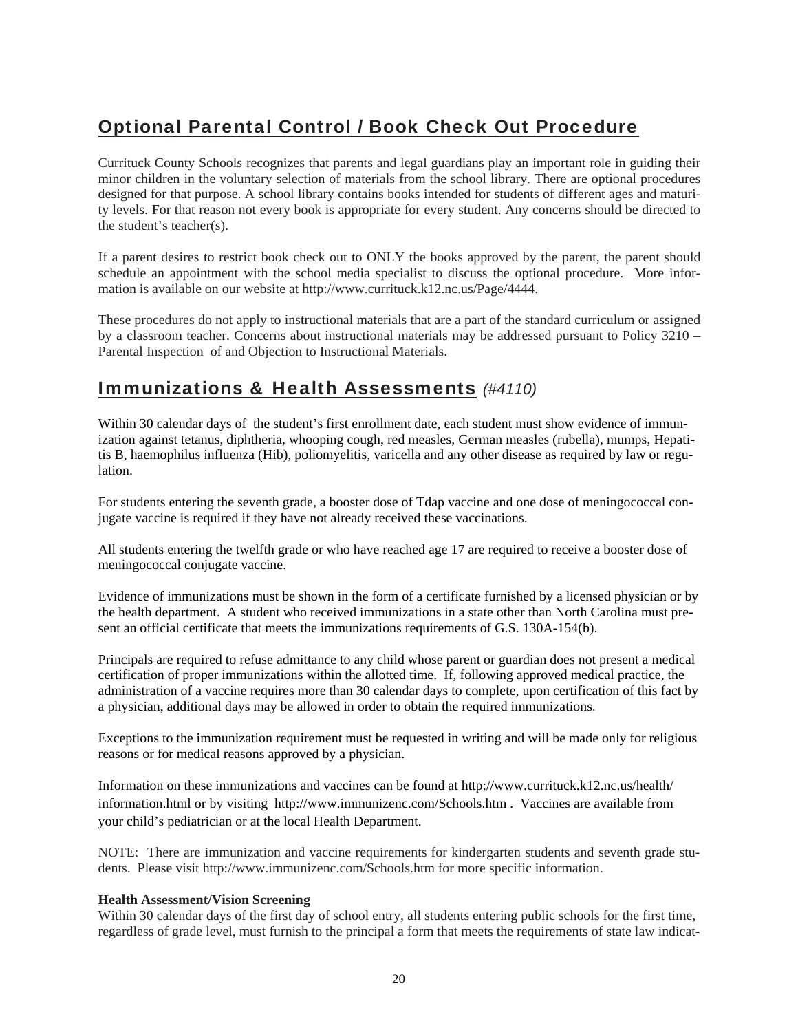## Optional Parental Control / Book Check Out Procedure

Currituck County Schools recognizes that parents and legal guardians play an important role in guiding their minor children in the voluntary selection of materials from the school library. There are optional procedures designed for that purpose. A school library contains books intended for students of different ages and maturity levels. For that reason not every book is appropriate for every student. Any concerns should be directed to the student's teacher(s).

If a parent desires to restrict book check out to ONLY the books approved by the parent, the parent should schedule an appointment with the school media specialist to discuss the optional procedure. More information is available on our website at http://www.currituck.k12.nc.us/Page/4444.

These procedures do not apply to instructional materials that are a part of the standard curriculum or assigned by a classroom teacher. Concerns about instructional materials may be addressed pursuant to Policy 3210 – Parental Inspection of and Objection to Instructional Materials.

## Immunizations & Health Assessments *(#4110)*

Within 30 calendar days of the student's first enrollment date, each student must show evidence of immunization against tetanus, diphtheria, whooping cough, red measles, German measles (rubella), mumps, Hepatitis B, haemophilus influenza (Hib), poliomyelitis, varicella and any other disease as required by law or regulation.

For students entering the seventh grade, a booster dose of Tdap vaccine and one dose of meningococcal conjugate vaccine is required if they have not already received these vaccinations.

All students entering the twelfth grade or who have reached age 17 are required to receive a booster dose of meningococcal conjugate vaccine.

Evidence of immunizations must be shown in the form of a certificate furnished by a licensed physician or by the health department. A student who received immunizations in a state other than North Carolina must present an official certificate that meets the immunizations requirements of G.S. 130A-154(b).

Principals are required to refuse admittance to any child whose parent or guardian does not present a medical certification of proper immunizations within the allotted time. If, following approved medical practice, the administration of a vaccine requires more than 30 calendar days to complete, upon certification of this fact by a physician, additional days may be allowed in order to obtain the required immunizations.

Exceptions to the immunization requirement must be requested in writing and will be made only for religious reasons or for medical reasons approved by a physician.

Information on these immunizations and vaccines can be found at http://www.currituck.k12.nc.us/health/information.html or by visiting http://www.immunizenc.com/Schools.htm . Vaccines are available from your child's pediatrician or at the local Health Department.

NOTE: There are immunization and vaccine requirements for kindergarten students and seventh grade students. Please visit http://www.immunizenc.com/Schools.htm for more specific information.

**Health Assessment/Vision Screening**

Within 30 calendar days of the first day of school entry, all students entering public schools for the first time, regardless of grade level, must furnish to the principal a form that meets the requirements of state law indicat-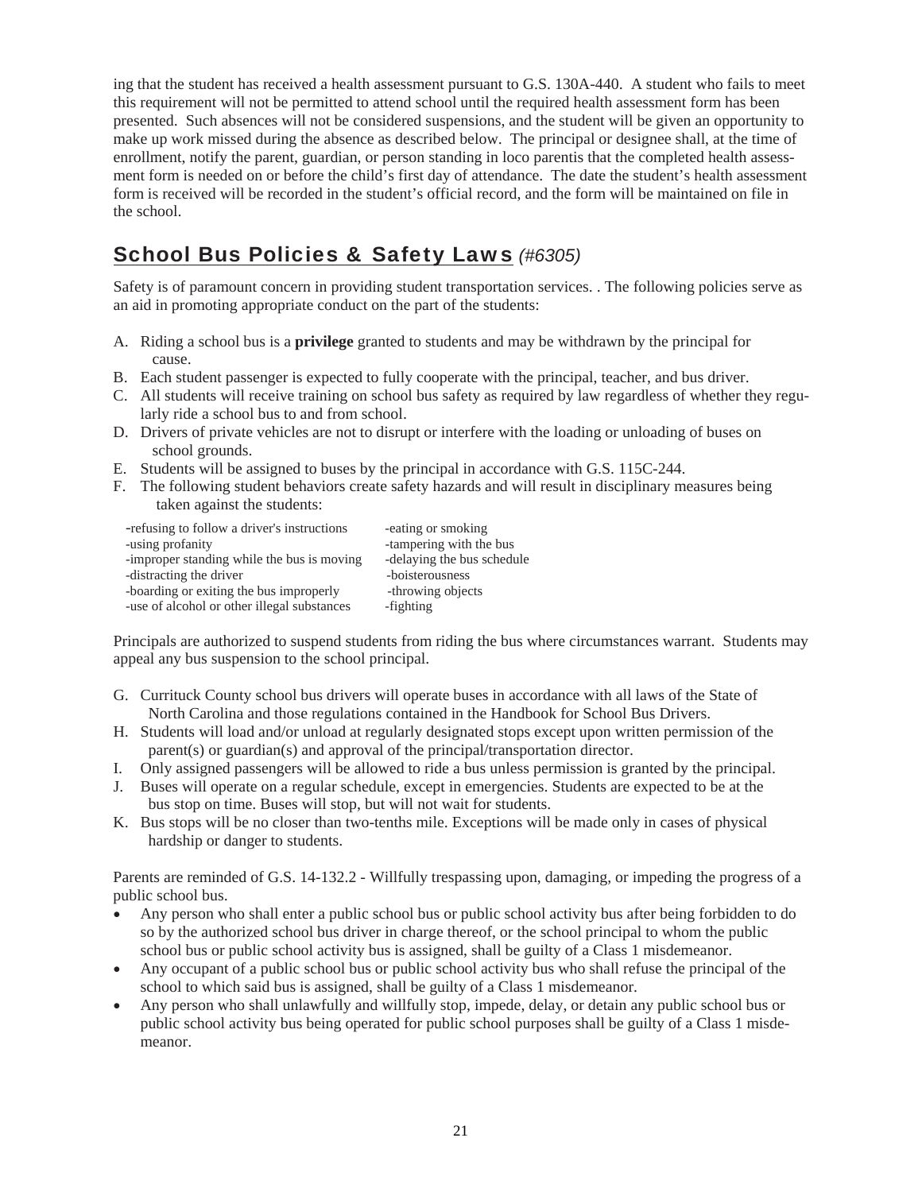ing that the student has received a health assessment pursuant to G.S. 130A-440. A student who fails to meet this requirement will not be permitted to attend school until the required health assessment form has been presented. Such absences will not be considered suspensions, and the student will be given an opportunity to make up work missed during the absence as described below. The principal or designee shall, at the time of enrollment, notify the parent, guardian, or person standing in loco parentis that the completed health assessment form is needed on or before the child's first day of attendance. The date the student's health assessment form is received will be recorded in the student's official record, and the form will be maintained on file in the school.

## School Bus Policies & Safety Laws *(#6305)*

Safety is of paramount concern in providing student transportation services. . The following policies serve as an aid in promoting appropriate conduct on the part of the students:

A. Riding a school bus is a **privilege** granted to students and may be withdrawn by the principal for cause.
B. Each student passenger is expected to fully cooperate with the principal, teacher, and bus driver.
C. All students will receive training on school bus safety as required by law regardless of whether they regularly ride a school bus to and from school.
D. Drivers of private vehicles are not to disrupt or interfere with the loading or unloading of buses on school grounds.
E. Students will be assigned to buses by the principal in accordance with G.S. 115C-244.
F. The following student behaviors create safety hazards and will result in disciplinary measures being taken against the students:

- -refusing to follow a driver's instructions
- -using profanity
- -improper standing while the bus is moving
- -distracting the driver
- -boarding or exiting the bus improperly
- -use of alcohol or other illegal substances
- -eating or smoking
- -tampering with the bus
- -delaying the bus schedule
- -boisterousness
- -throwing objects
- -fighting

Principals are authorized to suspend students from riding the bus where circumstances warrant. Students may appeal any bus suspension to the school principal.

G. Currituck County school bus drivers will operate buses in accordance with all laws of the State of North Carolina and those regulations contained in the Handbook for School Bus Drivers.
H. Students will load and/or unload at regularly designated stops except upon written permission of the parent(s) or guardian(s) and approval of the principal/transportation director.
I. Only assigned passengers will be allowed to ride a bus unless permission is granted by the principal.
J. Buses will operate on a regular schedule, except in emergencies. Students are expected to be at the bus stop on time. Buses will stop, but will not wait for students.
K. Bus stops will be no closer than two-tenths mile. Exceptions will be made only in cases of physical hardship or danger to students.

Parents are reminded of G.S. 14-132.2 - Willfully trespassing upon, damaging, or impeding the progress of a public school bus.

- Any person who shall enter a public school bus or public school activity bus after being forbidden to do so by the authorized school bus driver in charge thereof, or the school principal to whom the public school bus or public school activity bus is assigned, shall be guilty of a Class 1 misdemeanor.
- Any occupant of a public school bus or public school activity bus who shall refuse the principal of the school to which said bus is assigned, shall be guilty of a Class 1 misdemeanor.
- Any person who shall unlawfully and willfully stop, impede, delay, or detain any public school bus or public school activity bus being operated for public school purposes shall be guilty of a Class 1 misdemeanor.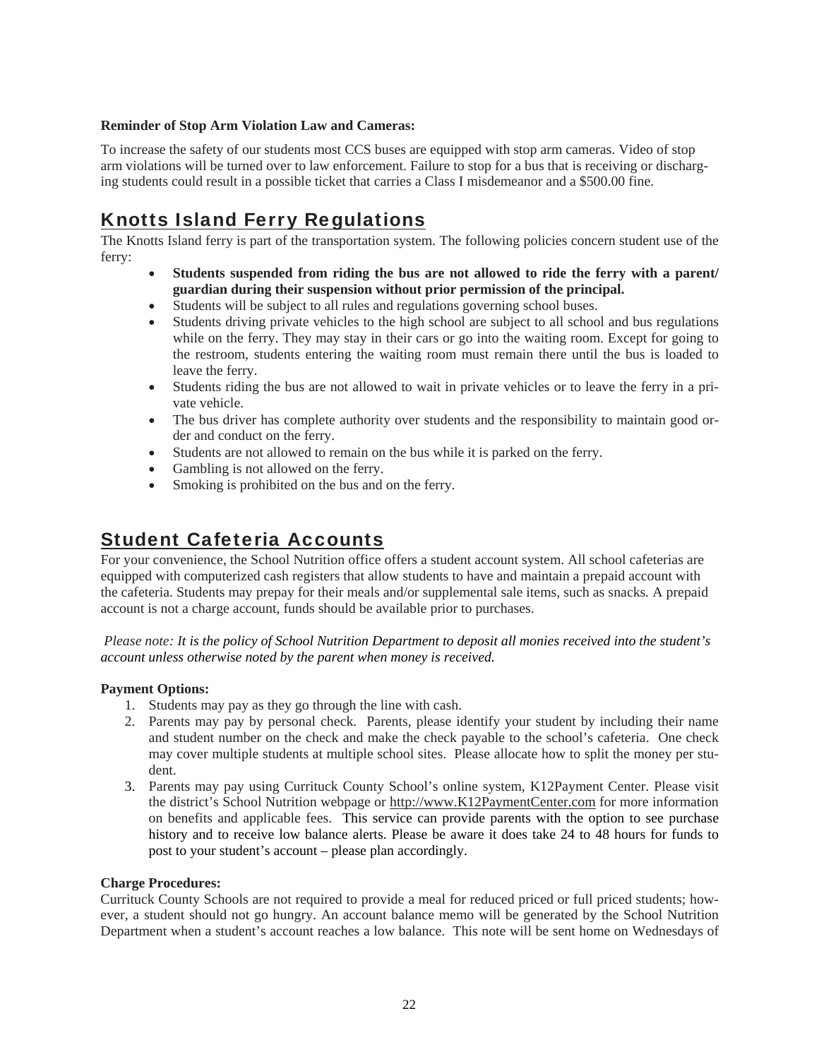**Reminder of Stop Arm Violation Law and Cameras:**

To increase the safety of our students most CCS buses are equipped with stop arm cameras. Video of stop arm violations will be turned over to law enforcement. Failure to stop for a bus that is receiving or discharging students could result in a possible ticket that carries a Class I misdemeanor and a $500.00 fine.

## Knotts Island Ferry Regulations

The Knotts Island ferry is part of the transportation system. The following policies concern student use of the ferry:

- **Students suspended from riding the bus are not allowed to ride the ferry with a parent/ guardian during their suspension without prior permission of the principal.**
- Students will be subject to all rules and regulations governing school buses.
- Students driving private vehicles to the high school are subject to all school and bus regulations while on the ferry. They may stay in their cars or go into the waiting room. Except for going to the restroom, students entering the waiting room must remain there until the bus is loaded to leave the ferry.
- Students riding the bus are not allowed to wait in private vehicles or to leave the ferry in a private vehicle.
- The bus driver has complete authority over students and the responsibility to maintain good order and conduct on the ferry.
- Students are not allowed to remain on the bus while it is parked on the ferry.
- Gambling is not allowed on the ferry.
- Smoking is prohibited on the bus and on the ferry.

## Student Cafeteria Accounts

For your convenience, the School Nutrition office offers a student account system. All school cafeterias are equipped with computerized cash registers that allow students to have and maintain a prepaid account with the cafeteria. Students may prepay for their meals and/or supplemental sale items, such as snacks. A prepaid account is not a charge account, funds should be available prior to purchases.

*Please note: It is the policy of School Nutrition Department to deposit all monies received into the student's account unless otherwise noted by the parent when money is received.*

**Payment Options:**

1. Students may pay as they go through the line with cash.
2. Parents may pay by personal check. Parents, please identify your student by including their name and student number on the check and make the check payable to the school's cafeteria. One check may cover multiple students at multiple school sites. Please allocate how to split the money per student.
3. Parents may pay using Currituck County School's online system, K12Payment Center. Please visit the district's School Nutrition webpage or http://www.K12PaymentCenter.com for more information on benefits and applicable fees. This service can provide parents with the option to see purchase history and to receive low balance alerts. Please be aware it does take 24 to 48 hours for funds to post to your student's account – please plan accordingly.

**Charge Procedures:**

Currituck County Schools are not required to provide a meal for reduced priced or full priced students; however, a student should not go hungry. An account balance memo will be generated by the School Nutrition Department when a student's account reaches a low balance. This note will be sent home on Wednesdays of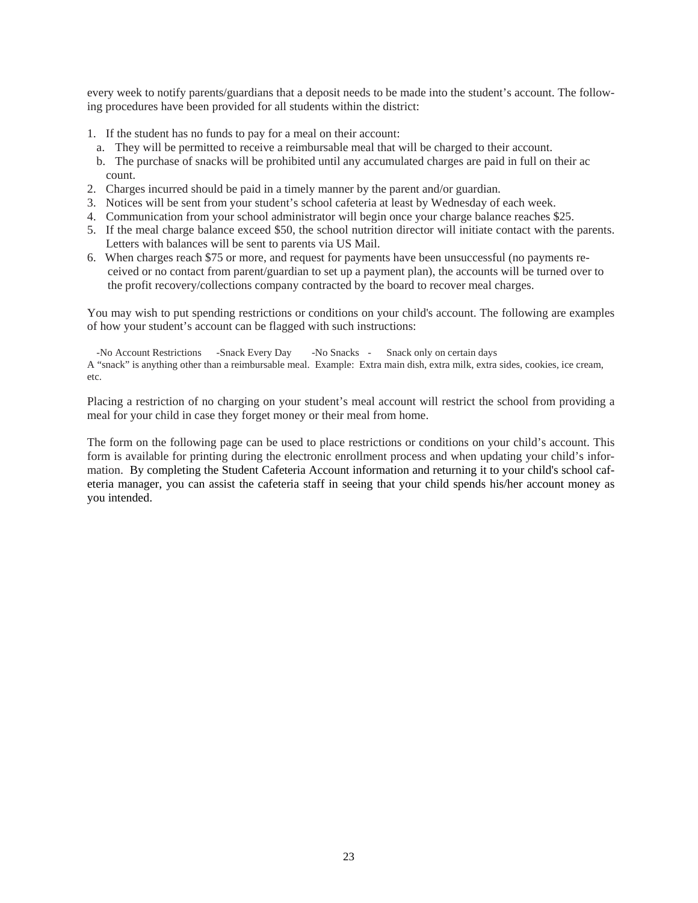every week to notify parents/guardians that a deposit needs to be made into the student's account. The following procedures have been provided for all students within the district:

1. If the student has no funds to pay for a meal on their account:
   a. They will be permitted to receive a reimbursable meal that will be charged to their account.
   b. The purchase of snacks will be prohibited until any accumulated charges are paid in full on their account.
2. Charges incurred should be paid in a timely manner by the parent and/or guardian.
3. Notices will be sent from your student's school cafeteria at least by Wednesday of each week.
4. Communication from your school administrator will begin once your charge balance reaches $25.
5. If the meal charge balance exceed $50, the school nutrition director will initiate contact with the parents. Letters with balances will be sent to parents via US Mail.
6. When charges reach $75 or more, and request for payments have been unsuccessful (no payments received or no contact from parent/guardian to set up a payment plan), the accounts will be turned over to the profit recovery/collections company contracted by the board to recover meal charges.

You may wish to put spending restrictions or conditions on your child's account. The following are examples of how your student's account can be flagged with such instructions:

-No Account Restrictions -Snack Every Day -No Snacks - Snack only on certain days

A "snack" is anything other than a reimbursable meal. Example: Extra main dish, extra milk, extra sides, cookies, ice cream, etc.

Placing a restriction of no charging on your student's meal account will restrict the school from providing a meal for your child in case they forget money or their meal from home.

The form on the following page can be used to place restrictions or conditions on your child's account. This form is available for printing during the electronic enrollment process and when updating your child's information. By completing the Student Cafeteria Account information and returning it to your child's school cafeteria manager, you can assist the cafeteria staff in seeing that your child spends his/her account money as you intended.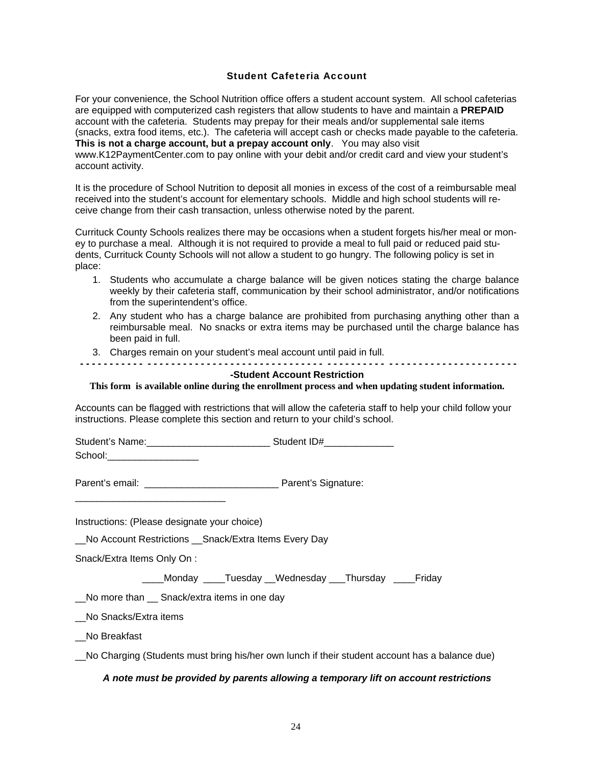## Student Cafeteria Account

For your convenience, the School Nutrition office offers a student account system. All school cafeterias are equipped with computerized cash registers that allow students to have and maintain a **PREPAID** account with the cafeteria. Students may prepay for their meals and/or supplemental sale items (snacks, extra food items, etc.). The cafeteria will accept cash or checks made payable to the cafeteria. **This is not a charge account, but a prepay account only**. You may also visit www.K12PaymentCenter.com to pay online with your debit and/or credit card and view your student's account activity.

It is the procedure of School Nutrition to deposit all monies in excess of the cost of a reimbursable meal received into the student's account for elementary schools. Middle and high school students will receive change from their cash transaction, unless otherwise noted by the parent.

Currituck County Schools realizes there may be occasions when a student forgets his/her meal or money to purchase a meal. Although it is not required to provide a meal to full paid or reduced paid students, Currituck County Schools will not allow a student to go hungry. The following policy is set in place:

1. Students who accumulate a charge balance will be given notices stating the charge balance weekly by their cafeteria staff, communication by their school administrator, and/or notifications from the superintendent's office.
2. Any student who has a charge balance are prohibited from purchasing anything other than a reimbursable meal. No snacks or extra items may be purchased until the charge balance has been paid in full.
3. Charges remain on your student's meal account until paid in full.

- - - - - - - - - - - - - - - - - - - - - - - - - - - - - - - - - - - - - - - - - - - - - - - - - - - - - - - - - - - - - - - - - - - - - - - - -

### -Student Account Restriction

**This form is available online during the enrollment process and when updating student information.**

Accounts can be flagged with restrictions that will allow the cafeteria staff to help your child follow your instructions. Please complete this section and return to your child's school.

Student's Name:_______________________ Student ID#_____________

School:_________________

Parent's email: _________________________ Parent's Signature: ____________________________

Instructions: (Please designate your choice)

__No Account Restrictions __Snack/Extra Items Every Day

Snack/Extra Items Only On :

____Monday ____Tuesday __Wednesday ___Thursday ____Friday

__No more than __ Snack/extra items in one day

__No Snacks/Extra items

__No Breakfast

__No Charging (Students must bring his/her own lunch if their student account has a balance due)

***A note must be provided by parents allowing a temporary lift on account restrictions***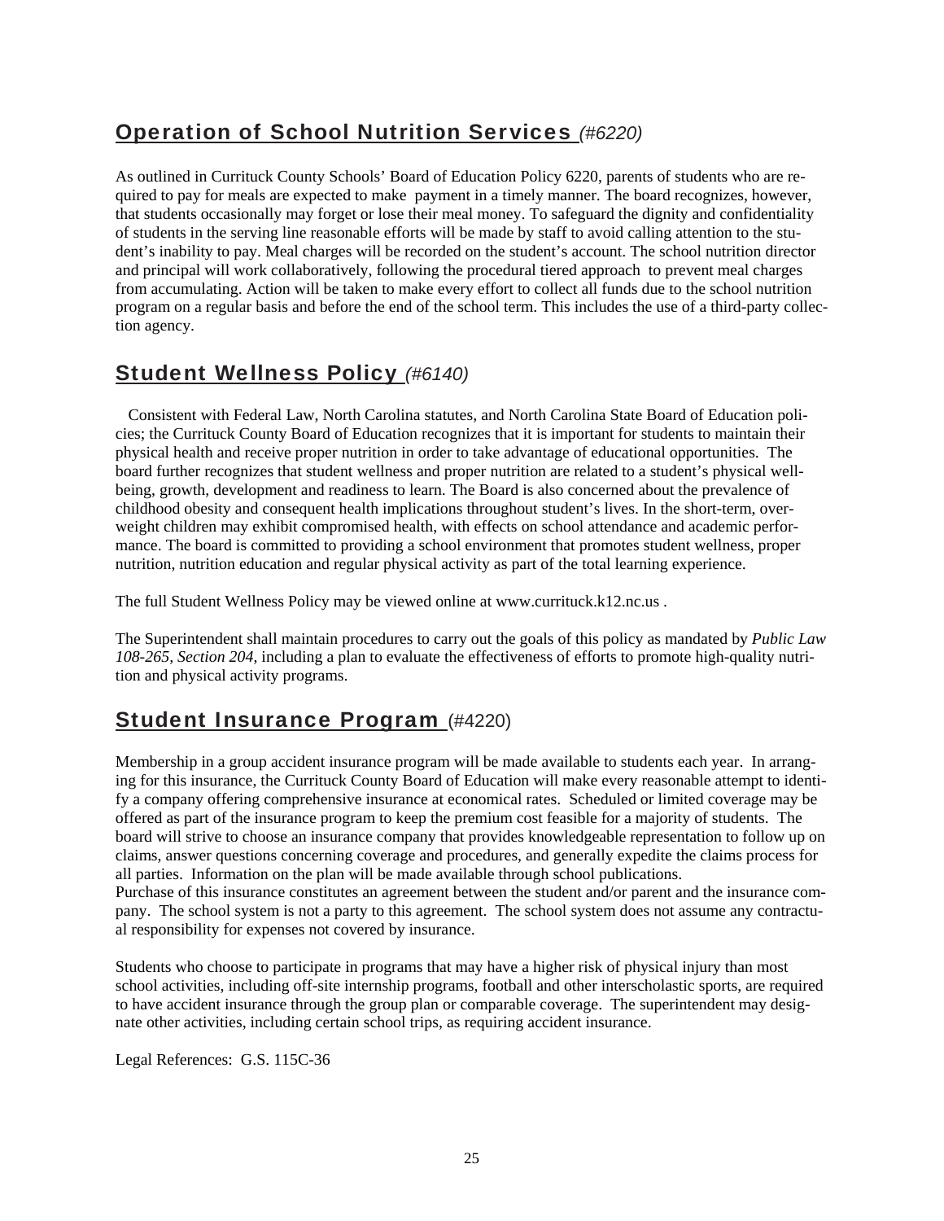## Operation of School Nutrition Services *(#6220)*

As outlined in Currituck County Schools' Board of Education Policy 6220, parents of students who are required to pay for meals are expected to make payment in a timely manner. The board recognizes, however, that students occasionally may forget or lose their meal money. To safeguard the dignity and confidentiality of students in the serving line reasonable efforts will be made by staff to avoid calling attention to the student's inability to pay. Meal charges will be recorded on the student's account. The school nutrition director and principal will work collaboratively, following the procedural tiered approach to prevent meal charges from accumulating. Action will be taken to make every effort to collect all funds due to the school nutrition program on a regular basis and before the end of the school term. This includes the use of a third-party collection agency.

## Student Wellness Policy *(#6140)*

Consistent with Federal Law, North Carolina statutes, and North Carolina State Board of Education policies; the Currituck County Board of Education recognizes that it is important for students to maintain their physical health and receive proper nutrition in order to take advantage of educational opportunities. The board further recognizes that student wellness and proper nutrition are related to a student's physical well-being, growth, development and readiness to learn. The Board is also concerned about the prevalence of childhood obesity and consequent health implications throughout student's lives. In the short-term, overweight children may exhibit compromised health, with effects on school attendance and academic performance. The board is committed to providing a school environment that promotes student wellness, proper nutrition, nutrition education and regular physical activity as part of the total learning experience.

The full Student Wellness Policy may be viewed online at www.currituck.k12.nc.us .

The Superintendent shall maintain procedures to carry out the goals of this policy as mandated by *Public Law 108-265, Section 204*, including a plan to evaluate the effectiveness of efforts to promote high-quality nutrition and physical activity programs.

## Student Insurance Program (#4220)

Membership in a group accident insurance program will be made available to students each year. In arranging for this insurance, the Currituck County Board of Education will make every reasonable attempt to identify a company offering comprehensive insurance at economical rates. Scheduled or limited coverage may be offered as part of the insurance program to keep the premium cost feasible for a majority of students. The board will strive to choose an insurance company that provides knowledgeable representation to follow up on claims, answer questions concerning coverage and procedures, and generally expedite the claims process for all parties. Information on the plan will be made available through school publications.
Purchase of this insurance constitutes an agreement between the student and/or parent and the insurance company. The school system is not a party to this agreement. The school system does not assume any contractual responsibility for expenses not covered by insurance.

Students who choose to participate in programs that may have a higher risk of physical injury than most school activities, including off-site internship programs, football and other interscholastic sports, are required to have accident insurance through the group plan or comparable coverage. The superintendent may designate other activities, including certain school trips, as requiring accident insurance.

Legal References: G.S. 115C-36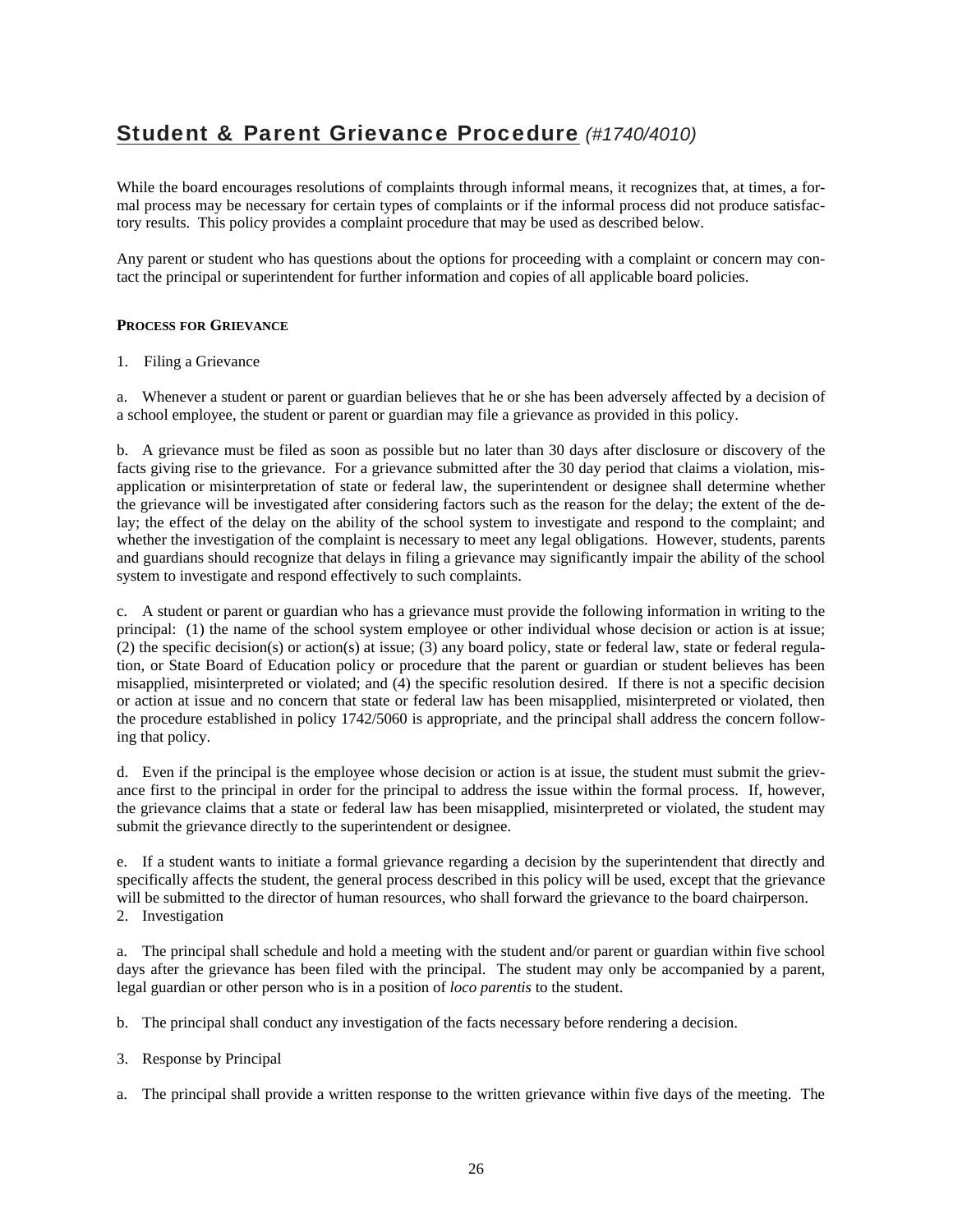## Student & Parent Grievance Procedure *(#1740/4010)*

While the board encourages resolutions of complaints through informal means, it recognizes that, at times, a formal process may be necessary for certain types of complaints or if the informal process did not produce satisfactory results. This policy provides a complaint procedure that may be used as described below.

Any parent or student who has questions about the options for proceeding with a complaint or concern may contact the principal or superintendent for further information and copies of all applicable board policies.

**PROCESS FOR GRIEVANCE**

1. Filing a Grievance

a. Whenever a student or parent or guardian believes that he or she has been adversely affected by a decision of a school employee, the student or parent or guardian may file a grievance as provided in this policy.

b. A grievance must be filed as soon as possible but no later than 30 days after disclosure or discovery of the facts giving rise to the grievance. For a grievance submitted after the 30 day period that claims a violation, misapplication or misinterpretation of state or federal law, the superintendent or designee shall determine whether the grievance will be investigated after considering factors such as the reason for the delay; the extent of the delay; the effect of the delay on the ability of the school system to investigate and respond to the complaint; and whether the investigation of the complaint is necessary to meet any legal obligations. However, students, parents and guardians should recognize that delays in filing a grievance may significantly impair the ability of the school system to investigate and respond effectively to such complaints.

c. A student or parent or guardian who has a grievance must provide the following information in writing to the principal: (1) the name of the school system employee or other individual whose decision or action is at issue; (2) the specific decision(s) or action(s) at issue; (3) any board policy, state or federal law, state or federal regulation, or State Board of Education policy or procedure that the parent or guardian or student believes has been misapplied, misinterpreted or violated; and (4) the specific resolution desired. If there is not a specific decision or action at issue and no concern that state or federal law has been misapplied, misinterpreted or violated, then the procedure established in policy 1742/5060 is appropriate, and the principal shall address the concern following that policy.

d. Even if the principal is the employee whose decision or action is at issue, the student must submit the grievance first to the principal in order for the principal to address the issue within the formal process. If, however, the grievance claims that a state or federal law has been misapplied, misinterpreted or violated, the student may submit the grievance directly to the superintendent or designee.

e. If a student wants to initiate a formal grievance regarding a decision by the superintendent that directly and specifically affects the student, the general process described in this policy will be used, except that the grievance will be submitted to the director of human resources, who shall forward the grievance to the board chairperson.

2. Investigation

a. The principal shall schedule and hold a meeting with the student and/or parent or guardian within five school days after the grievance has been filed with the principal. The student may only be accompanied by a parent, legal guardian or other person who is in a position of *loco parentis* to the student.

b. The principal shall conduct any investigation of the facts necessary before rendering a decision.

3. Response by Principal

a. The principal shall provide a written response to the written grievance within five days of the meeting. The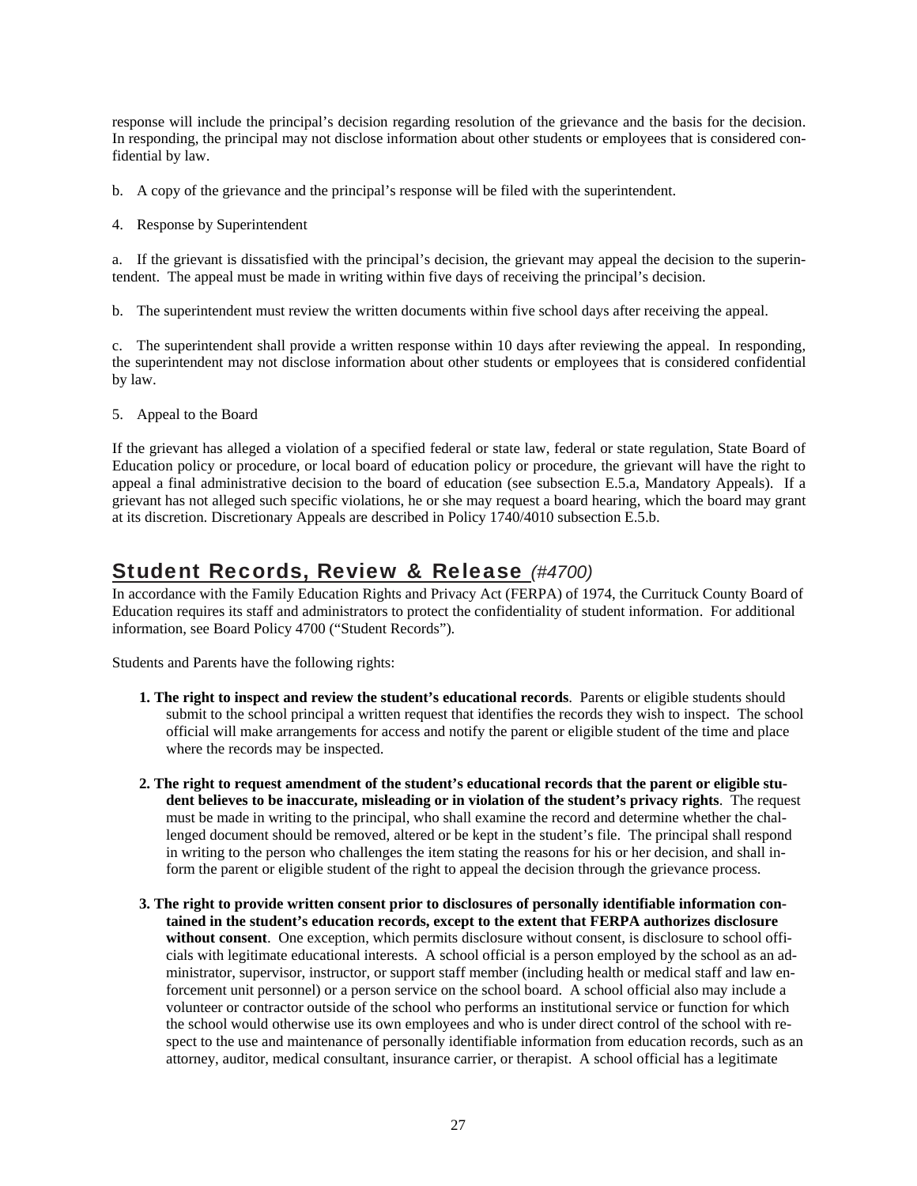response will include the principal's decision regarding resolution of the grievance and the basis for the decision. In responding, the principal may not disclose information about other students or employees that is considered confidential by law.

b. A copy of the grievance and the principal's response will be filed with the superintendent.

4. Response by Superintendent

a. If the grievant is dissatisfied with the principal's decision, the grievant may appeal the decision to the superintendent. The appeal must be made in writing within five days of receiving the principal's decision.

b. The superintendent must review the written documents within five school days after receiving the appeal.

c. The superintendent shall provide a written response within 10 days after reviewing the appeal. In responding, the superintendent may not disclose information about other students or employees that is considered confidential by law.

5. Appeal to the Board

If the grievant has alleged a violation of a specified federal or state law, federal or state regulation, State Board of Education policy or procedure, or local board of education policy or procedure, the grievant will have the right to appeal a final administrative decision to the board of education (see subsection E.5.a, Mandatory Appeals). If a grievant has not alleged such specific violations, he or she may request a board hearing, which the board may grant at its discretion. Discretionary Appeals are described in Policy 1740/4010 subsection E.5.b.

## Student Records, Review & Release *(#4700)*

In accordance with the Family Education Rights and Privacy Act (FERPA) of 1974, the Currituck County Board of Education requires its staff and administrators to protect the confidentiality of student information. For additional information, see Board Policy 4700 ("Student Records").

Students and Parents have the following rights:

1. **The right to inspect and review the student's educational records**. Parents or eligible students should submit to the school principal a written request that identifies the records they wish to inspect. The school official will make arrangements for access and notify the parent or eligible student of the time and place where the records may be inspected.

2. **The right to request amendment of the student's educational records that the parent or eligible student believes to be inaccurate, misleading or in violation of the student's privacy rights**. The request must be made in writing to the principal, who shall examine the record and determine whether the challenged document should be removed, altered or be kept in the student's file. The principal shall respond in writing to the person who challenges the item stating the reasons for his or her decision, and shall inform the parent or eligible student of the right to appeal the decision through the grievance process.

3. **The right to provide written consent prior to disclosures of personally identifiable information contained in the student's education records, except to the extent that FERPA authorizes disclosure without consent**. One exception, which permits disclosure without consent, is disclosure to school officials with legitimate educational interests. A school official is a person employed by the school as an administrator, supervisor, instructor, or support staff member (including health or medical staff and law enforcement unit personnel) or a person service on the school board. A school official also may include a volunteer or contractor outside of the school who performs an institutional service or function for which the school would otherwise use its own employees and who is under direct control of the school with respect to the use and maintenance of personally identifiable information from education records, such as an attorney, auditor, medical consultant, insurance carrier, or therapist. A school official has a legitimate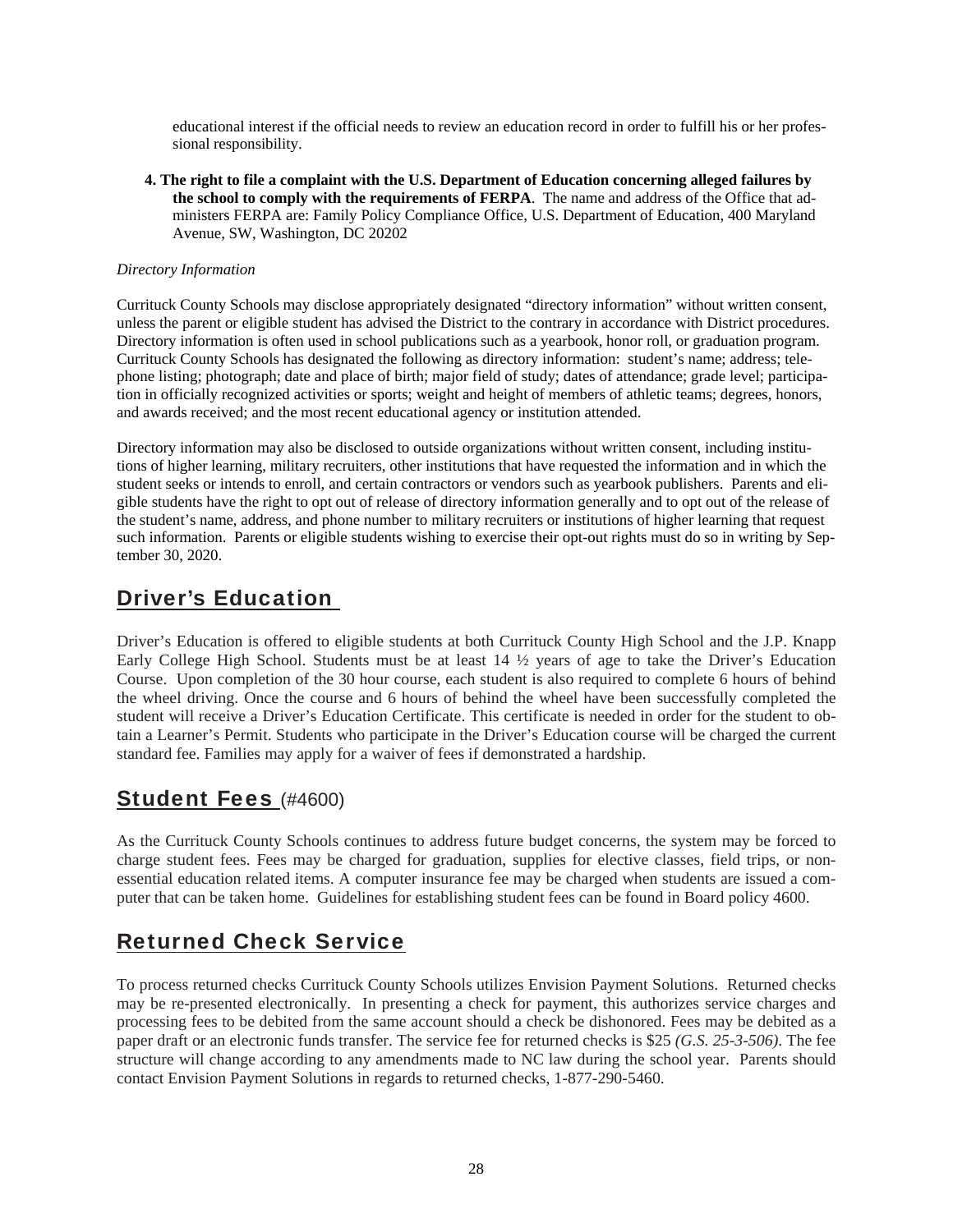educational interest if the official needs to review an education record in order to fulfill his or her professional responsibility.

4. **The right to file a complaint with the U.S. Department of Education concerning alleged failures by the school to comply with the requirements of FERPA**. The name and address of the Office that administers FERPA are: Family Policy Compliance Office, U.S. Department of Education, 400 Maryland Avenue, SW, Washington, DC 20202

*Directory Information*

Currituck County Schools may disclose appropriately designated "directory information" without written consent, unless the parent or eligible student has advised the District to the contrary in accordance with District procedures. Directory information is often used in school publications such as a yearbook, honor roll, or graduation program. Currituck County Schools has designated the following as directory information: student's name; address; telephone listing; photograph; date and place of birth; major field of study; dates of attendance; grade level; participation in officially recognized activities or sports; weight and height of members of athletic teams; degrees, honors, and awards received; and the most recent educational agency or institution attended.

Directory information may also be disclosed to outside organizations without written consent, including institutions of higher learning, military recruiters, other institutions that have requested the information and in which the student seeks or intends to enroll, and certain contractors or vendors such as yearbook publishers. Parents and eligible students have the right to opt out of release of directory information generally and to opt out of the release of the student's name, address, and phone number to military recruiters or institutions of higher learning that request such information. Parents or eligible students wishing to exercise their opt-out rights must do so in writing by September 30, 2020.

## Driver's Education

Driver's Education is offered to eligible students at both Currituck County High School and the J.P. Knapp Early College High School. Students must be at least 14 ½ years of age to take the Driver's Education Course. Upon completion of the 30 hour course, each student is also required to complete 6 hours of behind the wheel driving. Once the course and 6 hours of behind the wheel have been successfully completed the student will receive a Driver's Education Certificate. This certificate is needed in order for the student to obtain a Learner's Permit. Students who participate in the Driver's Education course will be charged the current standard fee. Families may apply for a waiver of fees if demonstrated a hardship.

## Student Fees (#4600)

As the Currituck County Schools continues to address future budget concerns, the system may be forced to charge student fees. Fees may be charged for graduation, supplies for elective classes, field trips, or non-essential education related items. A computer insurance fee may be charged when students are issued a computer that can be taken home. Guidelines for establishing student fees can be found in Board policy 4600.

## Returned Check Service

To process returned checks Currituck County Schools utilizes Envision Payment Solutions. Returned checks may be re-presented electronically. In presenting a check for payment, this authorizes service charges and processing fees to be debited from the same account should a check be dishonored. Fees may be debited as a paper draft or an electronic funds transfer. The service fee for returned checks is $25 *(G.S. 25-3-506)*. The fee structure will change according to any amendments made to NC law during the school year. Parents should contact Envision Payment Solutions in regards to returned checks, 1-877-290-5460.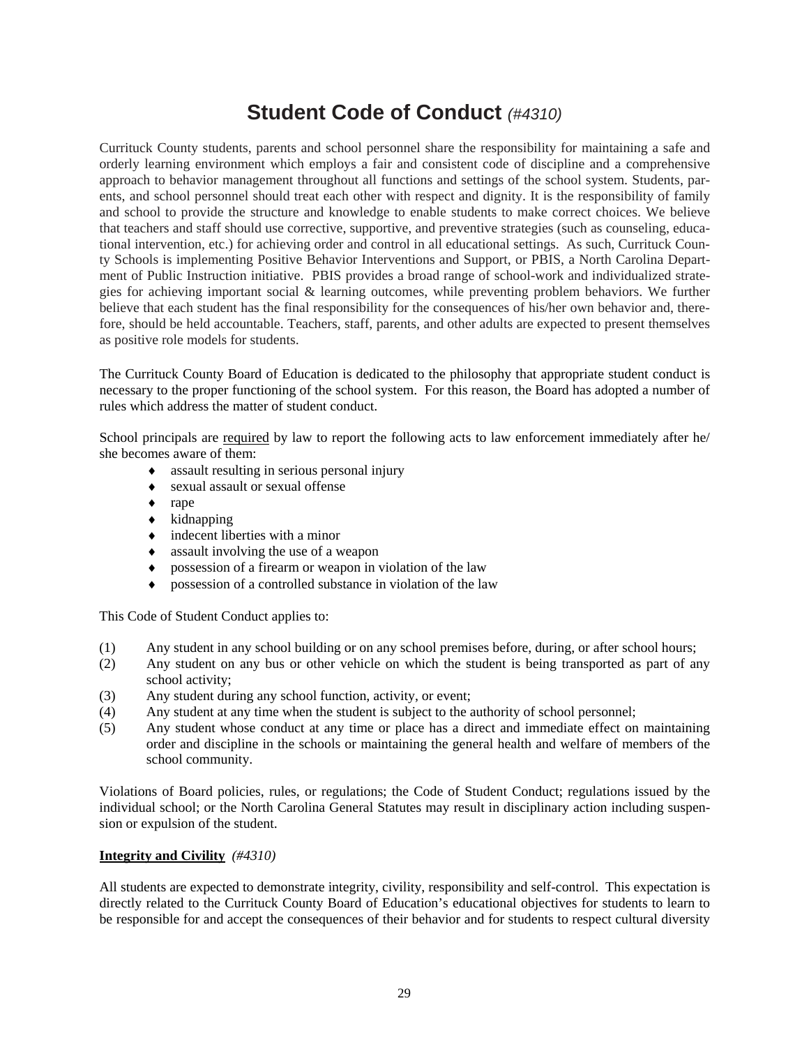# Student Code of Conduct *(#4310)*

Currituck County students, parents and school personnel share the responsibility for maintaining a safe and orderly learning environment which employs a fair and consistent code of discipline and a comprehensive approach to behavior management throughout all functions and settings of the school system. Students, parents, and school personnel should treat each other with respect and dignity. It is the responsibility of family and school to provide the structure and knowledge to enable students to make correct choices. We believe that teachers and staff should use corrective, supportive, and preventive strategies (such as counseling, educational intervention, etc.) for achieving order and control in all educational settings. As such, Currituck County Schools is implementing Positive Behavior Interventions and Support, or PBIS, a North Carolina Department of Public Instruction initiative. PBIS provides a broad range of school-work and individualized strategies for achieving important social & learning outcomes, while preventing problem behaviors. We further believe that each student has the final responsibility for the consequences of his/her own behavior and, therefore, should be held accountable. Teachers, staff, parents, and other adults are expected to present themselves as positive role models for students.

The Currituck County Board of Education is dedicated to the philosophy that appropriate student conduct is necessary to the proper functioning of the school system. For this reason, the Board has adopted a number of rules which address the matter of student conduct.

School principals are <u>required</u> by law to report the following acts to law enforcement immediately after he/she becomes aware of them:

- assault resulting in serious personal injury
- sexual assault or sexual offense
- rape
- kidnapping
- indecent liberties with a minor
- assault involving the use of a weapon
- possession of a firearm or weapon in violation of the law
- possession of a controlled substance in violation of the law

This Code of Student Conduct applies to:

(1) Any student in any school building or on any school premises before, during, or after school hours;
(2) Any student on any bus or other vehicle on which the student is being transported as part of any school activity;
(3) Any student during any school function, activity, or event;
(4) Any student at any time when the student is subject to the authority of school personnel;
(5) Any student whose conduct at any time or place has a direct and immediate effect on maintaining order and discipline in the schools or maintaining the general health and welfare of members of the school community.

Violations of Board policies, rules, or regulations; the Code of Student Conduct; regulations issued by the individual school; or the North Carolina General Statutes may result in disciplinary action including suspension or expulsion of the student.

**<u>Integrity and Civility</u>** *(#4310)*

All students are expected to demonstrate integrity, civility, responsibility and self-control. This expectation is directly related to the Currituck County Board of Education's educational objectives for students to learn to be responsible for and accept the consequences of their behavior and for students to respect cultural diversity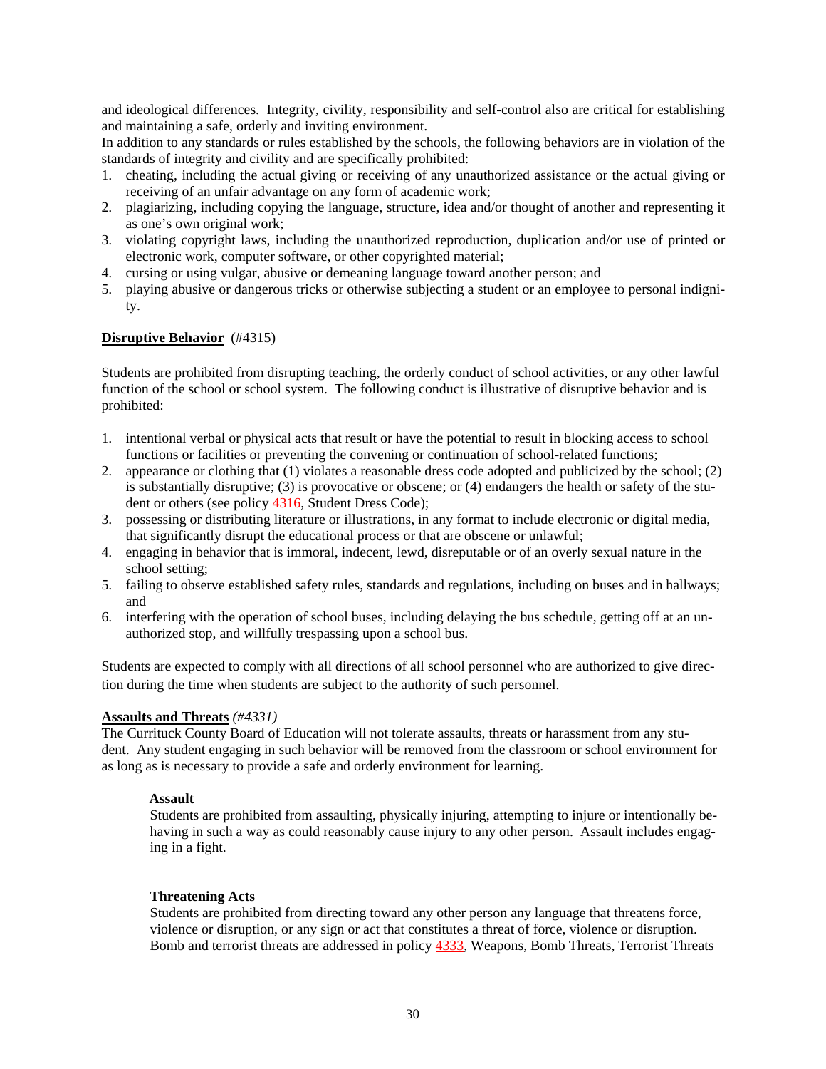and ideological differences. Integrity, civility, responsibility and self-control also are critical for establishing and maintaining a safe, orderly and inviting environment.

In addition to any standards or rules established by the schools, the following behaviors are in violation of the standards of integrity and civility and are specifically prohibited:

1. cheating, including the actual giving or receiving of any unauthorized assistance or the actual giving or receiving of an unfair advantage on any form of academic work;
2. plagiarizing, including copying the language, structure, idea and/or thought of another and representing it as one's own original work;
3. violating copyright laws, including the unauthorized reproduction, duplication and/or use of printed or electronic work, computer software, or other copyrighted material;
4. cursing or using vulgar, abusive or demeaning language toward another person; and
5. playing abusive or dangerous tricks or otherwise subjecting a student or an employee to personal indignity.

**Disruptive Behavior** (#4315)

Students are prohibited from disrupting teaching, the orderly conduct of school activities, or any other lawful function of the school or school system. The following conduct is illustrative of disruptive behavior and is prohibited:

1. intentional verbal or physical acts that result or have the potential to result in blocking access to school functions or facilities or preventing the convening or continuation of school-related functions;
2. appearance or clothing that (1) violates a reasonable dress code adopted and publicized by the school; (2) is substantially disruptive; (3) is provocative or obscene; or (4) endangers the health or safety of the student or others (see policy 4316, Student Dress Code);
3. possessing or distributing literature or illustrations, in any format to include electronic or digital media, that significantly disrupt the educational process or that are obscene or unlawful;
4. engaging in behavior that is immoral, indecent, lewd, disreputable or of an overly sexual nature in the school setting;
5. failing to observe established safety rules, standards and regulations, including on buses and in hallways; and
6. interfering with the operation of school buses, including delaying the bus schedule, getting off at an unauthorized stop, and willfully trespassing upon a school bus.

Students are expected to comply with all directions of all school personnel who are authorized to give direction during the time when students are subject to the authority of such personnel.

**Assaults and Threats** *(#4331)*

The Currituck County Board of Education will not tolerate assaults, threats or harassment from any student. Any student engaging in such behavior will be removed from the classroom or school environment for as long as is necessary to provide a safe and orderly environment for learning.

**Assault**

Students are prohibited from assaulting, physically injuring, attempting to injure or intentionally behaving in such a way as could reasonably cause injury to any other person. Assault includes engaging in a fight.

**Threatening Acts**

Students are prohibited from directing toward any other person any language that threatens force, violence or disruption, or any sign or act that constitutes a threat of force, violence or disruption. Bomb and terrorist threats are addressed in policy 4333, Weapons, Bomb Threats, Terrorist Threats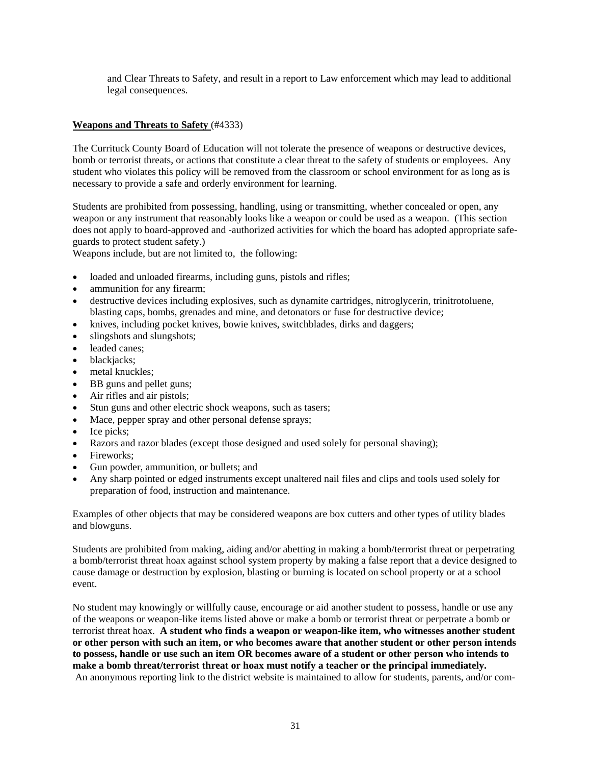and Clear Threats to Safety, and result in a report to Law enforcement which may lead to additional legal consequences.

**Weapons and Threats to Safety** (#4333)

The Currituck County Board of Education will not tolerate the presence of weapons or destructive devices, bomb or terrorist threats, or actions that constitute a clear threat to the safety of students or employees. Any student who violates this policy will be removed from the classroom or school environment for as long as is necessary to provide a safe and orderly environment for learning.

Students are prohibited from possessing, handling, using or transmitting, whether concealed or open, any weapon or any instrument that reasonably looks like a weapon or could be used as a weapon. (This section does not apply to board-approved and -authorized activities for which the board has adopted appropriate safe-guards to protect student safety.)
Weapons include, but are not limited to, the following:

- loaded and unloaded firearms, including guns, pistols and rifles;
- ammunition for any firearm;
- destructive devices including explosives, such as dynamite cartridges, nitroglycerin, trinitrotoluene, blasting caps, bombs, grenades and mine, and detonators or fuse for destructive device;
- knives, including pocket knives, bowie knives, switchblades, dirks and daggers;
- slingshots and slungshots;
- leaded canes;
- blackjacks;
- metal knuckles;
- BB guns and pellet guns;
- Air rifles and air pistols;
- Stun guns and other electric shock weapons, such as tasers;
- Mace, pepper spray and other personal defense sprays;
- Ice picks;
- Razors and razor blades (except those designed and used solely for personal shaving);
- Fireworks;
- Gun powder, ammunition, or bullets; and
- Any sharp pointed or edged instruments except unaltered nail files and clips and tools used solely for preparation of food, instruction and maintenance.

Examples of other objects that may be considered weapons are box cutters and other types of utility blades and blowguns.

Students are prohibited from making, aiding and/or abetting in making a bomb/terrorist threat or perpetrating a bomb/terrorist threat hoax against school system property by making a false report that a device designed to cause damage or destruction by explosion, blasting or burning is located on school property or at a school event.

No student may knowingly or willfully cause, encourage or aid another student to possess, handle or use any of the weapons or weapon-like items listed above or make a bomb or terrorist threat or perpetrate a bomb or terrorist threat hoax. **A student who finds a weapon or weapon-like item, who witnesses another student or other person with such an item, or who becomes aware that another student or other person intends to possess, handle or use such an item OR becomes aware of a student or other person who intends to make a bomb threat/terrorist threat or hoax must notify a teacher or the principal immediately.**
An anonymous reporting link to the district website is maintained to allow for students, parents, and/or com-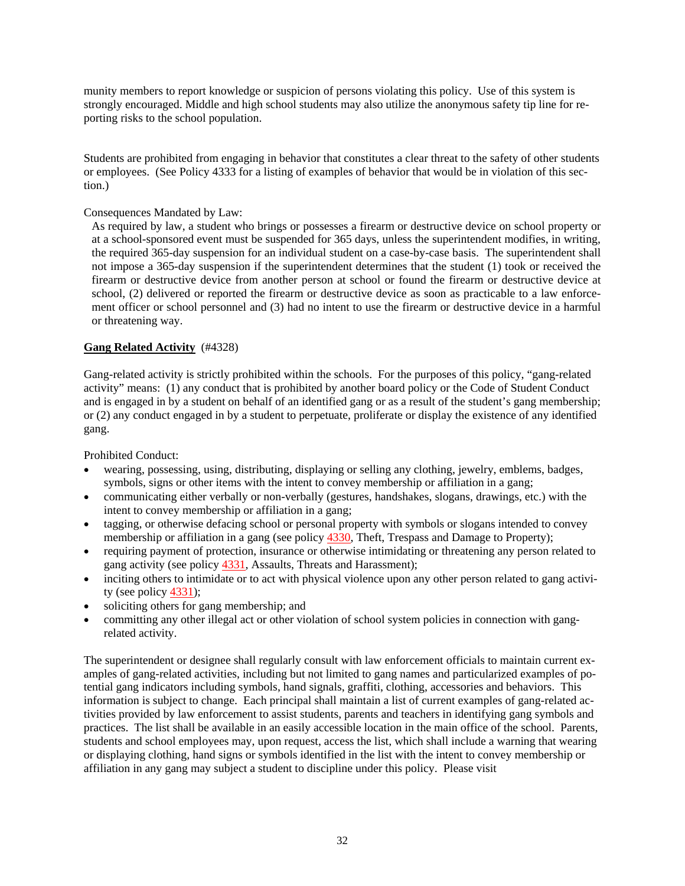munity members to report knowledge or suspicion of persons violating this policy. Use of this system is strongly encouraged. Middle and high school students may also utilize the anonymous safety tip line for reporting risks to the school population.

Students are prohibited from engaging in behavior that constitutes a clear threat to the safety of other students or employees. (See Policy 4333 for a listing of examples of behavior that would be in violation of this section.)

Consequences Mandated by Law:

As required by law, a student who brings or possesses a firearm or destructive device on school property or at a school-sponsored event must be suspended for 365 days, unless the superintendent modifies, in writing, the required 365-day suspension for an individual student on a case-by-case basis. The superintendent shall not impose a 365-day suspension if the superintendent determines that the student (1) took or received the firearm or destructive device from another person at school or found the firearm or destructive device at school, (2) delivered or reported the firearm or destructive device as soon as practicable to a law enforcement officer or school personnel and (3) had no intent to use the firearm or destructive device in a harmful or threatening way.

**Gang Related Activity** (#4328)

Gang-related activity is strictly prohibited within the schools. For the purposes of this policy, "gang-related activity" means: (1) any conduct that is prohibited by another board policy or the Code of Student Conduct and is engaged in by a student on behalf of an identified gang or as a result of the student's gang membership; or (2) any conduct engaged in by a student to perpetuate, proliferate or display the existence of any identified gang.

Prohibited Conduct:

- wearing, possessing, using, distributing, displaying or selling any clothing, jewelry, emblems, badges, symbols, signs or other items with the intent to convey membership or affiliation in a gang;
- communicating either verbally or non-verbally (gestures, handshakes, slogans, drawings, etc.) with the intent to convey membership or affiliation in a gang;
- tagging, or otherwise defacing school or personal property with symbols or slogans intended to convey membership or affiliation in a gang (see policy 4330, Theft, Trespass and Damage to Property);
- requiring payment of protection, insurance or otherwise intimidating or threatening any person related to gang activity (see policy 4331, Assaults, Threats and Harassment);
- inciting others to intimidate or to act with physical violence upon any other person related to gang activity (see policy 4331);
- soliciting others for gang membership; and
- committing any other illegal act or other violation of school system policies in connection with gang-related activity.

The superintendent or designee shall regularly consult with law enforcement officials to maintain current examples of gang-related activities, including but not limited to gang names and particularized examples of potential gang indicators including symbols, hand signals, graffiti, clothing, accessories and behaviors. This information is subject to change. Each principal shall maintain a list of current examples of gang-related activities provided by law enforcement to assist students, parents and teachers in identifying gang symbols and practices. The list shall be available in an easily accessible location in the main office of the school. Parents, students and school employees may, upon request, access the list, which shall include a warning that wearing or displaying clothing, hand signs or symbols identified in the list with the intent to convey membership or affiliation in any gang may subject a student to discipline under this policy. Please visit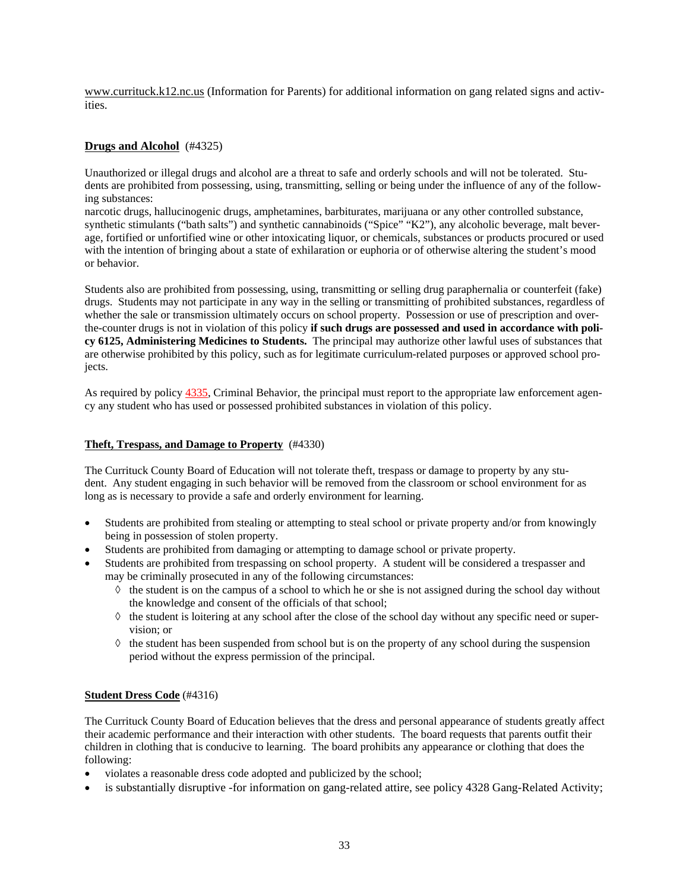www.currituck.k12.nc.us (Information for Parents) for additional information on gang related signs and activities.

## **Drugs and Alcohol** (#4325)

Unauthorized or illegal drugs and alcohol are a threat to safe and orderly schools and will not be tolerated. Students are prohibited from possessing, using, transmitting, selling or being under the influence of any of the following substances:
narcotic drugs, hallucinogenic drugs, amphetamines, barbiturates, marijuana or any other controlled substance, synthetic stimulants ("bath salts") and synthetic cannabinoids ("Spice" "K2"), any alcoholic beverage, malt beverage, fortified or unfortified wine or other intoxicating liquor, or chemicals, substances or products procured or used with the intention of bringing about a state of exhilaration or euphoria or of otherwise altering the student's mood or behavior.

Students also are prohibited from possessing, using, transmitting or selling drug paraphernalia or counterfeit (fake) drugs. Students may not participate in any way in the selling or transmitting of prohibited substances, regardless of whether the sale or transmission ultimately occurs on school property. Possession or use of prescription and over-the-counter drugs is not in violation of this policy **if such drugs are possessed and used in accordance with policy 6125, Administering Medicines to Students.** The principal may authorize other lawful uses of substances that are otherwise prohibited by this policy, such as for legitimate curriculum-related purposes or approved school projects.

As required by policy 4335, Criminal Behavior, the principal must report to the appropriate law enforcement agency any student who has used or possessed prohibited substances in violation of this policy.

## **Theft, Trespass, and Damage to Property** (#4330)

The Currituck County Board of Education will not tolerate theft, trespass or damage to property by any student. Any student engaging in such behavior will be removed from the classroom or school environment for as long as is necessary to provide a safe and orderly environment for learning.

- Students are prohibited from stealing or attempting to steal school or private property and/or from knowingly being in possession of stolen property.
- Students are prohibited from damaging or attempting to damage school or private property.
- Students are prohibited from trespassing on school property. A student will be considered a trespasser and may be criminally prosecuted in any of the following circumstances:
  - ◊ the student is on the campus of a school to which he or she is not assigned during the school day without the knowledge and consent of the officials of that school;
  - ◊ the student is loitering at any school after the close of the school day without any specific need or supervision; or
  - ◊ the student has been suspended from school but is on the property of any school during the suspension period without the express permission of the principal.

## **Student Dress Code** (#4316)

The Currituck County Board of Education believes that the dress and personal appearance of students greatly affect their academic performance and their interaction with other students. The board requests that parents outfit their children in clothing that is conducive to learning. The board prohibits any appearance or clothing that does the following:

- violates a reasonable dress code adopted and publicized by the school;
- is substantially disruptive -for information on gang-related attire, see policy 4328 Gang-Related Activity;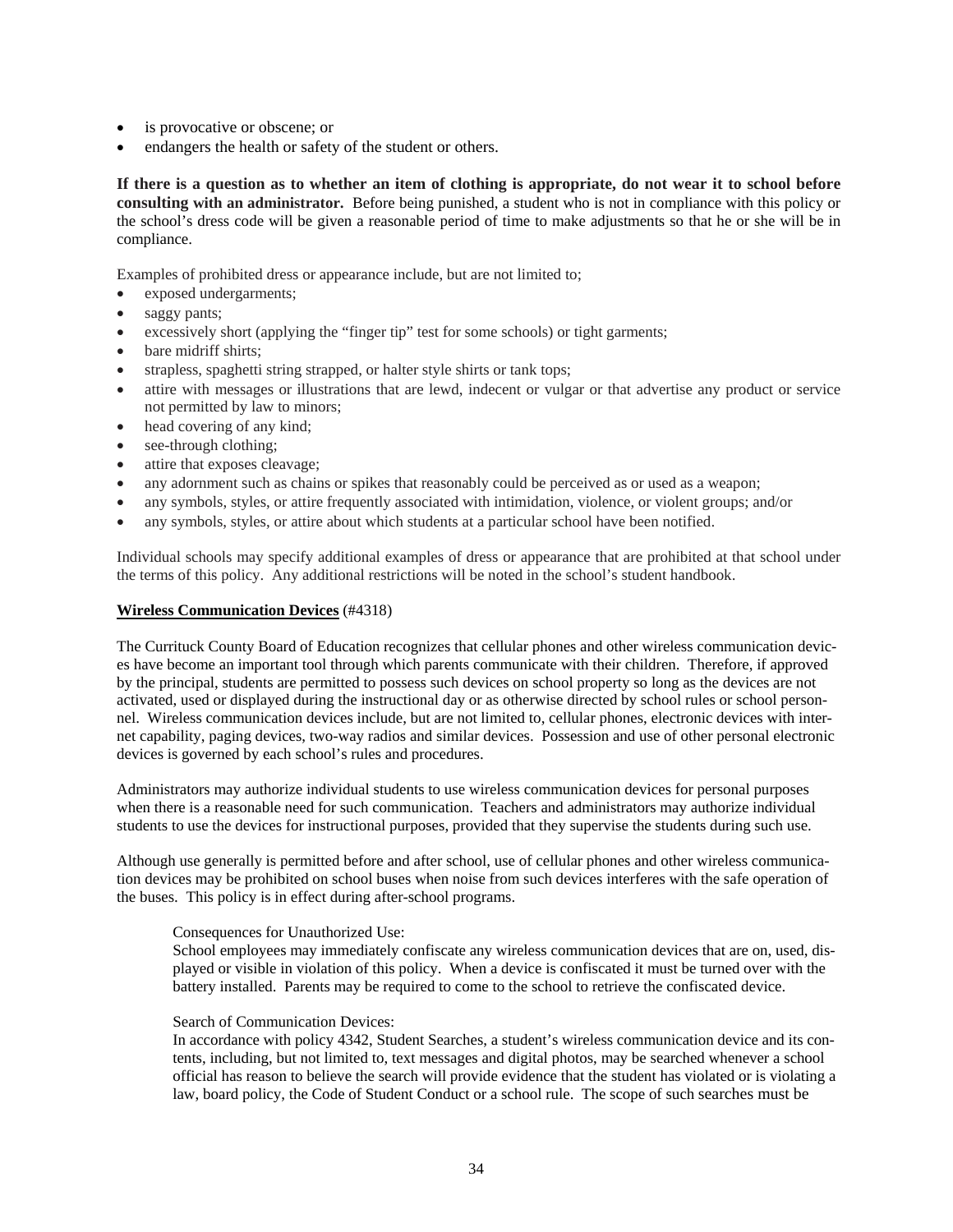- is provocative or obscene; or
- endangers the health or safety of the student or others.

**If there is a question as to whether an item of clothing is appropriate, do not wear it to school before consulting with an administrator.** Before being punished, a student who is not in compliance with this policy or the school's dress code will be given a reasonable period of time to make adjustments so that he or she will be in compliance.

Examples of prohibited dress or appearance include, but are not limited to;

- exposed undergarments;
- saggy pants;
- excessively short (applying the "finger tip" test for some schools) or tight garments;
- bare midriff shirts;
- strapless, spaghetti string strapped, or halter style shirts or tank tops;
- attire with messages or illustrations that are lewd, indecent or vulgar or that advertise any product or service not permitted by law to minors;
- head covering of any kind;
- see-through clothing;
- attire that exposes cleavage;
- any adornment such as chains or spikes that reasonably could be perceived as or used as a weapon;
- any symbols, styles, or attire frequently associated with intimidation, violence, or violent groups; and/or
- any symbols, styles, or attire about which students at a particular school have been notified.

Individual schools may specify additional examples of dress or appearance that are prohibited at that school under the terms of this policy. Any additional restrictions will be noted in the school's student handbook.

**Wireless Communication Devices** (#4318)

The Currituck County Board of Education recognizes that cellular phones and other wireless communication devices have become an important tool through which parents communicate with their children. Therefore, if approved by the principal, students are permitted to possess such devices on school property so long as the devices are not activated, used or displayed during the instructional day or as otherwise directed by school rules or school personnel. Wireless communication devices include, but are not limited to, cellular phones, electronic devices with internet capability, paging devices, two-way radios and similar devices. Possession and use of other personal electronic devices is governed by each school's rules and procedures.

Administrators may authorize individual students to use wireless communication devices for personal purposes when there is a reasonable need for such communication. Teachers and administrators may authorize individual students to use the devices for instructional purposes, provided that they supervise the students during such use.

Although use generally is permitted before and after school, use of cellular phones and other wireless communication devices may be prohibited on school buses when noise from such devices interferes with the safe operation of the buses. This policy is in effect during after-school programs.

Consequences for Unauthorized Use:
School employees may immediately confiscate any wireless communication devices that are on, used, displayed or visible in violation of this policy. When a device is confiscated it must be turned over with the battery installed. Parents may be required to come to the school to retrieve the confiscated device.

Search of Communication Devices:
In accordance with policy 4342, Student Searches, a student's wireless communication device and its contents, including, but not limited to, text messages and digital photos, may be searched whenever a school official has reason to believe the search will provide evidence that the student has violated or is violating a law, board policy, the Code of Student Conduct or a school rule. The scope of such searches must be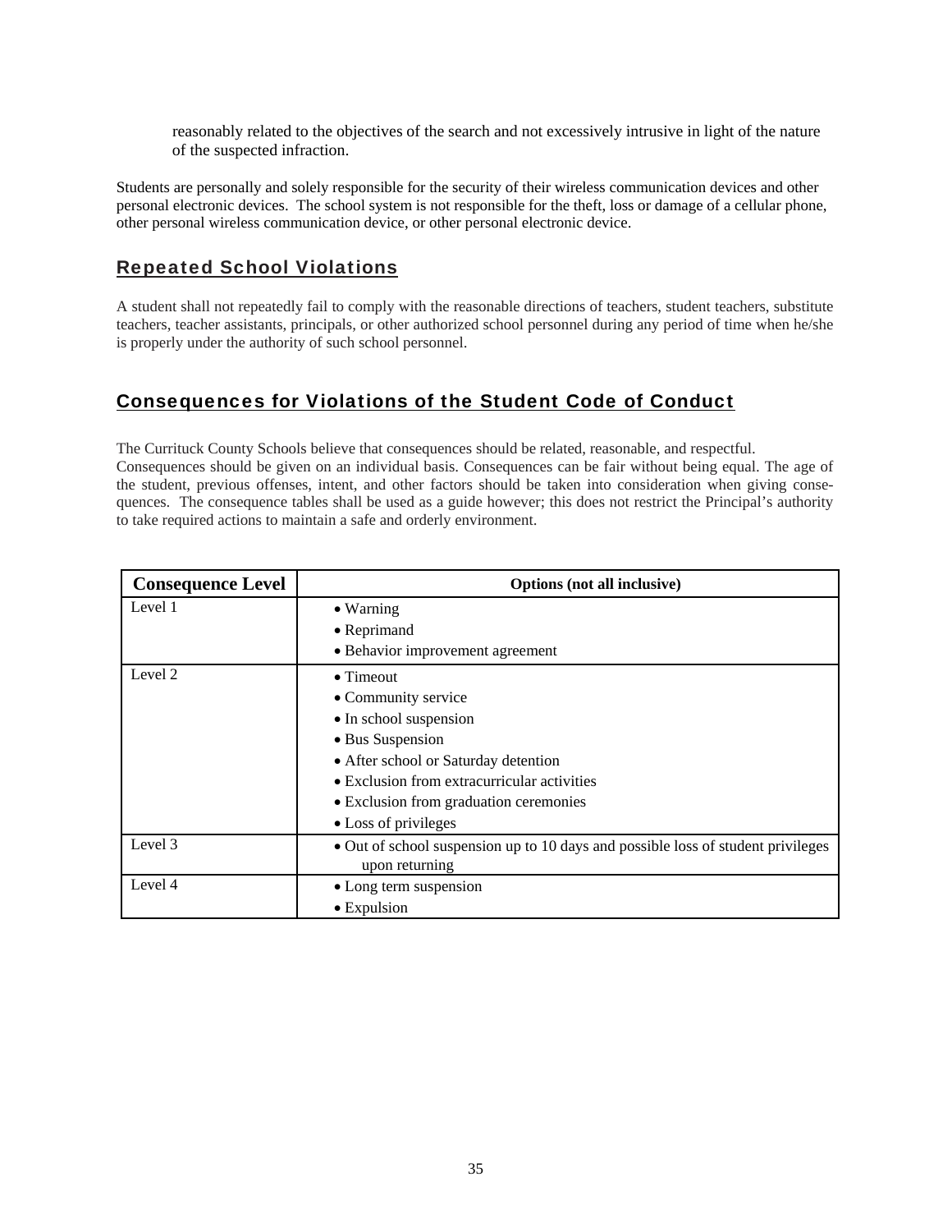reasonably related to the objectives of the search and not excessively intrusive in light of the nature of the suspected infraction.

Students are personally and solely responsible for the security of their wireless communication devices and other personal electronic devices. The school system is not responsible for the theft, loss or damage of a cellular phone, other personal wireless communication device, or other personal electronic device.

## Repeated School Violations

A student shall not repeatedly fail to comply with the reasonable directions of teachers, student teachers, substitute teachers, teacher assistants, principals, or other authorized school personnel during any period of time when he/she is properly under the authority of such school personnel.

## Consequences for Violations of the Student Code of Conduct

The Currituck County Schools believe that consequences should be related, reasonable, and respectful. Consequences should be given on an individual basis. Consequences can be fair without being equal. The age of the student, previous offenses, intent, and other factors should be taken into consideration when giving consequences. The consequence tables shall be used as a guide however; this does not restrict the Principal's authority to take required actions to maintain a safe and orderly environment.

| Consequence Level | Options (not all inclusive) |
|---|---|
| Level 1 | • Warning<br>• Reprimand<br>• Behavior improvement agreement |
| Level 2 | • Timeout<br>• Community service<br>• In school suspension<br>• Bus Suspension<br>• After school or Saturday detention<br>• Exclusion from extracurricular activities<br>• Exclusion from graduation ceremonies<br>• Loss of privileges |
| Level 3 | • Out of school suspension up to 10 days and possible loss of student privileges upon returning |
| Level 4 | • Long term suspension<br>• Expulsion |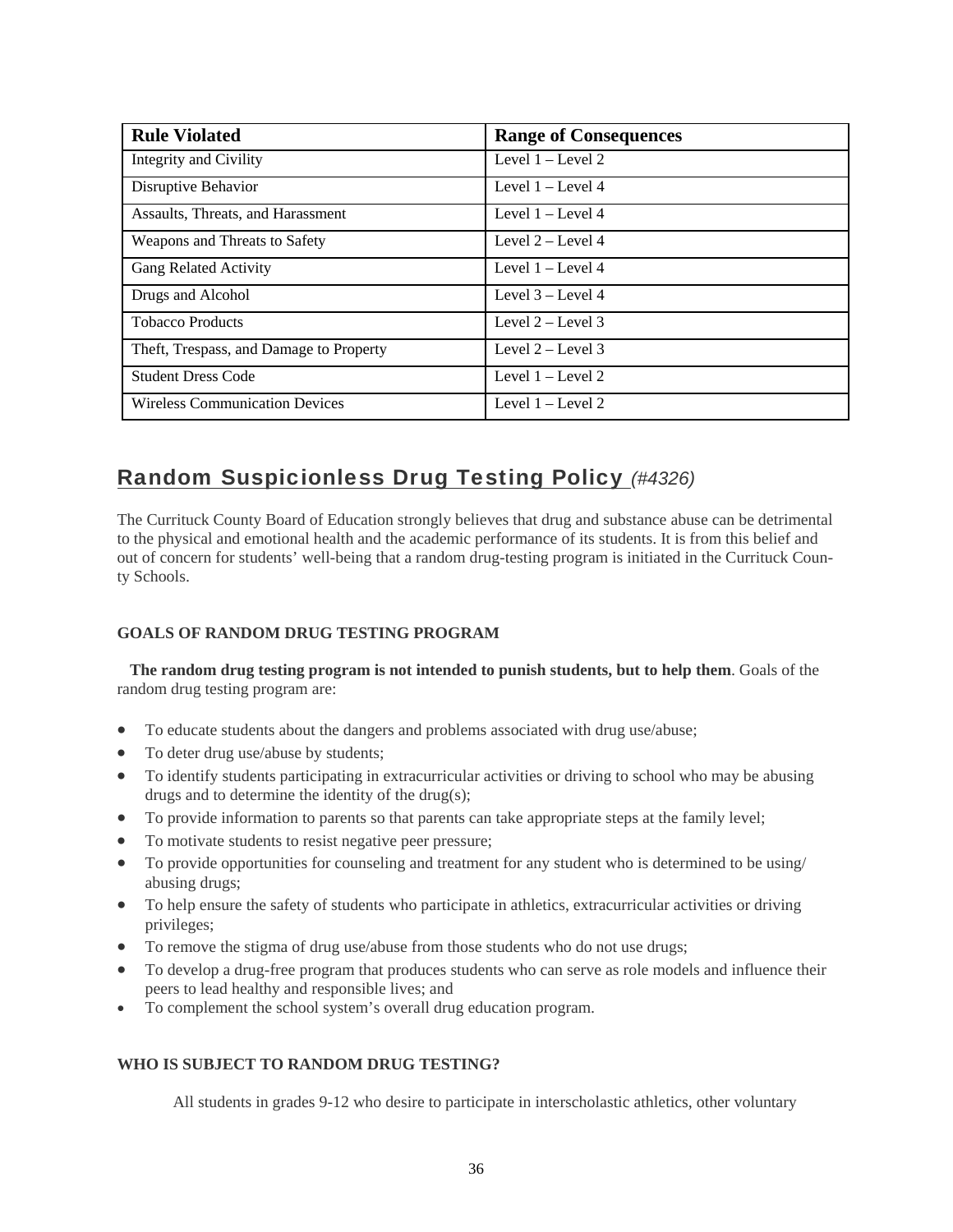| Rule Violated | Range of Consequences |
|---|---|
| Integrity and Civility | Level 1 – Level 2 |
| Disruptive Behavior | Level 1 – Level 4 |
| Assaults, Threats, and Harassment | Level 1 – Level 4 |
| Weapons and Threats to Safety | Level 2 – Level 4 |
| Gang Related Activity | Level 1 – Level 4 |
| Drugs and Alcohol | Level 3 – Level 4 |
| Tobacco Products | Level 2 – Level 3 |
| Theft, Trespass, and Damage to Property | Level 2 – Level 3 |
| Student Dress Code | Level 1 – Level 2 |
| Wireless Communication Devices | Level 1 – Level 2 |

## Random Suspicionless Drug Testing Policy *(#4326)*

The Currituck County Board of Education strongly believes that drug and substance abuse can be detrimental to the physical and emotional health and the academic performance of its students. It is from this belief and out of concern for students' well-being that a random drug-testing program is initiated in the Currituck County Schools.

### GOALS OF RANDOM DRUG TESTING PROGRAM

**The random drug testing program is not intended to punish students, but to help them**. Goals of the random drug testing program are:

- To educate students about the dangers and problems associated with drug use/abuse;
- To deter drug use/abuse by students;
- To identify students participating in extracurricular activities or driving to school who may be abusing drugs and to determine the identity of the drug(s);
- To provide information to parents so that parents can take appropriate steps at the family level;
- To motivate students to resist negative peer pressure;
- To provide opportunities for counseling and treatment for any student who is determined to be using/abusing drugs;
- To help ensure the safety of students who participate in athletics, extracurricular activities or driving privileges;
- To remove the stigma of drug use/abuse from those students who do not use drugs;
- To develop a drug-free program that produces students who can serve as role models and influence their peers to lead healthy and responsible lives; and
- To complement the school system's overall drug education program.

### WHO IS SUBJECT TO RANDOM DRUG TESTING?

All students in grades 9-12 who desire to participate in interscholastic athletics, other voluntary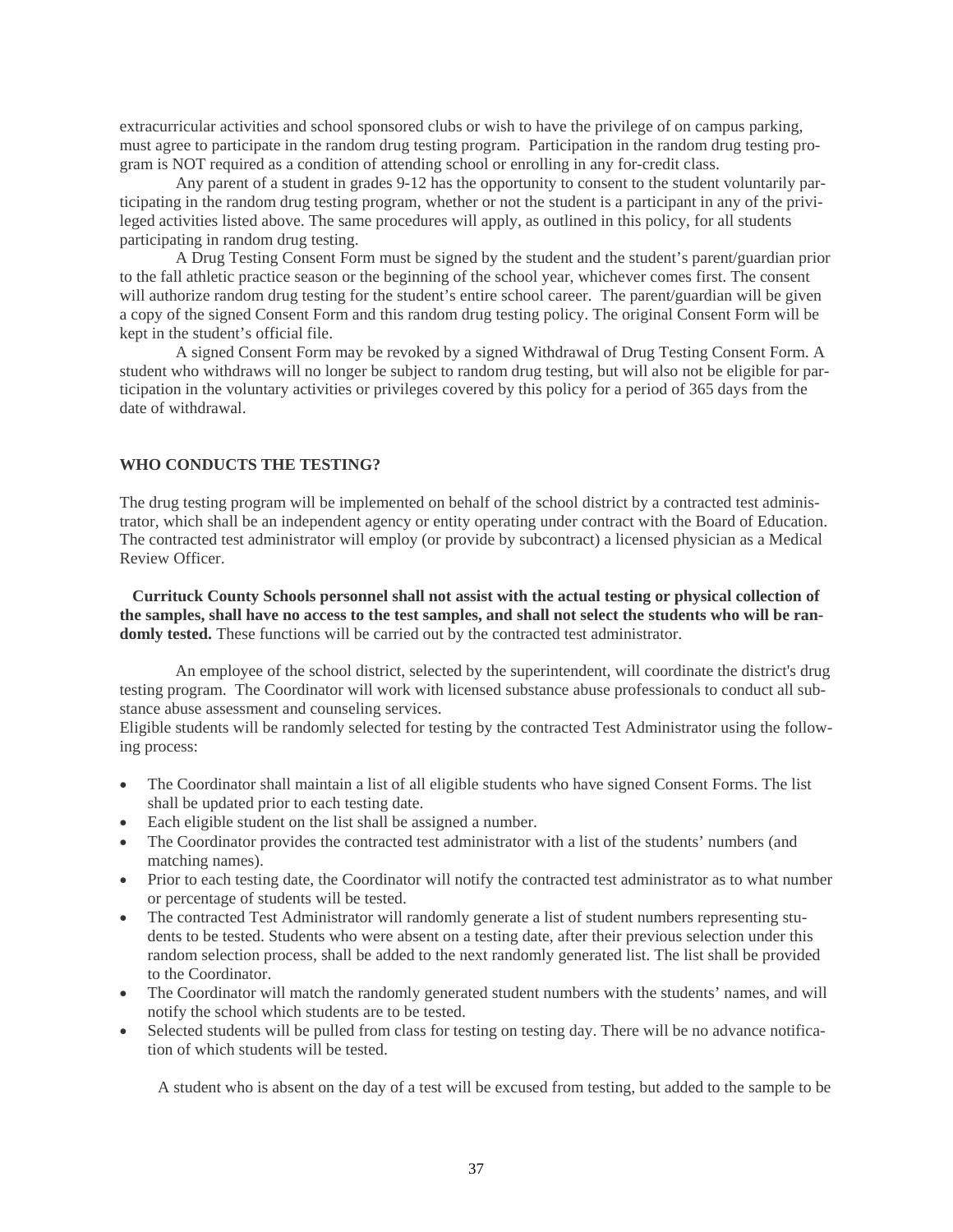extracurricular activities and school sponsored clubs or wish to have the privilege of on campus parking, must agree to participate in the random drug testing program. Participation in the random drug testing program is NOT required as a condition of attending school or enrolling in any for-credit class.

Any parent of a student in grades 9-12 has the opportunity to consent to the student voluntarily participating in the random drug testing program, whether or not the student is a participant in any of the privileged activities listed above. The same procedures will apply, as outlined in this policy, for all students participating in random drug testing.

A Drug Testing Consent Form must be signed by the student and the student's parent/guardian prior to the fall athletic practice season or the beginning of the school year, whichever comes first. The consent will authorize random drug testing for the student's entire school career. The parent/guardian will be given a copy of the signed Consent Form and this random drug testing policy. The original Consent Form will be kept in the student's official file.

A signed Consent Form may be revoked by a signed Withdrawal of Drug Testing Consent Form. A student who withdraws will no longer be subject to random drug testing, but will also not be eligible for participation in the voluntary activities or privileges covered by this policy for a period of 365 days from the date of withdrawal.

**WHO CONDUCTS THE TESTING?**

The drug testing program will be implemented on behalf of the school district by a contracted test administrator, which shall be an independent agency or entity operating under contract with the Board of Education. The contracted test administrator will employ (or provide by subcontract) a licensed physician as a Medical Review Officer.

**Currituck County Schools personnel shall not assist with the actual testing or physical collection of the samples, shall have no access to the test samples, and shall not select the students who will be randomly tested.** These functions will be carried out by the contracted test administrator.

An employee of the school district, selected by the superintendent, will coordinate the district's drug testing program. The Coordinator will work with licensed substance abuse professionals to conduct all substance abuse assessment and counseling services.

Eligible students will be randomly selected for testing by the contracted Test Administrator using the following process:

- The Coordinator shall maintain a list of all eligible students who have signed Consent Forms. The list shall be updated prior to each testing date.
- Each eligible student on the list shall be assigned a number.
- The Coordinator provides the contracted test administrator with a list of the students' numbers (and matching names).
- Prior to each testing date, the Coordinator will notify the contracted test administrator as to what number or percentage of students will be tested.
- The contracted Test Administrator will randomly generate a list of student numbers representing students to be tested. Students who were absent on a testing date, after their previous selection under this random selection process, shall be added to the next randomly generated list. The list shall be provided to the Coordinator.
- The Coordinator will match the randomly generated student numbers with the students' names, and will notify the school which students are to be tested.
- Selected students will be pulled from class for testing on testing day. There will be no advance notification of which students will be tested.

A student who is absent on the day of a test will be excused from testing, but added to the sample to be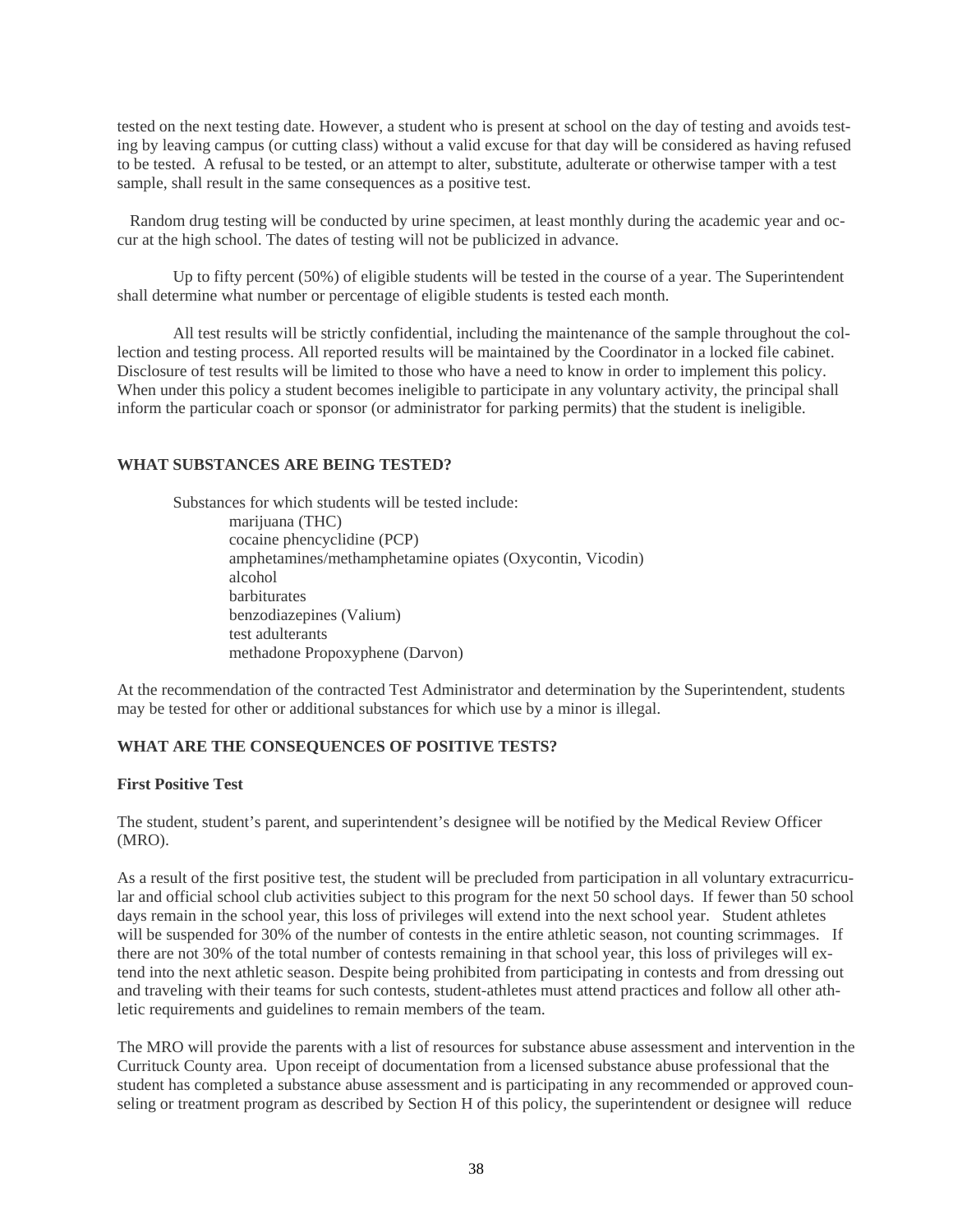tested on the next testing date. However, a student who is present at school on the day of testing and avoids testing by leaving campus (or cutting class) without a valid excuse for that day will be considered as having refused to be tested. A refusal to be tested, or an attempt to alter, substitute, adulterate or otherwise tamper with a test sample, shall result in the same consequences as a positive test.

Random drug testing will be conducted by urine specimen, at least monthly during the academic year and occur at the high school. The dates of testing will not be publicized in advance.

Up to fifty percent (50%) of eligible students will be tested in the course of a year. The Superintendent shall determine what number or percentage of eligible students is tested each month.

All test results will be strictly confidential, including the maintenance of the sample throughout the collection and testing process. All reported results will be maintained by the Coordinator in a locked file cabinet. Disclosure of test results will be limited to those who have a need to know in order to implement this policy. When under this policy a student becomes ineligible to participate in any voluntary activity, the principal shall inform the particular coach or sponsor (or administrator for parking permits) that the student is ineligible.

### WHAT SUBSTANCES ARE BEING TESTED?

Substances for which students will be tested include:

- marijuana (THC)
- cocaine phencyclidine (PCP)
- amphetamines/methamphetamine opiates (Oxycontin, Vicodin)
- alcohol
- barbiturates
- benzodiazepines (Valium)
- test adulterants
- methadone Propoxyphene (Darvon)

At the recommendation of the contracted Test Administrator and determination by the Superintendent, students may be tested for other or additional substances for which use by a minor is illegal.

### WHAT ARE THE CONSEQUENCES OF POSITIVE TESTS?

**First Positive Test**

The student, student's parent, and superintendent's designee will be notified by the Medical Review Officer (MRO).

As a result of the first positive test, the student will be precluded from participation in all voluntary extracurricular and official school club activities subject to this program for the next 50 school days. If fewer than 50 school days remain in the school year, this loss of privileges will extend into the next school year. Student athletes will be suspended for 30% of the number of contests in the entire athletic season, not counting scrimmages. If there are not 30% of the total number of contests remaining in that school year, this loss of privileges will extend into the next athletic season. Despite being prohibited from participating in contests and from dressing out and traveling with their teams for such contests, student-athletes must attend practices and follow all other athletic requirements and guidelines to remain members of the team.

The MRO will provide the parents with a list of resources for substance abuse assessment and intervention in the Currituck County area. Upon receipt of documentation from a licensed substance abuse professional that the student has completed a substance abuse assessment and is participating in any recommended or approved counseling or treatment program as described by Section H of this policy, the superintendent or designee will reduce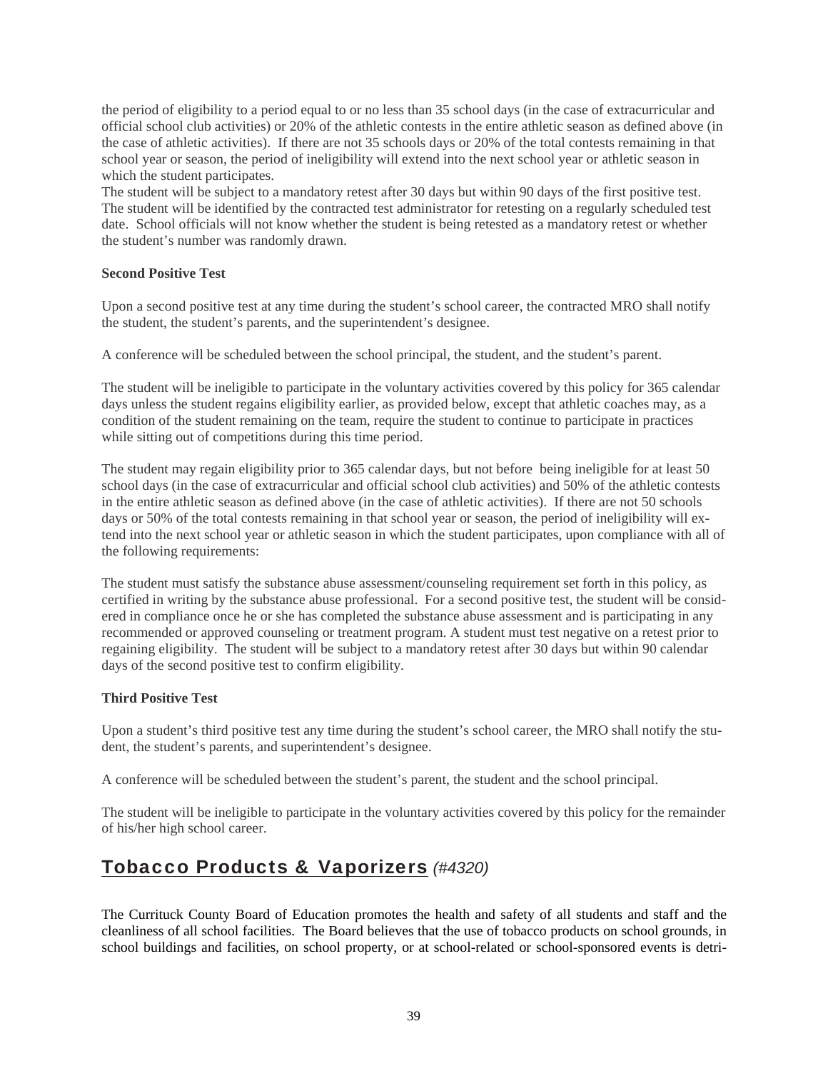the period of eligibility to a period equal to or no less than 35 school days (in the case of extracurricular and official school club activities) or 20% of the athletic contests in the entire athletic season as defined above (in the case of athletic activities). If there are not 35 schools days or 20% of the total contests remaining in that school year or season, the period of ineligibility will extend into the next school year or athletic season in which the student participates.
The student will be subject to a mandatory retest after 30 days but within 90 days of the first positive test. The student will be identified by the contracted test administrator for retesting on a regularly scheduled test date. School officials will not know whether the student is being retested as a mandatory retest or whether the student's number was randomly drawn.

**Second Positive Test**

Upon a second positive test at any time during the student's school career, the contracted MRO shall notify the student, the student's parents, and the superintendent's designee.

A conference will be scheduled between the school principal, the student, and the student's parent.

The student will be ineligible to participate in the voluntary activities covered by this policy for 365 calendar days unless the student regains eligibility earlier, as provided below, except that athletic coaches may, as a condition of the student remaining on the team, require the student to continue to participate in practices while sitting out of competitions during this time period.

The student may regain eligibility prior to 365 calendar days, but not before being ineligible for at least 50 school days (in the case of extracurricular and official school club activities) and 50% of the athletic contests in the entire athletic season as defined above (in the case of athletic activities). If there are not 50 schools days or 50% of the total contests remaining in that school year or season, the period of ineligibility will extend into the next school year or athletic season in which the student participates, upon compliance with all of the following requirements:

The student must satisfy the substance abuse assessment/counseling requirement set forth in this policy, as certified in writing by the substance abuse professional. For a second positive test, the student will be considered in compliance once he or she has completed the substance abuse assessment and is participating in any recommended or approved counseling or treatment program. A student must test negative on a retest prior to regaining eligibility. The student will be subject to a mandatory retest after 30 days but within 90 calendar days of the second positive test to confirm eligibility.

**Third Positive Test**

Upon a student's third positive test any time during the student's school career, the MRO shall notify the student, the student's parents, and superintendent's designee.

A conference will be scheduled between the student's parent, the student and the school principal.

The student will be ineligible to participate in the voluntary activities covered by this policy for the remainder of his/her high school career.

## Tobacco Products & Vaporizers *(#4320)*

The Currituck County Board of Education promotes the health and safety of all students and staff and the cleanliness of all school facilities. The Board believes that the use of tobacco products on school grounds, in school buildings and facilities, on school property, or at school-related or school-sponsored events is detri-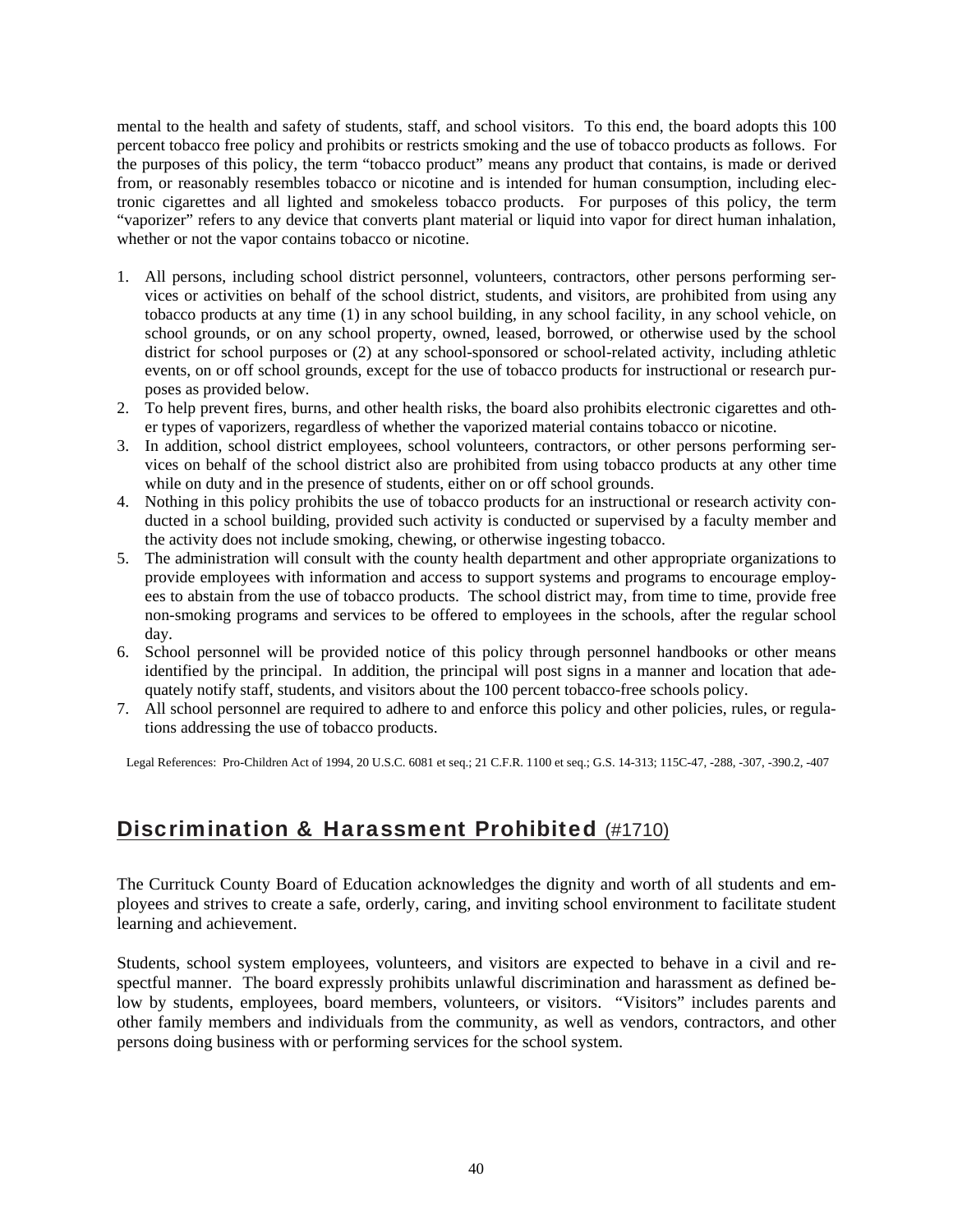mental to the health and safety of students, staff, and school visitors. To this end, the board adopts this 100 percent tobacco free policy and prohibits or restricts smoking and the use of tobacco products as follows. For the purposes of this policy, the term "tobacco product" means any product that contains, is made or derived from, or reasonably resembles tobacco or nicotine and is intended for human consumption, including electronic cigarettes and all lighted and smokeless tobacco products. For purposes of this policy, the term "vaporizer" refers to any device that converts plant material or liquid into vapor for direct human inhalation, whether or not the vapor contains tobacco or nicotine.

1. All persons, including school district personnel, volunteers, contractors, other persons performing services or activities on behalf of the school district, students, and visitors, are prohibited from using any tobacco products at any time (1) in any school building, in any school facility, in any school vehicle, on school grounds, or on any school property, owned, leased, borrowed, or otherwise used by the school district for school purposes or (2) at any school-sponsored or school-related activity, including athletic events, on or off school grounds, except for the use of tobacco products for instructional or research purposes as provided below.
2. To help prevent fires, burns, and other health risks, the board also prohibits electronic cigarettes and other types of vaporizers, regardless of whether the vaporized material contains tobacco or nicotine.
3. In addition, school district employees, school volunteers, contractors, or other persons performing services on behalf of the school district also are prohibited from using tobacco products at any other time while on duty and in the presence of students, either on or off school grounds.
4. Nothing in this policy prohibits the use of tobacco products for an instructional or research activity conducted in a school building, provided such activity is conducted or supervised by a faculty member and the activity does not include smoking, chewing, or otherwise ingesting tobacco.
5. The administration will consult with the county health department and other appropriate organizations to provide employees with information and access to support systems and programs to encourage employees to abstain from the use of tobacco products. The school district may, from time to time, provide free non-smoking programs and services to be offered to employees in the schools, after the regular school day.
6. School personnel will be provided notice of this policy through personnel handbooks or other means identified by the principal. In addition, the principal will post signs in a manner and location that adequately notify staff, students, and visitors about the 100 percent tobacco-free schools policy.
7. All school personnel are required to adhere to and enforce this policy and other policies, rules, or regulations addressing the use of tobacco products.

Legal References: Pro-Children Act of 1994, 20 U.S.C. 6081 et seq.; 21 C.F.R. 1100 et seq.; G.S. 14-313; 115C-47, -288, -307, -390.2, -407

## Discrimination & Harassment Prohibited (#1710)

The Currituck County Board of Education acknowledges the dignity and worth of all students and employees and strives to create a safe, orderly, caring, and inviting school environment to facilitate student learning and achievement.

Students, school system employees, volunteers, and visitors are expected to behave in a civil and respectful manner. The board expressly prohibits unlawful discrimination and harassment as defined below by students, employees, board members, volunteers, or visitors. "Visitors" includes parents and other family members and individuals from the community, as well as vendors, contractors, and other persons doing business with or performing services for the school system.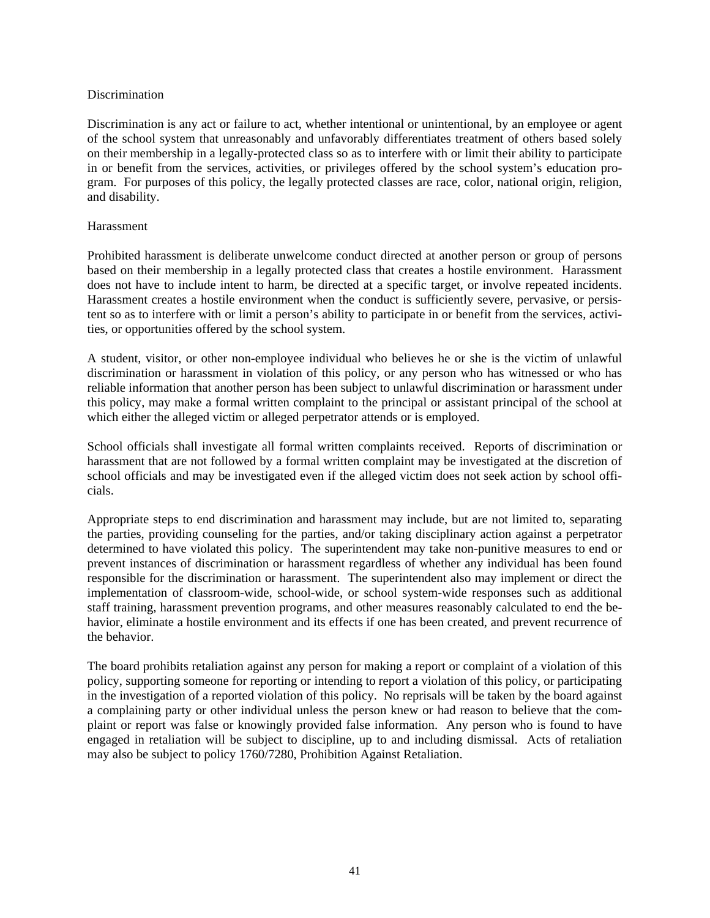### Discrimination

Discrimination is any act or failure to act, whether intentional or unintentional, by an employee or agent of the school system that unreasonably and unfavorably differentiates treatment of others based solely on their membership in a legally-protected class so as to interfere with or limit their ability to participate in or benefit from the services, activities, or privileges offered by the school system's education program. For purposes of this policy, the legally protected classes are race, color, national origin, religion, and disability.

### Harassment

Prohibited harassment is deliberate unwelcome conduct directed at another person or group of persons based on their membership in a legally protected class that creates a hostile environment. Harassment does not have to include intent to harm, be directed at a specific target, or involve repeated incidents. Harassment creates a hostile environment when the conduct is sufficiently severe, pervasive, or persistent so as to interfere with or limit a person's ability to participate in or benefit from the services, activities, or opportunities offered by the school system.

A student, visitor, or other non-employee individual who believes he or she is the victim of unlawful discrimination or harassment in violation of this policy, or any person who has witnessed or who has reliable information that another person has been subject to unlawful discrimination or harassment under this policy, may make a formal written complaint to the principal or assistant principal of the school at which either the alleged victim or alleged perpetrator attends or is employed.

School officials shall investigate all formal written complaints received. Reports of discrimination or harassment that are not followed by a formal written complaint may be investigated at the discretion of school officials and may be investigated even if the alleged victim does not seek action by school officials.

Appropriate steps to end discrimination and harassment may include, but are not limited to, separating the parties, providing counseling for the parties, and/or taking disciplinary action against a perpetrator determined to have violated this policy. The superintendent may take non-punitive measures to end or prevent instances of discrimination or harassment regardless of whether any individual has been found responsible for the discrimination or harassment. The superintendent also may implement or direct the implementation of classroom-wide, school-wide, or school system-wide responses such as additional staff training, harassment prevention programs, and other measures reasonably calculated to end the behavior, eliminate a hostile environment and its effects if one has been created, and prevent recurrence of the behavior.

The board prohibits retaliation against any person for making a report or complaint of a violation of this policy, supporting someone for reporting or intending to report a violation of this policy, or participating in the investigation of a reported violation of this policy. No reprisals will be taken by the board against a complaining party or other individual unless the person knew or had reason to believe that the complaint or report was false or knowingly provided false information. Any person who is found to have engaged in retaliation will be subject to discipline, up to and including dismissal. Acts of retaliation may also be subject to policy 1760/7280, Prohibition Against Retaliation.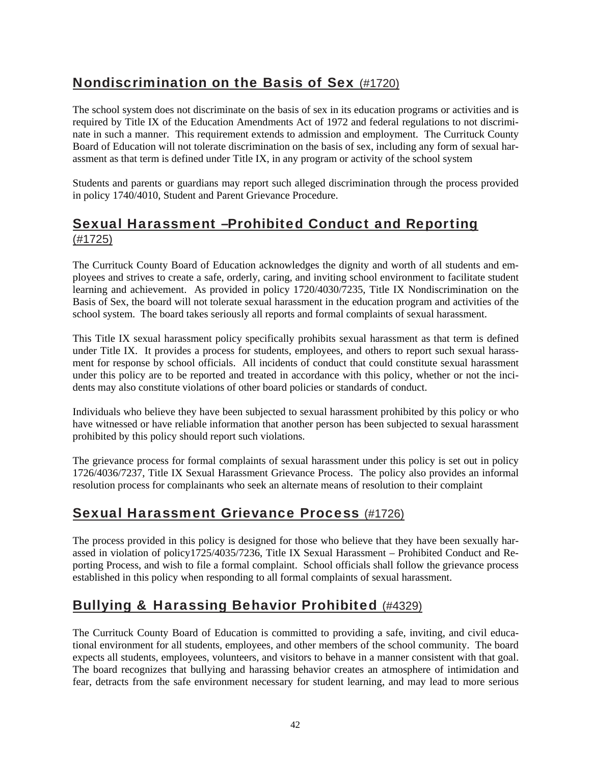## Nondiscrimination on the Basis of Sex (#1720)

The school system does not discriminate on the basis of sex in its education programs or activities and is required by Title IX of the Education Amendments Act of 1972 and federal regulations to not discriminate in such a manner. This requirement extends to admission and employment. The Currituck County Board of Education will not tolerate discrimination on the basis of sex, including any form of sexual harassment as that term is defined under Title IX, in any program or activity of the school system

Students and parents or guardians may report such alleged discrimination through the process provided in policy 1740/4010, Student and Parent Grievance Procedure.

## Sexual Harassment –Prohibited Conduct and Reporting (#1725)

The Currituck County Board of Education acknowledges the dignity and worth of all students and employees and strives to create a safe, orderly, caring, and inviting school environment to facilitate student learning and achievement. As provided in policy 1720/4030/7235, Title IX Nondiscrimination on the Basis of Sex, the board will not tolerate sexual harassment in the education program and activities of the school system. The board takes seriously all reports and formal complaints of sexual harassment.

This Title IX sexual harassment policy specifically prohibits sexual harassment as that term is defined under Title IX. It provides a process for students, employees, and others to report such sexual harassment for response by school officials. All incidents of conduct that could constitute sexual harassment under this policy are to be reported and treated in accordance with this policy, whether or not the incidents may also constitute violations of other board policies or standards of conduct.

Individuals who believe they have been subjected to sexual harassment prohibited by this policy or who have witnessed or have reliable information that another person has been subjected to sexual harassment prohibited by this policy should report such violations.

The grievance process for formal complaints of sexual harassment under this policy is set out in policy 1726/4036/7237, Title IX Sexual Harassment Grievance Process. The policy also provides an informal resolution process for complainants who seek an alternate means of resolution to their complaint

## Sexual Harassment Grievance Process (#1726)

The process provided in this policy is designed for those who believe that they have been sexually harassed in violation of policy1725/4035/7236, Title IX Sexual Harassment – Prohibited Conduct and Reporting Process, and wish to file a formal complaint. School officials shall follow the grievance process established in this policy when responding to all formal complaints of sexual harassment.

## Bullying & Harassing Behavior Prohibited (#4329)

The Currituck County Board of Education is committed to providing a safe, inviting, and civil educational environment for all students, employees, and other members of the school community. The board expects all students, employees, volunteers, and visitors to behave in a manner consistent with that goal. The board recognizes that bullying and harassing behavior creates an atmosphere of intimidation and fear, detracts from the safe environment necessary for student learning, and may lead to more serious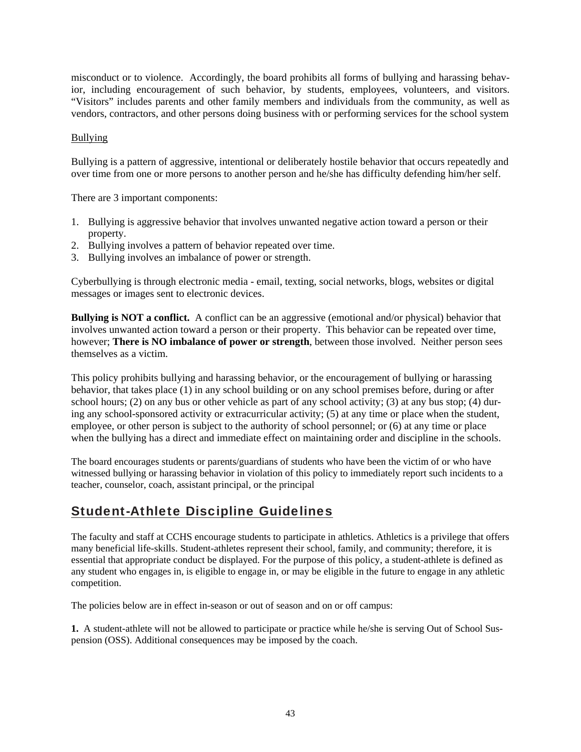misconduct or to violence. Accordingly, the board prohibits all forms of bullying and harassing behavior, including encouragement of such behavior, by students, employees, volunteers, and visitors. "Visitors" includes parents and other family members and individuals from the community, as well as vendors, contractors, and other persons doing business with or performing services for the school system

Bullying

Bullying is a pattern of aggressive, intentional or deliberately hostile behavior that occurs repeatedly and over time from one or more persons to another person and he/she has difficulty defending him/her self.

There are 3 important components:

1. Bullying is aggressive behavior that involves unwanted negative action toward a person or their property.
2. Bullying involves a pattern of behavior repeated over time.
3. Bullying involves an imbalance of power or strength.

Cyberbullying is through electronic media - email, texting, social networks, blogs, websites or digital messages or images sent to electronic devices.

**Bullying is NOT a conflict.** A conflict can be an aggressive (emotional and/or physical) behavior that involves unwanted action toward a person or their property. This behavior can be repeated over time, however; **There is NO imbalance of power or strength**, between those involved. Neither person sees themselves as a victim.

This policy prohibits bullying and harassing behavior, or the encouragement of bullying or harassing behavior, that takes place (1) in any school building or on any school premises before, during or after school hours; (2) on any bus or other vehicle as part of any school activity; (3) at any bus stop; (4) during any school-sponsored activity or extracurricular activity; (5) at any time or place when the student, employee, or other person is subject to the authority of school personnel; or (6) at any time or place when the bullying has a direct and immediate effect on maintaining order and discipline in the schools.

The board encourages students or parents/guardians of students who have been the victim of or who have witnessed bullying or harassing behavior in violation of this policy to immediately report such incidents to a teacher, counselor, coach, assistant principal, or the principal

## Student-Athlete Discipline Guidelines

The faculty and staff at CCHS encourage students to participate in athletics. Athletics is a privilege that offers many beneficial life-skills. Student-athletes represent their school, family, and community; therefore, it is essential that appropriate conduct be displayed. For the purpose of this policy, a student-athlete is defined as any student who engages in, is eligible to engage in, or may be eligible in the future to engage in any athletic competition.

The policies below are in effect in-season or out of season and on or off campus:

**1.** A student-athlete will not be allowed to participate or practice while he/she is serving Out of School Suspension (OSS). Additional consequences may be imposed by the coach.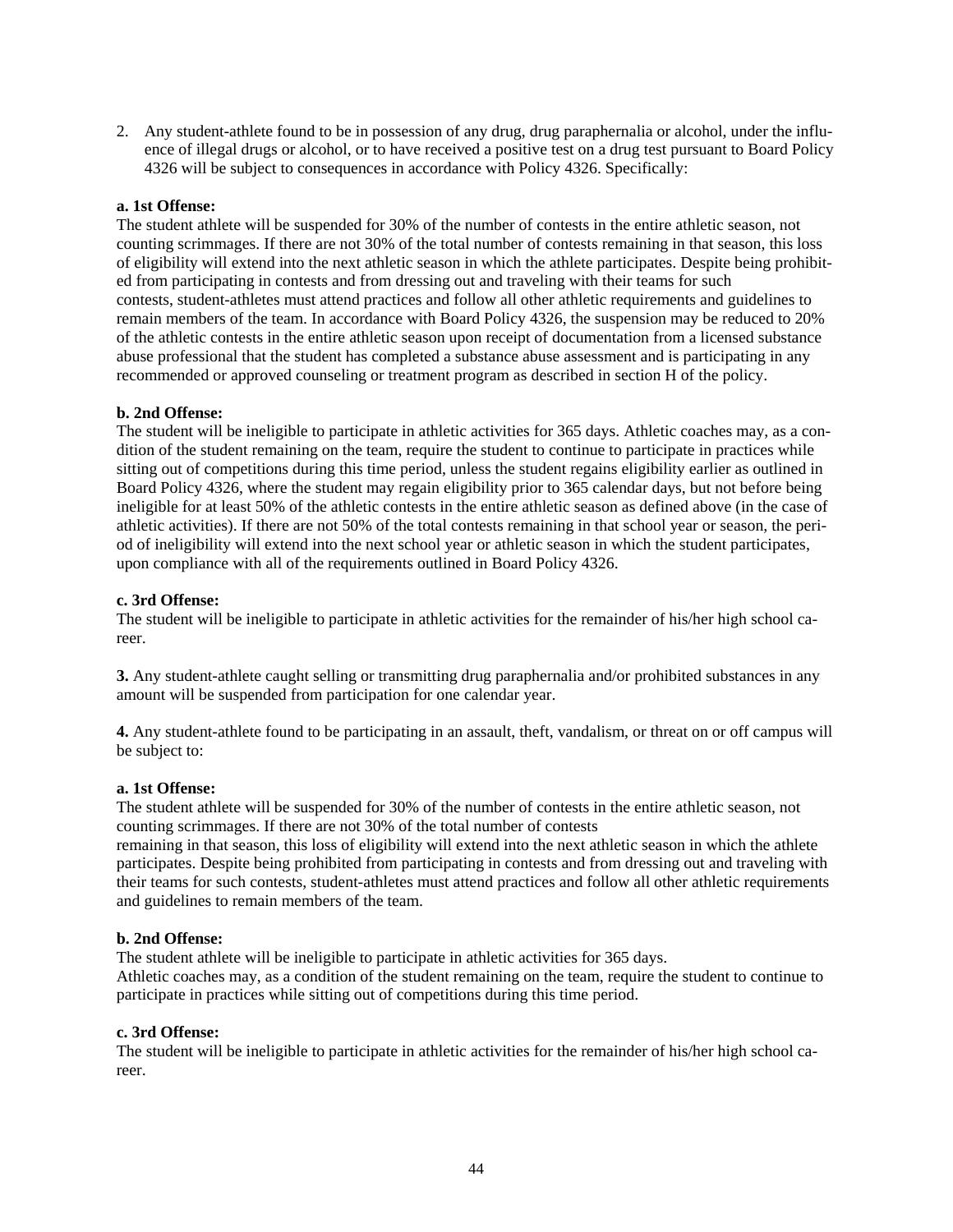2. Any student-athlete found to be in possession of any drug, drug paraphernalia or alcohol, under the influence of illegal drugs or alcohol, or to have received a positive test on a drug test pursuant to Board Policy 4326 will be subject to consequences in accordance with Policy 4326. Specifically:

**a. 1st Offense:**
The student athlete will be suspended for 30% of the number of contests in the entire athletic season, not counting scrimmages. If there are not 30% of the total number of contests remaining in that season, this loss of eligibility will extend into the next athletic season in which the athlete participates. Despite being prohibited from participating in contests and from dressing out and traveling with their teams for such contests, student-athletes must attend practices and follow all other athletic requirements and guidelines to remain members of the team. In accordance with Board Policy 4326, the suspension may be reduced to 20% of the athletic contests in the entire athletic season upon receipt of documentation from a licensed substance abuse professional that the student has completed a substance abuse assessment and is participating in any recommended or approved counseling or treatment program as described in section H of the policy.

**b. 2nd Offense:**
The student will be ineligible to participate in athletic activities for 365 days. Athletic coaches may, as a condition of the student remaining on the team, require the student to continue to participate in practices while sitting out of competitions during this time period, unless the student regains eligibility earlier as outlined in Board Policy 4326, where the student may regain eligibility prior to 365 calendar days, but not before being ineligible for at least 50% of the athletic contests in the entire athletic season as defined above (in the case of athletic activities). If there are not 50% of the total contests remaining in that school year or season, the period of ineligibility will extend into the next school year or athletic season in which the student participates, upon compliance with all of the requirements outlined in Board Policy 4326.

**c. 3rd Offense:**
The student will be ineligible to participate in athletic activities for the remainder of his/her high school career.

**3.** Any student-athlete caught selling or transmitting drug paraphernalia and/or prohibited substances in any amount will be suspended from participation for one calendar year.

**4.** Any student-athlete found to be participating in an assault, theft, vandalism, or threat on or off campus will be subject to:

**a. 1st Offense:**
The student athlete will be suspended for 30% of the number of contests in the entire athletic season, not counting scrimmages. If there are not 30% of the total number of contests remaining in that season, this loss of eligibility will extend into the next athletic season in which the athlete participates. Despite being prohibited from participating in contests and from dressing out and traveling with their teams for such contests, student-athletes must attend practices and follow all other athletic requirements and guidelines to remain members of the team.

**b. 2nd Offense:**
The student athlete will be ineligible to participate in athletic activities for 365 days.
Athletic coaches may, as a condition of the student remaining on the team, require the student to continue to participate in practices while sitting out of competitions during this time period.

**c. 3rd Offense:**
The student will be ineligible to participate in athletic activities for the remainder of his/her high school career.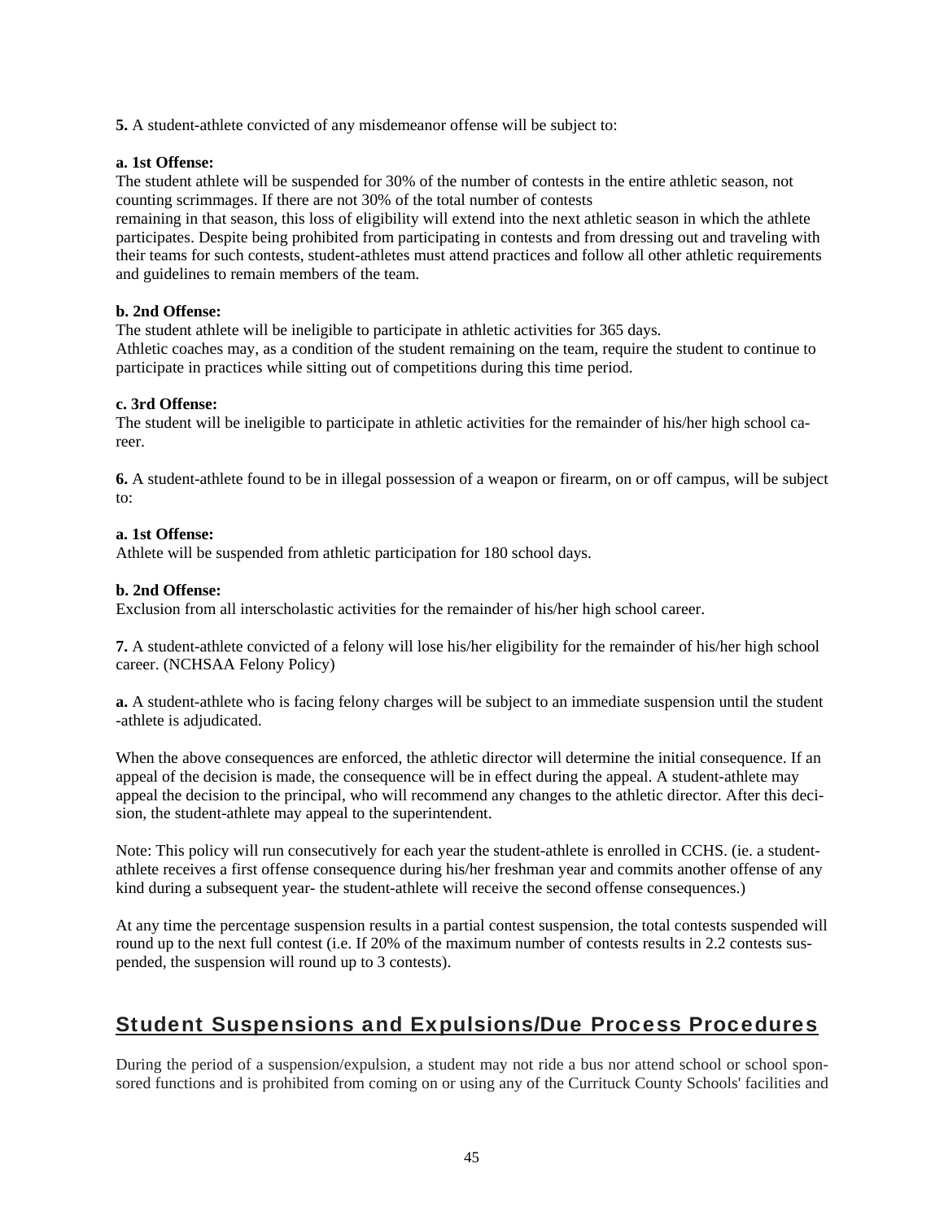**5.** A student-athlete convicted of any misdemeanor offense will be subject to:

**a. 1st Offense:**
The student athlete will be suspended for 30% of the number of contests in the entire athletic season, not counting scrimmages. If there are not 30% of the total number of contests remaining in that season, this loss of eligibility will extend into the next athletic season in which the athlete participates. Despite being prohibited from participating in contests and from dressing out and traveling with their teams for such contests, student-athletes must attend practices and follow all other athletic requirements and guidelines to remain members of the team.

**b. 2nd Offense:**
The student athlete will be ineligible to participate in athletic activities for 365 days.
Athletic coaches may, as a condition of the student remaining on the team, require the student to continue to participate in practices while sitting out of competitions during this time period.

**c. 3rd Offense:**
The student will be ineligible to participate in athletic activities for the remainder of his/her high school career.

**6.** A student-athlete found to be in illegal possession of a weapon or firearm, on or off campus, will be subject to:

**a. 1st Offense:**
Athlete will be suspended from athletic participation for 180 school days.

**b. 2nd Offense:**
Exclusion from all interscholastic activities for the remainder of his/her high school career.

**7.** A student-athlete convicted of a felony will lose his/her eligibility for the remainder of his/her high school career. (NCHSAA Felony Policy)

**a.** A student-athlete who is facing felony charges will be subject to an immediate suspension until the student-athlete is adjudicated.

When the above consequences are enforced, the athletic director will determine the initial consequence. If an appeal of the decision is made, the consequence will be in effect during the appeal. A student-athlete may appeal the decision to the principal, who will recommend any changes to the athletic director. After this decision, the student-athlete may appeal to the superintendent.

Note: This policy will run consecutively for each year the student-athlete is enrolled in CCHS. (ie. a student-athlete receives a first offense consequence during his/her freshman year and commits another offense of any kind during a subsequent year- the student-athlete will receive the second offense consequences.)

At any time the percentage suspension results in a partial contest suspension, the total contests suspended will round up to the next full contest (i.e. If 20% of the maximum number of contests results in 2.2 contests suspended, the suspension will round up to 3 contests).

## Student Suspensions and Expulsions/Due Process Procedures

During the period of a suspension/expulsion, a student may not ride a bus nor attend school or school sponsored functions and is prohibited from coming on or using any of the Currituck County Schools' facilities and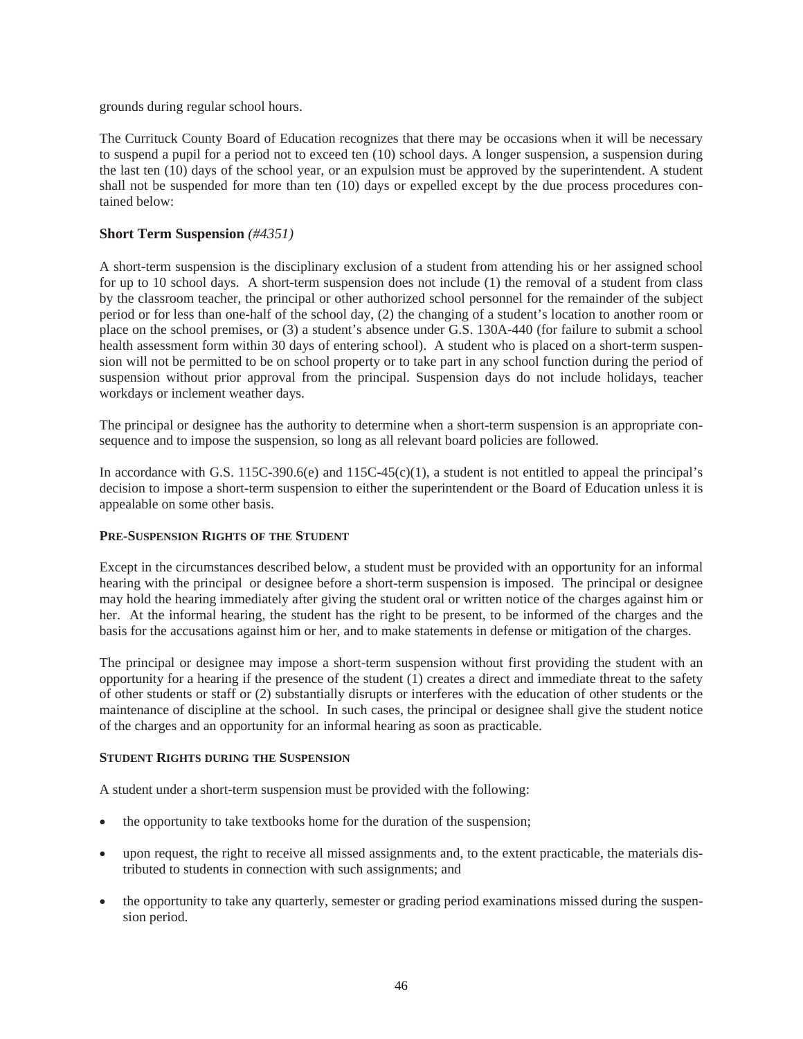grounds during regular school hours.

The Currituck County Board of Education recognizes that there may be occasions when it will be necessary to suspend a pupil for a period not to exceed ten (10) school days. A longer suspension, a suspension during the last ten (10) days of the school year, or an expulsion must be approved by the superintendent. A student shall not be suspended for more than ten (10) days or expelled except by the due process procedures contained below:

### Short Term Suspension *(#4351)*

A short-term suspension is the disciplinary exclusion of a student from attending his or her assigned school for up to 10 school days. A short-term suspension does not include (1) the removal of a student from class by the classroom teacher, the principal or other authorized school personnel for the remainder of the subject period or for less than one-half of the school day, (2) the changing of a student's location to another room or place on the school premises, or (3) a student's absence under G.S. 130A-440 (for failure to submit a school health assessment form within 30 days of entering school). A student who is placed on a short-term suspension will not be permitted to be on school property or to take part in any school function during the period of suspension without prior approval from the principal. Suspension days do not include holidays, teacher workdays or inclement weather days.

The principal or designee has the authority to determine when a short-term suspension is an appropriate consequence and to impose the suspension, so long as all relevant board policies are followed.

In accordance with G.S. 115C-390.6(e) and 115C-45(c)(1), a student is not entitled to appeal the principal's decision to impose a short-term suspension to either the superintendent or the Board of Education unless it is appealable on some other basis.

#### Pre-Suspension Rights of the Student

Except in the circumstances described below, a student must be provided with an opportunity for an informal hearing with the principal or designee before a short-term suspension is imposed. The principal or designee may hold the hearing immediately after giving the student oral or written notice of the charges against him or her. At the informal hearing, the student has the right to be present, to be informed of the charges and the basis for the accusations against him or her, and to make statements in defense or mitigation of the charges.

The principal or designee may impose a short-term suspension without first providing the student with an opportunity for a hearing if the presence of the student (1) creates a direct and immediate threat to the safety of other students or staff or (2) substantially disrupts or interferes with the education of other students or the maintenance of discipline at the school. In such cases, the principal or designee shall give the student notice of the charges and an opportunity for an informal hearing as soon as practicable.

#### Student Rights during the Suspension

A student under a short-term suspension must be provided with the following:

- the opportunity to take textbooks home for the duration of the suspension;
- upon request, the right to receive all missed assignments and, to the extent practicable, the materials distributed to students in connection with such assignments; and
- the opportunity to take any quarterly, semester or grading period examinations missed during the suspension period.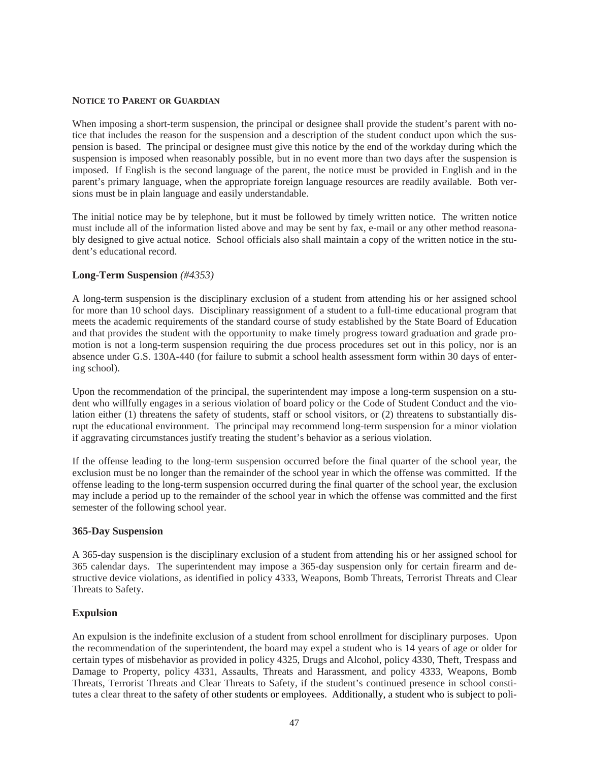**NOTICE TO PARENT OR GUARDIAN**

When imposing a short-term suspension, the principal or designee shall provide the student's parent with notice that includes the reason for the suspension and a description of the student conduct upon which the suspension is based. The principal or designee must give this notice by the end of the workday during which the suspension is imposed when reasonably possible, but in no event more than two days after the suspension is imposed. If English is the second language of the parent, the notice must be provided in English and in the parent's primary language, when the appropriate foreign language resources are readily available. Both versions must be in plain language and easily understandable.

The initial notice may be by telephone, but it must be followed by timely written notice. The written notice must include all of the information listed above and may be sent by fax, e-mail or any other method reasonably designed to give actual notice. School officials also shall maintain a copy of the written notice in the student's educational record.

### Long-Term Suspension *(#4353)*

A long-term suspension is the disciplinary exclusion of a student from attending his or her assigned school for more than 10 school days. Disciplinary reassignment of a student to a full-time educational program that meets the academic requirements of the standard course of study established by the State Board of Education and that provides the student with the opportunity to make timely progress toward graduation and grade promotion is not a long-term suspension requiring the due process procedures set out in this policy, nor is an absence under G.S. 130A-440 (for failure to submit a school health assessment form within 30 days of entering school).

Upon the recommendation of the principal, the superintendent may impose a long-term suspension on a student who willfully engages in a serious violation of board policy or the Code of Student Conduct and the violation either (1) threatens the safety of students, staff or school visitors, or (2) threatens to substantially disrupt the educational environment. The principal may recommend long-term suspension for a minor violation if aggravating circumstances justify treating the student's behavior as a serious violation.

If the offense leading to the long-term suspension occurred before the final quarter of the school year, the exclusion must be no longer than the remainder of the school year in which the offense was committed. If the offense leading to the long-term suspension occurred during the final quarter of the school year, the exclusion may include a period up to the remainder of the school year in which the offense was committed and the first semester of the following school year.

### 365-Day Suspension

A 365-day suspension is the disciplinary exclusion of a student from attending his or her assigned school for 365 calendar days. The superintendent may impose a 365-day suspension only for certain firearm and destructive device violations, as identified in policy 4333, Weapons, Bomb Threats, Terrorist Threats and Clear Threats to Safety.

### Expulsion

An expulsion is the indefinite exclusion of a student from school enrollment for disciplinary purposes. Upon the recommendation of the superintendent, the board may expel a student who is 14 years of age or older for certain types of misbehavior as provided in policy 4325, Drugs and Alcohol, policy 4330, Theft, Trespass and Damage to Property, policy 4331, Assaults, Threats and Harassment, and policy 4333, Weapons, Bomb Threats, Terrorist Threats and Clear Threats to Safety, if the student's continued presence in school constitutes a clear threat to the safety of other students or employees. Additionally, a student who is subject to poli-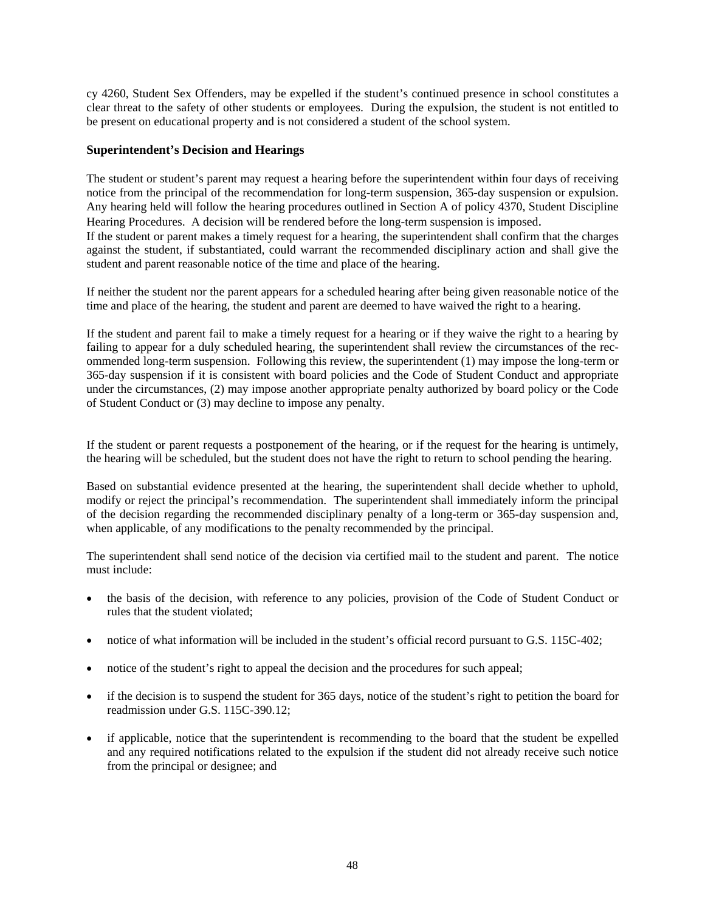cy 4260, Student Sex Offenders, may be expelled if the student's continued presence in school constitutes a clear threat to the safety of other students or employees. During the expulsion, the student is not entitled to be present on educational property and is not considered a student of the school system.

### Superintendent's Decision and Hearings

The student or student's parent may request a hearing before the superintendent within four days of receiving notice from the principal of the recommendation for long-term suspension, 365-day suspension or expulsion. Any hearing held will follow the hearing procedures outlined in Section A of policy 4370, Student Discipline Hearing Procedures. A decision will be rendered before the long-term suspension is imposed.
If the student or parent makes a timely request for a hearing, the superintendent shall confirm that the charges against the student, if substantiated, could warrant the recommended disciplinary action and shall give the student and parent reasonable notice of the time and place of the hearing.

If neither the student nor the parent appears for a scheduled hearing after being given reasonable notice of the time and place of the hearing, the student and parent are deemed to have waived the right to a hearing.

If the student and parent fail to make a timely request for a hearing or if they waive the right to a hearing by failing to appear for a duly scheduled hearing, the superintendent shall review the circumstances of the recommended long-term suspension. Following this review, the superintendent (1) may impose the long-term or 365-day suspension if it is consistent with board policies and the Code of Student Conduct and appropriate under the circumstances, (2) may impose another appropriate penalty authorized by board policy or the Code of Student Conduct or (3) may decline to impose any penalty.

If the student or parent requests a postponement of the hearing, or if the request for the hearing is untimely, the hearing will be scheduled, but the student does not have the right to return to school pending the hearing.

Based on substantial evidence presented at the hearing, the superintendent shall decide whether to uphold, modify or reject the principal's recommendation. The superintendent shall immediately inform the principal of the decision regarding the recommended disciplinary penalty of a long-term or 365-day suspension and, when applicable, of any modifications to the penalty recommended by the principal.

The superintendent shall send notice of the decision via certified mail to the student and parent. The notice must include:

- the basis of the decision, with reference to any policies, provision of the Code of Student Conduct or rules that the student violated;
- notice of what information will be included in the student's official record pursuant to G.S. 115C-402;
- notice of the student's right to appeal the decision and the procedures for such appeal;
- if the decision is to suspend the student for 365 days, notice of the student's right to petition the board for readmission under G.S. 115C-390.12;
- if applicable, notice that the superintendent is recommending to the board that the student be expelled and any required notifications related to the expulsion if the student did not already receive such notice from the principal or designee; and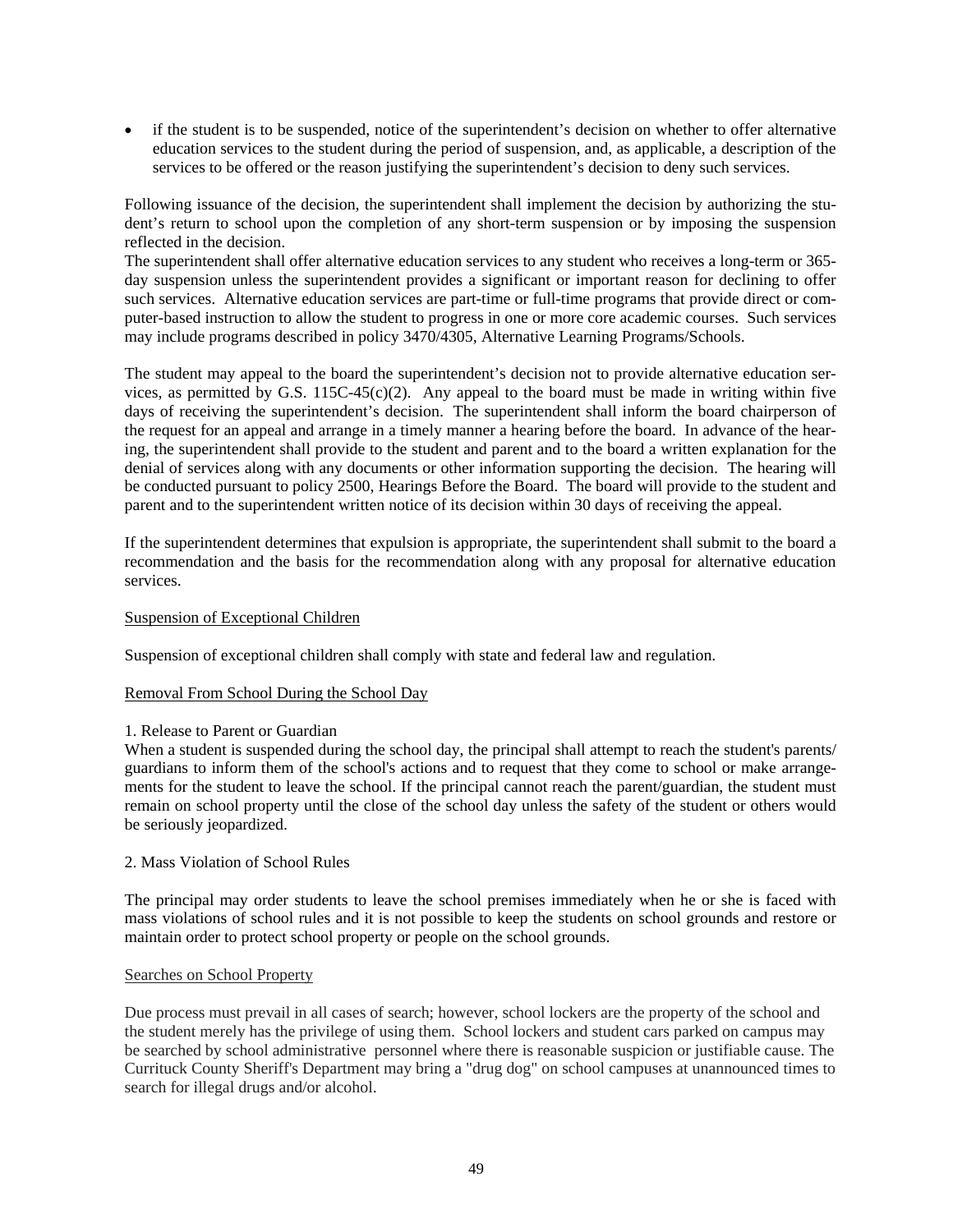- if the student is to be suspended, notice of the superintendent's decision on whether to offer alternative education services to the student during the period of suspension, and, as applicable, a description of the services to be offered or the reason justifying the superintendent's decision to deny such services.

Following issuance of the decision, the superintendent shall implement the decision by authorizing the student's return to school upon the completion of any short-term suspension or by imposing the suspension reflected in the decision.

The superintendent shall offer alternative education services to any student who receives a long-term or 365-day suspension unless the superintendent provides a significant or important reason for declining to offer such services. Alternative education services are part-time or full-time programs that provide direct or computer-based instruction to allow the student to progress in one or more core academic courses. Such services may include programs described in policy 3470/4305, Alternative Learning Programs/Schools.

The student may appeal to the board the superintendent's decision not to provide alternative education services, as permitted by G.S. 115C-45(c)(2). Any appeal to the board must be made in writing within five days of receiving the superintendent's decision. The superintendent shall inform the board chairperson of the request for an appeal and arrange in a timely manner a hearing before the board. In advance of the hearing, the superintendent shall provide to the student and parent and to the board a written explanation for the denial of services along with any documents or other information supporting the decision. The hearing will be conducted pursuant to policy 2500, Hearings Before the Board. The board will provide to the student and parent and to the superintendent written notice of its decision within 30 days of receiving the appeal.

If the superintendent determines that expulsion is appropriate, the superintendent shall submit to the board a recommendation and the basis for the recommendation along with any proposal for alternative education services.

<u>Suspension of Exceptional Children</u>

Suspension of exceptional children shall comply with state and federal law and regulation.

<u>Removal From School During the School Day</u>

1. Release to Parent or Guardian

When a student is suspended during the school day, the principal shall attempt to reach the student's parents/ guardians to inform them of the school's actions and to request that they come to school or make arrangements for the student to leave the school. If the principal cannot reach the parent/guardian, the student must remain on school property until the close of the school day unless the safety of the student or others would be seriously jeopardized.

2. Mass Violation of School Rules

The principal may order students to leave the school premises immediately when he or she is faced with mass violations of school rules and it is not possible to keep the students on school grounds and restore or maintain order to protect school property or people on the school grounds.

<u>Searches on School Property</u>

Due process must prevail in all cases of search; however, school lockers are the property of the school and the student merely has the privilege of using them. School lockers and student cars parked on campus may be searched by school administrative personnel where there is reasonable suspicion or justifiable cause. The Currituck County Sheriff's Department may bring a "drug dog" on school campuses at unannounced times to search for illegal drugs and/or alcohol.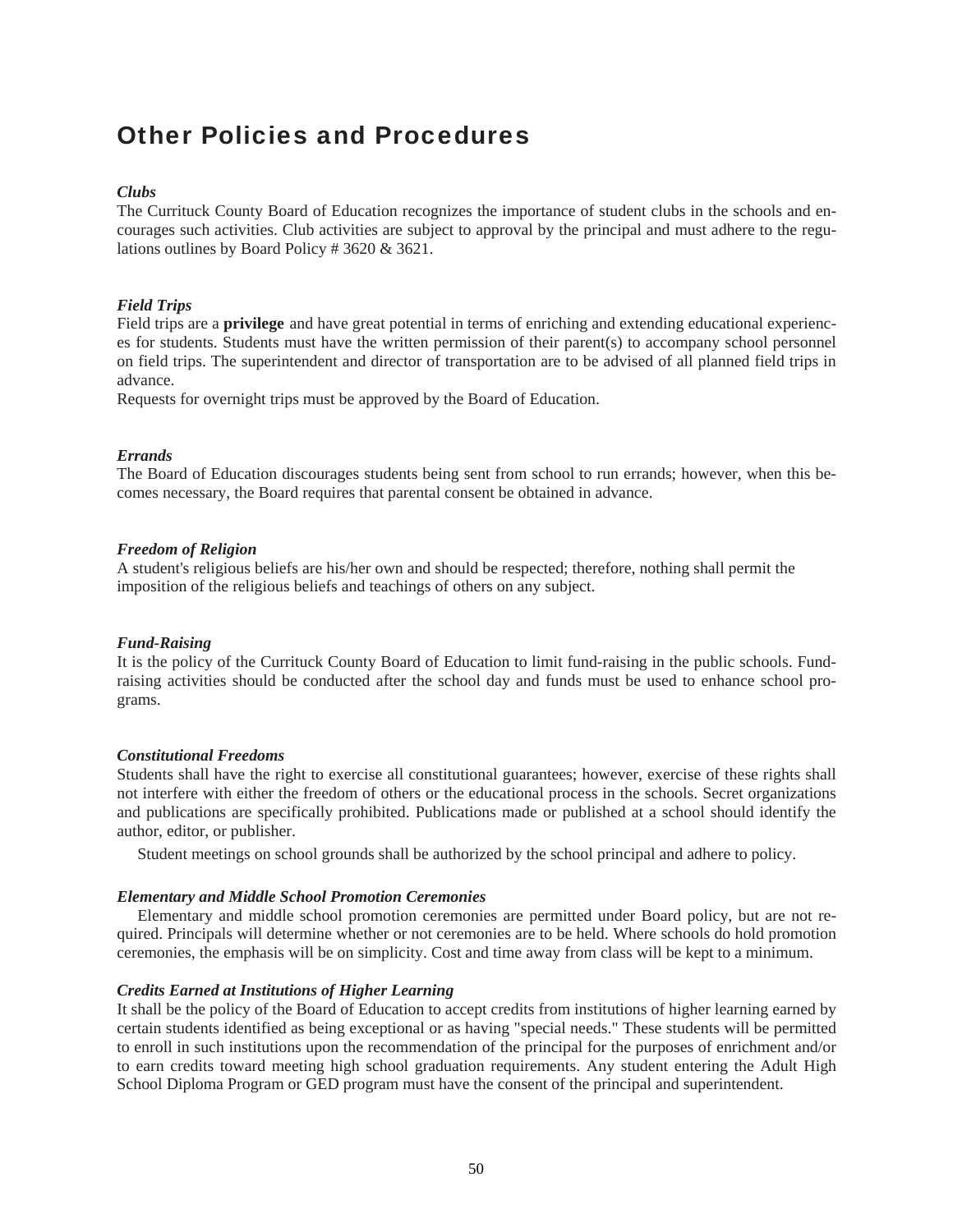# Other Policies and Procedures

***Clubs***

The Currituck County Board of Education recognizes the importance of student clubs in the schools and encourages such activities. Club activities are subject to approval by the principal and must adhere to the regulations outlines by Board Policy # 3620 & 3621.

***Field Trips***

Field trips are a **privilege** and have great potential in terms of enriching and extending educational experiences for students. Students must have the written permission of their parent(s) to accompany school personnel on field trips. The superintendent and director of transportation are to be advised of all planned field trips in advance.

Requests for overnight trips must be approved by the Board of Education.

***Errands***

The Board of Education discourages students being sent from school to run errands; however, when this becomes necessary, the Board requires that parental consent be obtained in advance.

***Freedom of Religion***

A student's religious beliefs are his/her own and should be respected; therefore, nothing shall permit the imposition of the religious beliefs and teachings of others on any subject.

***Fund-Raising***

It is the policy of the Currituck County Board of Education to limit fund-raising in the public schools. Fund-raising activities should be conducted after the school day and funds must be used to enhance school programs.

***Constitutional Freedoms***

Students shall have the right to exercise all constitutional guarantees; however, exercise of these rights shall not interfere with either the freedom of others or the educational process in the schools. Secret organizations and publications are specifically prohibited. Publications made or published at a school should identify the author, editor, or publisher.

Student meetings on school grounds shall be authorized by the school principal and adhere to policy.

***Elementary and Middle School Promotion Ceremonies***

Elementary and middle school promotion ceremonies are permitted under Board policy, but are not required. Principals will determine whether or not ceremonies are to be held. Where schools do hold promotion ceremonies, the emphasis will be on simplicity. Cost and time away from class will be kept to a minimum.

***Credits Earned at Institutions of Higher Learning***

It shall be the policy of the Board of Education to accept credits from institutions of higher learning earned by certain students identified as being exceptional or as having "special needs." These students will be permitted to enroll in such institutions upon the recommendation of the principal for the purposes of enrichment and/or to earn credits toward meeting high school graduation requirements. Any student entering the Adult High School Diploma Program or GED program must have the consent of the principal and superintendent.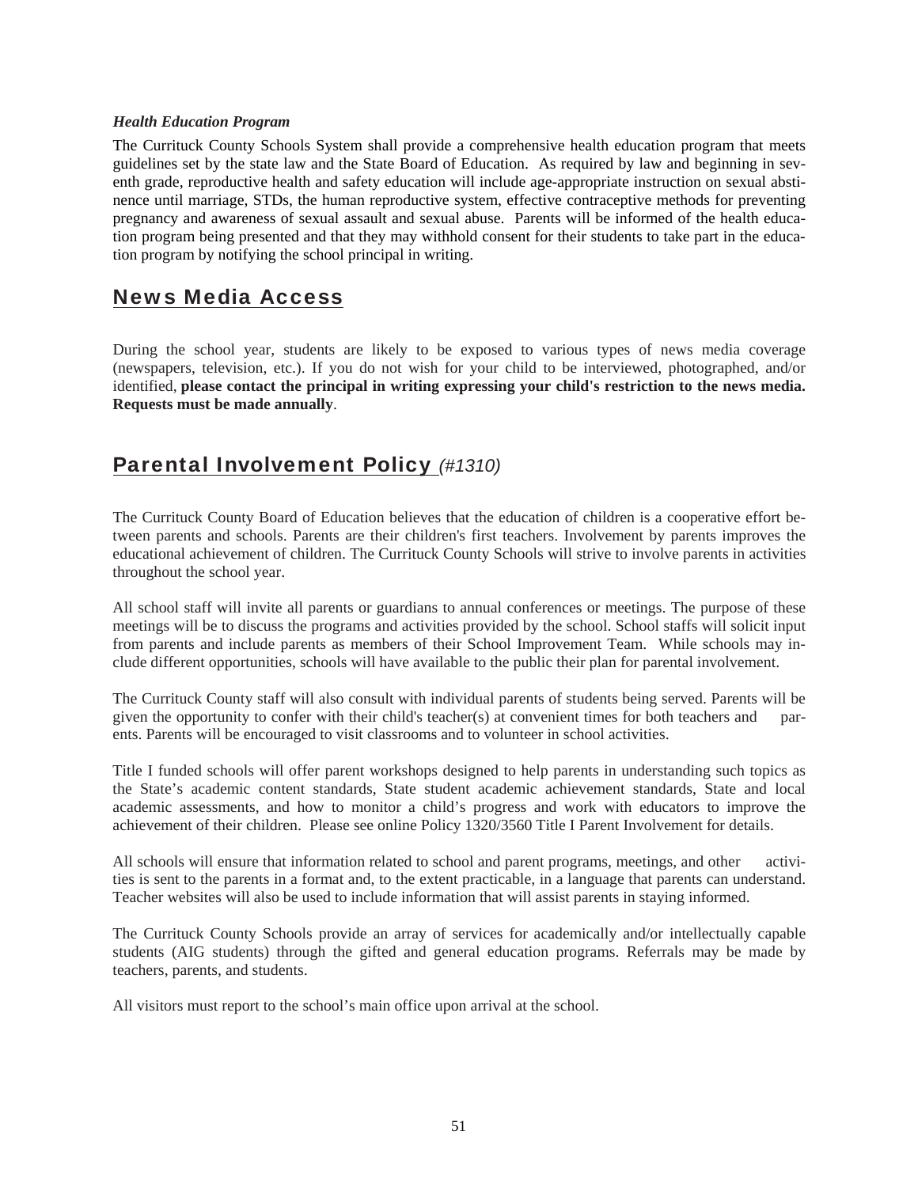***Health Education Program***

The Currituck County Schools System shall provide a comprehensive health education program that meets guidelines set by the state law and the State Board of Education. As required by law and beginning in seventh grade, reproductive health and safety education will include age-appropriate instruction on sexual abstinence until marriage, STDs, the human reproductive system, effective contraceptive methods for preventing pregnancy and awareness of sexual assault and sexual abuse. Parents will be informed of the health education program being presented and that they may withhold consent for their students to take part in the education program by notifying the school principal in writing.

## News Media Access

During the school year, students are likely to be exposed to various types of news media coverage (newspapers, television, etc.). If you do not wish for your child to be interviewed, photographed, and/or identified, **please contact the principal in writing expressing your child's restriction to the news media. Requests must be made annually**.

## Parental Involvement Policy *(#1310)*

The Currituck County Board of Education believes that the education of children is a cooperative effort between parents and schools. Parents are their children's first teachers. Involvement by parents improves the educational achievement of children. The Currituck County Schools will strive to involve parents in activities throughout the school year.

All school staff will invite all parents or guardians to annual conferences or meetings. The purpose of these meetings will be to discuss the programs and activities provided by the school. School staffs will solicit input from parents and include parents as members of their School Improvement Team. While schools may include different opportunities, schools will have available to the public their plan for parental involvement.

The Currituck County staff will also consult with individual parents of students being served. Parents will be given the opportunity to confer with their child's teacher(s) at convenient times for both teachers and parents. Parents will be encouraged to visit classrooms and to volunteer in school activities.

Title I funded schools will offer parent workshops designed to help parents in understanding such topics as the State's academic content standards, State student academic achievement standards, State and local academic assessments, and how to monitor a child's progress and work with educators to improve the achievement of their children. Please see online Policy 1320/3560 Title I Parent Involvement for details.

All schools will ensure that information related to school and parent programs, meetings, and other activities is sent to the parents in a format and, to the extent practicable, in a language that parents can understand. Teacher websites will also be used to include information that will assist parents in staying informed.

The Currituck County Schools provide an array of services for academically and/or intellectually capable students (AIG students) through the gifted and general education programs. Referrals may be made by teachers, parents, and students.

All visitors must report to the school's main office upon arrival at the school.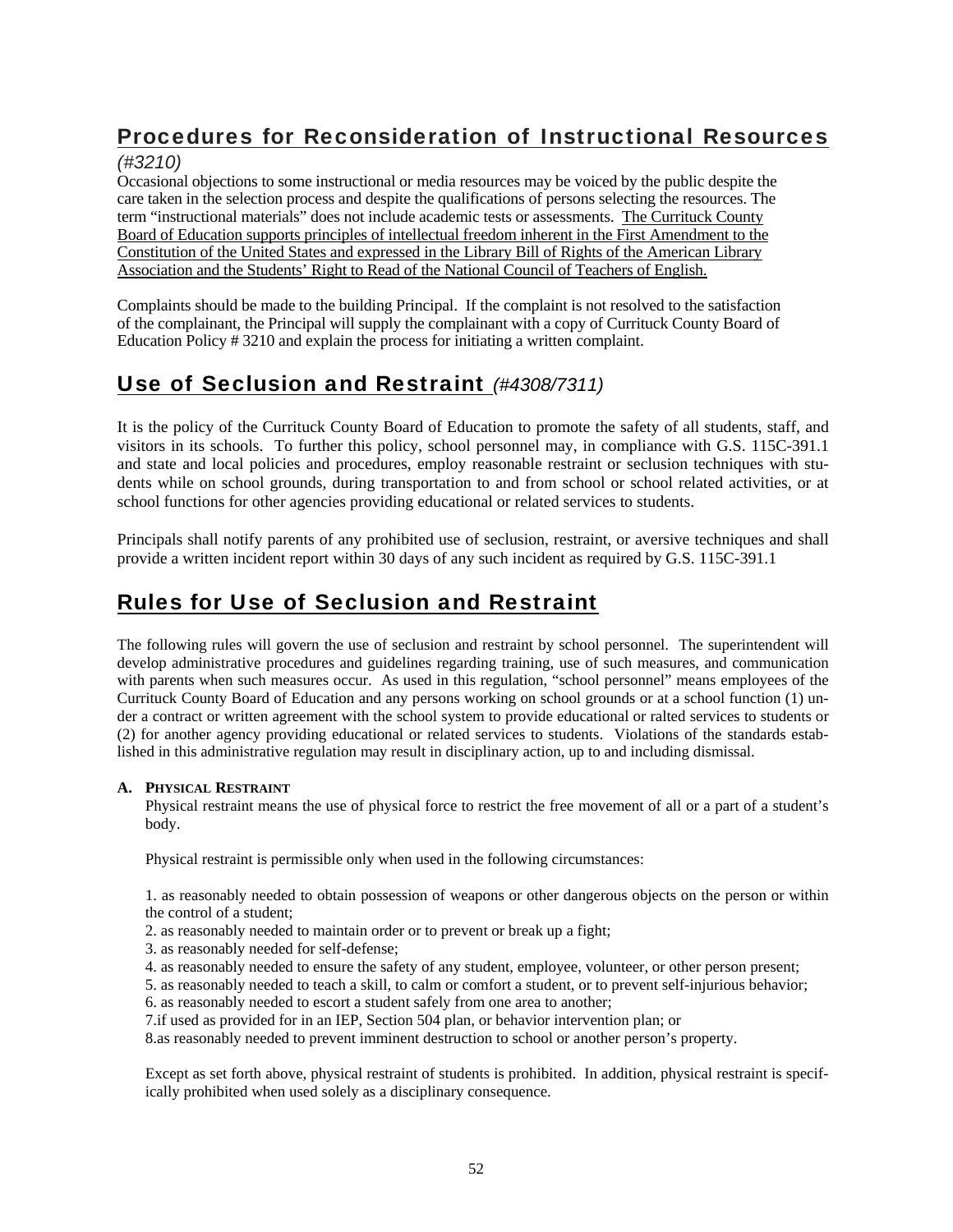## Procedures for Reconsideration of Instructional Resources

*(#3210)*

Occasional objections to some instructional or media resources may be voiced by the public despite the care taken in the selection process and despite the qualifications of persons selecting the resources. The term "instructional materials" does not include academic tests or assessments. The Currituck County Board of Education supports principles of intellectual freedom inherent in the First Amendment to the Constitution of the United States and expressed in the Library Bill of Rights of the American Library Association and the Students' Right to Read of the National Council of Teachers of English.

Complaints should be made to the building Principal. If the complaint is not resolved to the satisfaction of the complainant, the Principal will supply the complainant with a copy of Currituck County Board of Education Policy # 3210 and explain the process for initiating a written complaint.

## Use of Seclusion and Restraint *(#4308/7311)*

It is the policy of the Currituck County Board of Education to promote the safety of all students, staff, and visitors in its schools. To further this policy, school personnel may, in compliance with G.S. 115C-391.1 and state and local policies and procedures, employ reasonable restraint or seclusion techniques with students while on school grounds, during transportation to and from school or school related activities, or at school functions for other agencies providing educational or related services to students.

Principals shall notify parents of any prohibited use of seclusion, restraint, or aversive techniques and shall provide a written incident report within 30 days of any such incident as required by G.S. 115C-391.1

## Rules for Use of Seclusion and Restraint

The following rules will govern the use of seclusion and restraint by school personnel. The superintendent will develop administrative procedures and guidelines regarding training, use of such measures, and communication with parents when such measures occur. As used in this regulation, "school personnel" means employees of the Currituck County Board of Education and any persons working on school grounds or at a school function (1) under a contract or written agreement with the school system to provide educational or ralted services to students or (2) for another agency providing educational or related services to students. Violations of the standards established in this administrative regulation may result in disciplinary action, up to and including dismissal.

**A. PHYSICAL RESTRAINT**

Physical restraint means the use of physical force to restrict the free movement of all or a part of a student's body.

Physical restraint is permissible only when used in the following circumstances:

1. as reasonably needed to obtain possession of weapons or other dangerous objects on the person or within the control of a student;
2. as reasonably needed to maintain order or to prevent or break up a fight;
3. as reasonably needed for self-defense;
4. as reasonably needed to ensure the safety of any student, employee, volunteer, or other person present;
5. as reasonably needed to teach a skill, to calm or comfort a student, or to prevent self-injurious behavior;
6. as reasonably needed to escort a student safely from one area to another;
7. if used as provided for in an IEP, Section 504 plan, or behavior intervention plan; or
8. as reasonably needed to prevent imminent destruction to school or another person's property.

Except as set forth above, physical restraint of students is prohibited. In addition, physical restraint is specifically prohibited when used solely as a disciplinary consequence.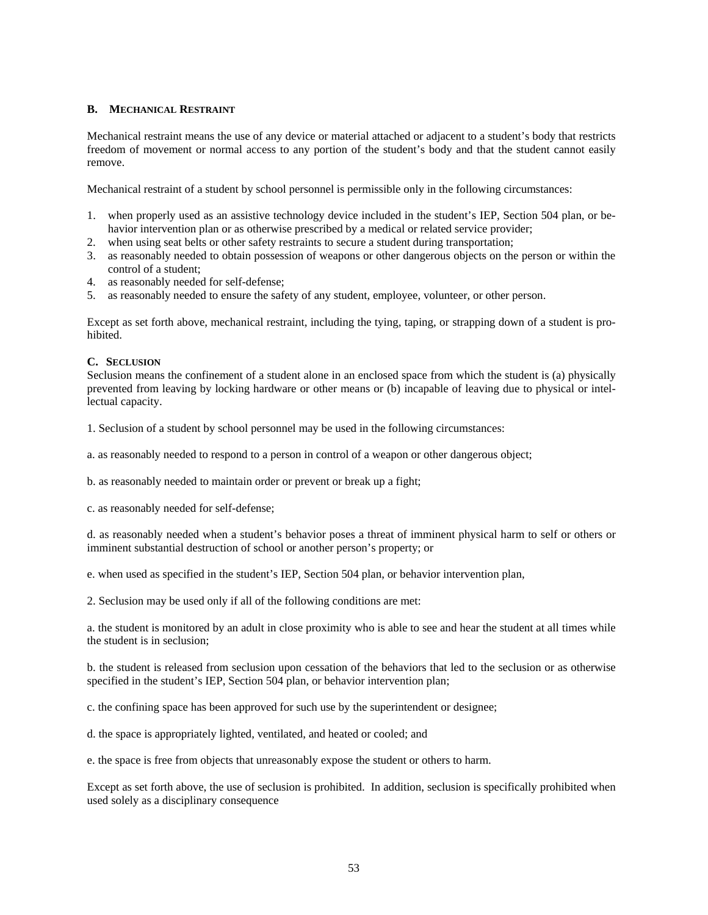### B. Mechanical Restraint

Mechanical restraint means the use of any device or material attached or adjacent to a student's body that restricts freedom of movement or normal access to any portion of the student's body and that the student cannot easily remove.

Mechanical restraint of a student by school personnel is permissible only in the following circumstances:

1. when properly used as an assistive technology device included in the student's IEP, Section 504 plan, or behavior intervention plan or as otherwise prescribed by a medical or related service provider;
2. when using seat belts or other safety restraints to secure a student during transportation;
3. as reasonably needed to obtain possession of weapons or other dangerous objects on the person or within the control of a student;
4. as reasonably needed for self-defense;
5. as reasonably needed to ensure the safety of any student, employee, volunteer, or other person.

Except as set forth above, mechanical restraint, including the tying, taping, or strapping down of a student is prohibited.

### C. Seclusion

Seclusion means the confinement of a student alone in an enclosed space from which the student is (a) physically prevented from leaving by locking hardware or other means or (b) incapable of leaving due to physical or intellectual capacity.

1. Seclusion of a student by school personnel may be used in the following circumstances:

a. as reasonably needed to respond to a person in control of a weapon or other dangerous object;

b. as reasonably needed to maintain order or prevent or break up a fight;

c. as reasonably needed for self-defense;

d. as reasonably needed when a student's behavior poses a threat of imminent physical harm to self or others or imminent substantial destruction of school or another person's property; or

e. when used as specified in the student's IEP, Section 504 plan, or behavior intervention plan,

2. Seclusion may be used only if all of the following conditions are met:

a. the student is monitored by an adult in close proximity who is able to see and hear the student at all times while the student is in seclusion;

b. the student is released from seclusion upon cessation of the behaviors that led to the seclusion or as otherwise specified in the student's IEP, Section 504 plan, or behavior intervention plan;

c. the confining space has been approved for such use by the superintendent or designee;

d. the space is appropriately lighted, ventilated, and heated or cooled; and

e. the space is free from objects that unreasonably expose the student or others to harm.

Except as set forth above, the use of seclusion is prohibited. In addition, seclusion is specifically prohibited when used solely as a disciplinary consequence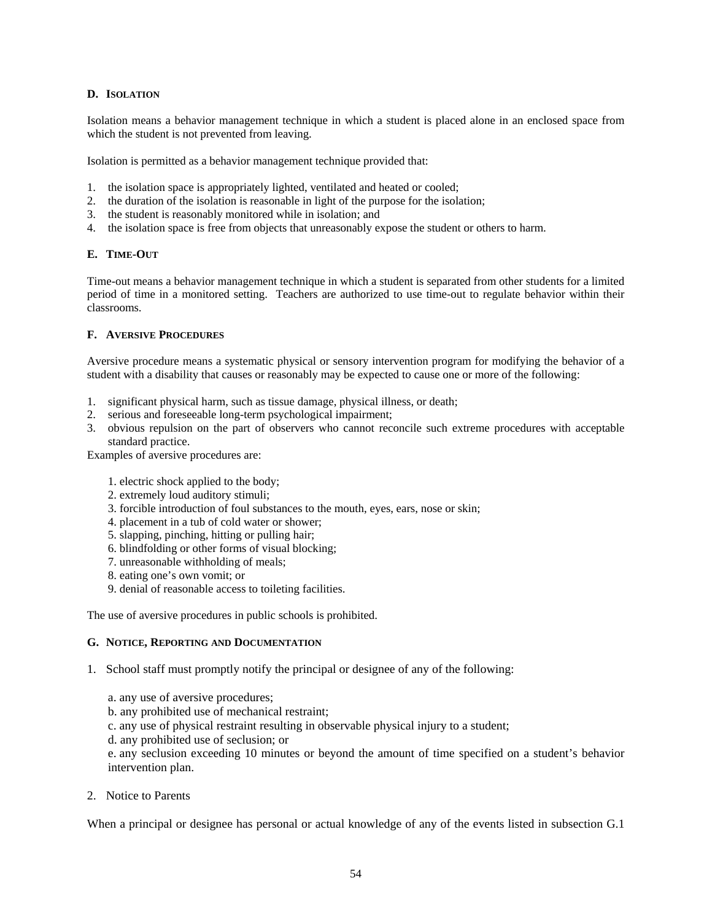#### D. Isolation

Isolation means a behavior management technique in which a student is placed alone in an enclosed space from which the student is not prevented from leaving.

Isolation is permitted as a behavior management technique provided that:

1. the isolation space is appropriately lighted, ventilated and heated or cooled;
2. the duration of the isolation is reasonable in light of the purpose for the isolation;
3. the student is reasonably monitored while in isolation; and
4. the isolation space is free from objects that unreasonably expose the student or others to harm.

#### E. Time-Out

Time-out means a behavior management technique in which a student is separated from other students for a limited period of time in a monitored setting. Teachers are authorized to use time-out to regulate behavior within their classrooms.

#### F. Aversive Procedures

Aversive procedure means a systematic physical or sensory intervention program for modifying the behavior of a student with a disability that causes or reasonably may be expected to cause one or more of the following:

1. significant physical harm, such as tissue damage, physical illness, or death;
2. serious and foreseeable long-term psychological impairment;
3. obvious repulsion on the part of observers who cannot reconcile such extreme procedures with acceptable standard practice.

Examples of aversive procedures are:

1. electric shock applied to the body;
2. extremely loud auditory stimuli;
3. forcible introduction of foul substances to the mouth, eyes, ears, nose or skin;
4. placement in a tub of cold water or shower;
5. slapping, pinching, hitting or pulling hair;
6. blindfolding or other forms of visual blocking;
7. unreasonable withholding of meals;
8. eating one's own vomit; or
9. denial of reasonable access to toileting facilities.

The use of aversive procedures in public schools is prohibited.

#### G. Notice, Reporting and Documentation

1. School staff must promptly notify the principal or designee of any of the following:

   a. any use of aversive procedures;
   b. any prohibited use of mechanical restraint;
   c. any use of physical restraint resulting in observable physical injury to a student;
   d. any prohibited use of seclusion; or
   e. any seclusion exceeding 10 minutes or beyond the amount of time specified on a student's behavior intervention plan.

2. Notice to Parents

When a principal or designee has personal or actual knowledge of any of the events listed in subsection G.1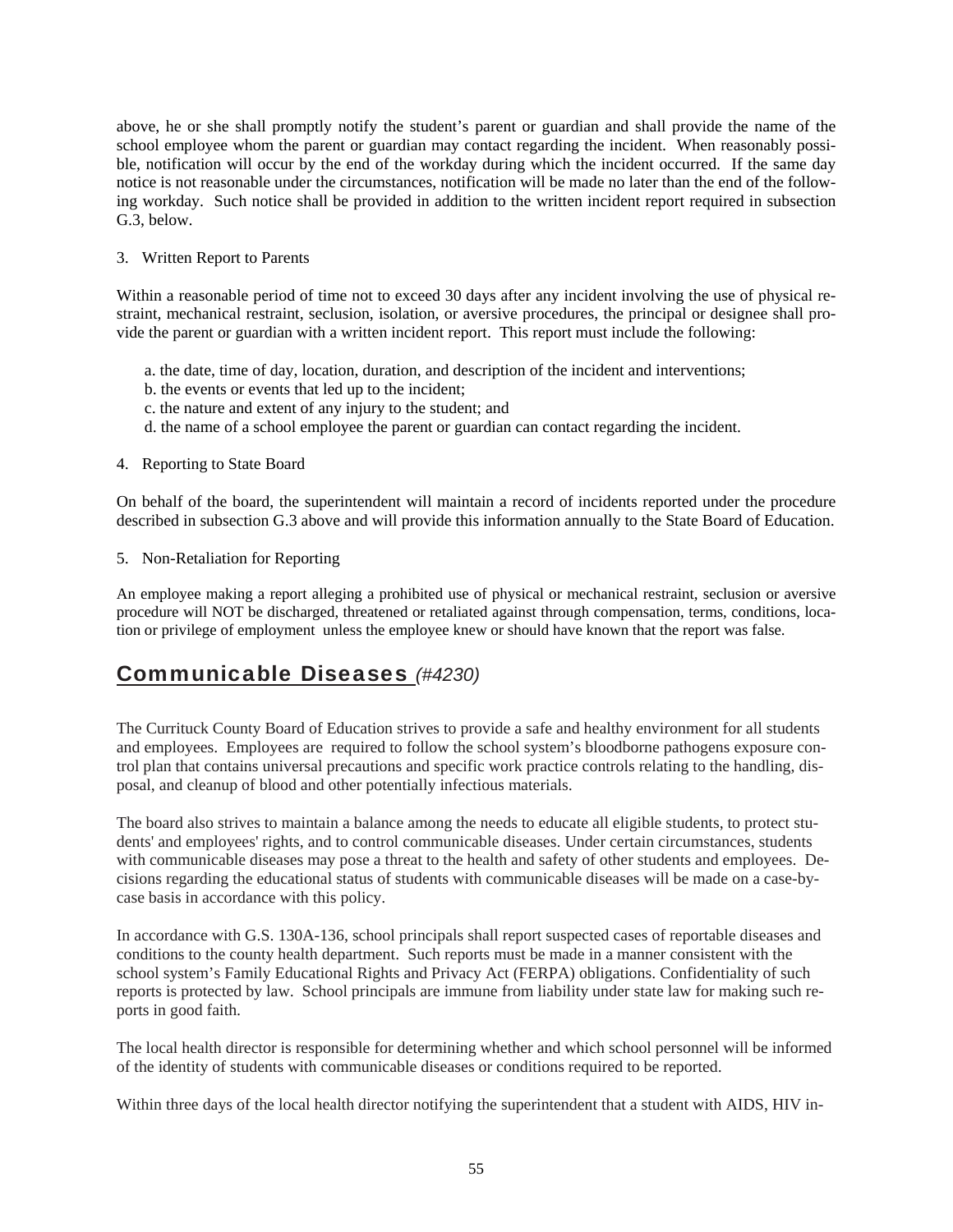above, he or she shall promptly notify the student's parent or guardian and shall provide the name of the school employee whom the parent or guardian may contact regarding the incident. When reasonably possible, notification will occur by the end of the workday during which the incident occurred. If the same day notice is not reasonable under the circumstances, notification will be made no later than the end of the following workday. Such notice shall be provided in addition to the written incident report required in subsection G.3, below.

3. Written Report to Parents

Within a reasonable period of time not to exceed 30 days after any incident involving the use of physical restraint, mechanical restraint, seclusion, isolation, or aversive procedures, the principal or designee shall provide the parent or guardian with a written incident report. This report must include the following:

a. the date, time of day, location, duration, and description of the incident and interventions;
b. the events or events that led up to the incident;
c. the nature and extent of any injury to the student; and
d. the name of a school employee the parent or guardian can contact regarding the incident.

4. Reporting to State Board

On behalf of the board, the superintendent will maintain a record of incidents reported under the procedure described in subsection G.3 above and will provide this information annually to the State Board of Education.

5. Non-Retaliation for Reporting

An employee making a report alleging a prohibited use of physical or mechanical restraint, seclusion or aversive procedure will NOT be discharged, threatened or retaliated against through compensation, terms, conditions, location or privilege of employment unless the employee knew or should have known that the report was false.

## Communicable Diseases *(#4230)*

The Currituck County Board of Education strives to provide a safe and healthy environment for all students and employees. Employees are required to follow the school system's bloodborne pathogens exposure control plan that contains universal precautions and specific work practice controls relating to the handling, disposal, and cleanup of blood and other potentially infectious materials.

The board also strives to maintain a balance among the needs to educate all eligible students, to protect students' and employees' rights, and to control communicable diseases. Under certain circumstances, students with communicable diseases may pose a threat to the health and safety of other students and employees. Decisions regarding the educational status of students with communicable diseases will be made on a case-by-case basis in accordance with this policy.

In accordance with G.S. 130A-136, school principals shall report suspected cases of reportable diseases and conditions to the county health department. Such reports must be made in a manner consistent with the school system's Family Educational Rights and Privacy Act (FERPA) obligations. Confidentiality of such reports is protected by law. School principals are immune from liability under state law for making such reports in good faith.

The local health director is responsible for determining whether and which school personnel will be informed of the identity of students with communicable diseases or conditions required to be reported.

Within three days of the local health director notifying the superintendent that a student with AIDS, HIV in-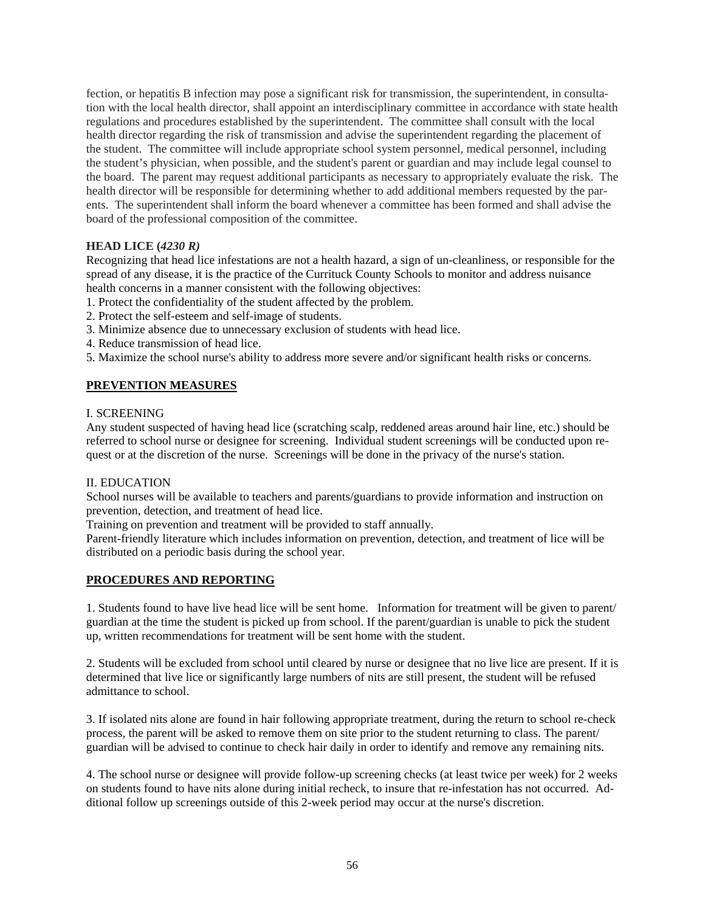fection, or hepatitis B infection may pose a significant risk for transmission, the superintendent, in consultation with the local health director, shall appoint an interdisciplinary committee in accordance with state health regulations and procedures established by the superintendent. The committee shall consult with the local health director regarding the risk of transmission and advise the superintendent regarding the placement of the student. The committee will include appropriate school system personnel, medical personnel, including the student's physician, when possible, and the student's parent or guardian and may include legal counsel to the board. The parent may request additional participants as necessary to appropriately evaluate the risk. The health director will be responsible for determining whether to add additional members requested by the parents. The superintendent shall inform the board whenever a committee has been formed and shall advise the board of the professional composition of the committee.

**HEAD LICE (*4230 R)***

Recognizing that head lice infestations are not a health hazard, a sign of un-cleanliness, or responsible for the spread of any disease, it is the practice of the Currituck County Schools to monitor and address nuisance health concerns in a manner consistent with the following objectives:

1. Protect the confidentiality of the student affected by the problem.
2. Protect the self-esteem and self-image of students.
3. Minimize absence due to unnecessary exclusion of students with head lice.
4. Reduce transmission of head lice.
5. Maximize the school nurse's ability to address more severe and/or significant health risks or concerns.

**PREVENTION MEASURES**

I. SCREENING

Any student suspected of having head lice (scratching scalp, reddened areas around hair line, etc.) should be referred to school nurse or designee for screening. Individual student screenings will be conducted upon request or at the discretion of the nurse. Screenings will be done in the privacy of the nurse's station.

II. EDUCATION

School nurses will be available to teachers and parents/guardians to provide information and instruction on prevention, detection, and treatment of head lice.

Training on prevention and treatment will be provided to staff annually.

Parent-friendly literature which includes information on prevention, detection, and treatment of lice will be distributed on a periodic basis during the school year.

**PROCEDURES AND REPORTING**

1. Students found to have live head lice will be sent home. Information for treatment will be given to parent/guardian at the time the student is picked up from school. If the parent/guardian is unable to pick the student up, written recommendations for treatment will be sent home with the student.

2. Students will be excluded from school until cleared by nurse or designee that no live lice are present. If it is determined that live lice or significantly large numbers of nits are still present, the student will be refused admittance to school.

3. If isolated nits alone are found in hair following appropriate treatment, during the return to school re-check process, the parent will be asked to remove them on site prior to the student returning to class. The parent/guardian will be advised to continue to check hair daily in order to identify and remove any remaining nits.

4. The school nurse or designee will provide follow-up screening checks (at least twice per week) for 2 weeks on students found to have nits alone during initial recheck, to insure that re-infestation has not occurred. Additional follow up screenings outside of this 2-week period may occur at the nurse's discretion.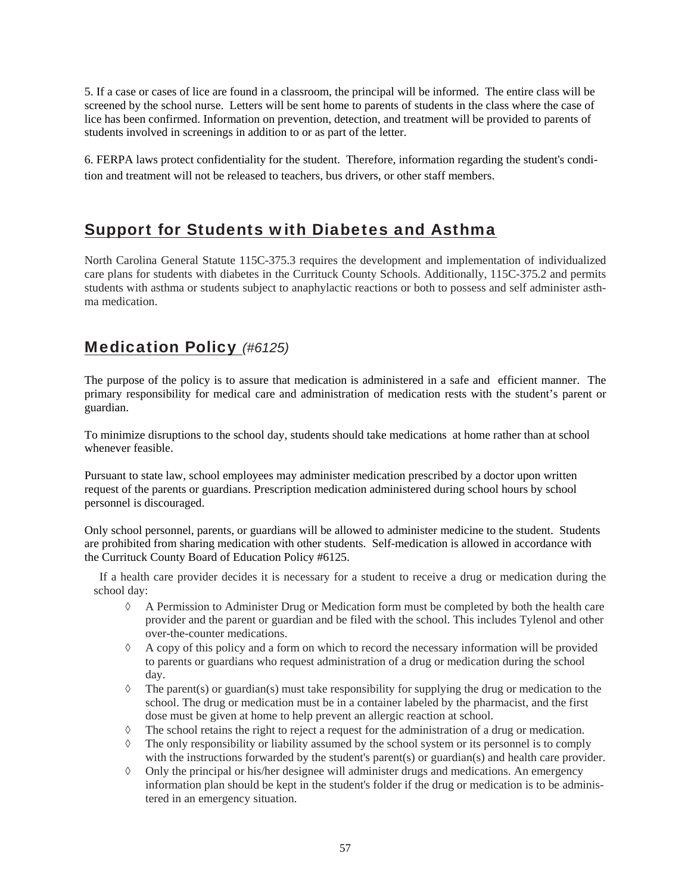5. If a case or cases of lice are found in a classroom, the principal will be informed. The entire class will be screened by the school nurse. Letters will be sent home to parents of students in the class where the case of lice has been confirmed. Information on prevention, detection, and treatment will be provided to parents of students involved in screenings in addition to or as part of the letter.

6. FERPA laws protect confidentiality for the student. Therefore, information regarding the student's condition and treatment will not be released to teachers, bus drivers, or other staff members.

## Support for Students with Diabetes and Asthma

North Carolina General Statute 115C-375.3 requires the development and implementation of individualized care plans for students with diabetes in the Currituck County Schools. Additionally, 115C-375.2 and permits students with asthma or students subject to anaphylactic reactions or both to possess and self administer asthma medication.

## Medication Policy *(#6125)*

The purpose of the policy is to assure that medication is administered in a safe and efficient manner. The primary responsibility for medical care and administration of medication rests with the student's parent or guardian.

To minimize disruptions to the school day, students should take medications at home rather than at school whenever feasible.

Pursuant to state law, school employees may administer medication prescribed by a doctor upon written request of the parents or guardians. Prescription medication administered during school hours by school personnel is discouraged.

Only school personnel, parents, or guardians will be allowed to administer medicine to the student. Students are prohibited from sharing medication with other students. Self-medication is allowed in accordance with the Currituck County Board of Education Policy #6125.

If a health care provider decides it is necessary for a student to receive a drug or medication during the school day:

- A Permission to Administer Drug or Medication form must be completed by both the health care provider and the parent or guardian and be filed with the school. This includes Tylenol and other over-the-counter medications.
- A copy of this policy and a form on which to record the necessary information will be provided to parents or guardians who request administration of a drug or medication during the school day.
- The parent(s) or guardian(s) must take responsibility for supplying the drug or medication to the school. The drug or medication must be in a container labeled by the pharmacist, and the first dose must be given at home to help prevent an allergic reaction at school.
- The school retains the right to reject a request for the administration of a drug or medication.
- The only responsibility or liability assumed by the school system or its personnel is to comply with the instructions forwarded by the student's parent(s) or guardian(s) and health care provider.
- Only the principal or his/her designee will administer drugs and medications. An emergency information plan should be kept in the student's folder if the drug or medication is to be administered in an emergency situation.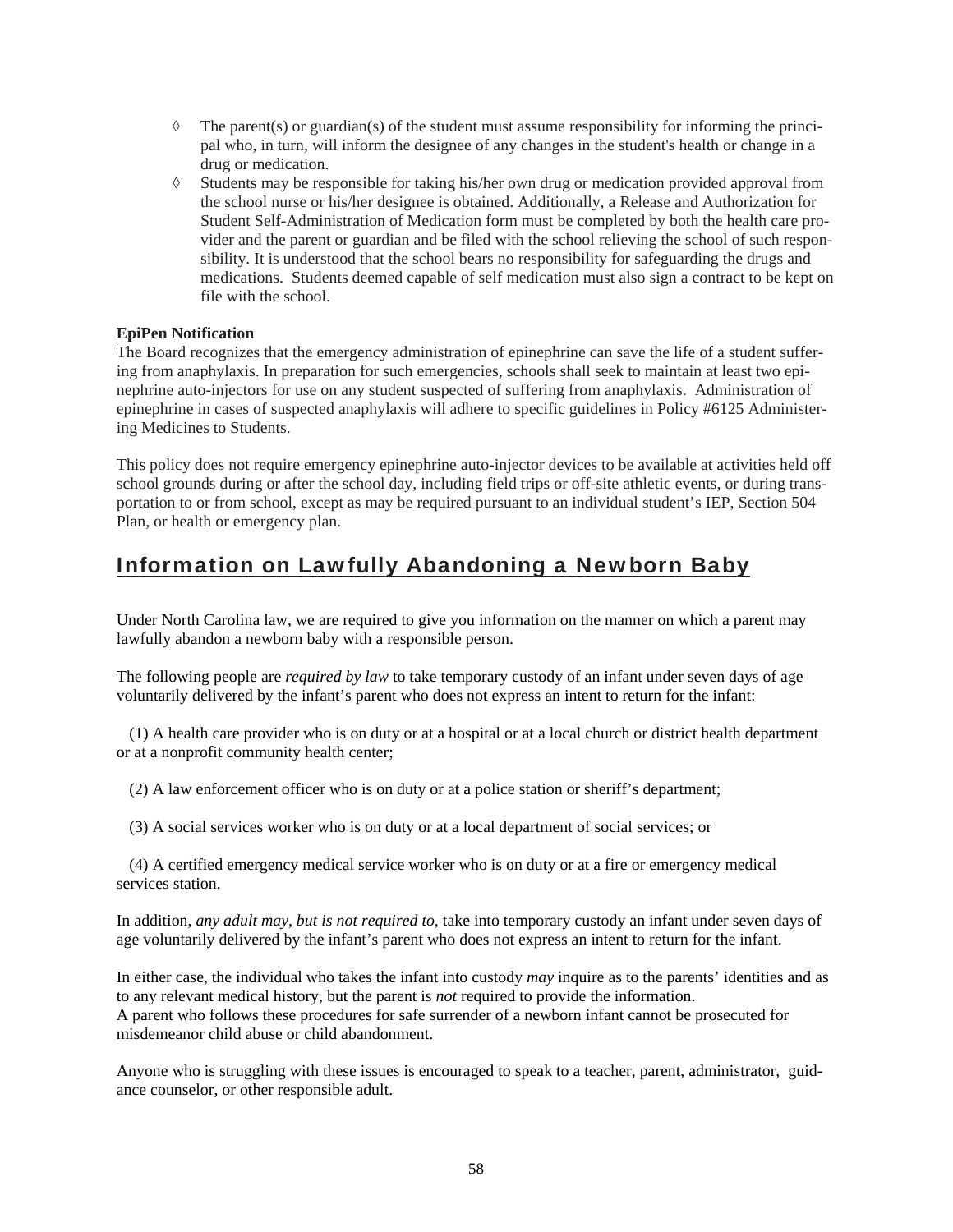- ◊ The parent(s) or guardian(s) of the student must assume responsibility for informing the principal who, in turn, will inform the designee of any changes in the student's health or change in a drug or medication.
- ◊ Students may be responsible for taking his/her own drug or medication provided approval from the school nurse or his/her designee is obtained. Additionally, a Release and Authorization for Student Self-Administration of Medication form must be completed by both the health care provider and the parent or guardian and be filed with the school relieving the school of such responsibility. It is understood that the school bears no responsibility for safeguarding the drugs and medications. Students deemed capable of self medication must also sign a contract to be kept on file with the school.

**EpiPen Notification**

The Board recognizes that the emergency administration of epinephrine can save the life of a student suffering from anaphylaxis. In preparation for such emergencies, schools shall seek to maintain at least two epinephrine auto-injectors for use on any student suspected of suffering from anaphylaxis. Administration of epinephrine in cases of suspected anaphylaxis will adhere to specific guidelines in Policy #6125 Administering Medicines to Students.

This policy does not require emergency epinephrine auto-injector devices to be available at activities held off school grounds during or after the school day, including field trips or off-site athletic events, or during transportation to or from school, except as may be required pursuant to an individual student's IEP, Section 504 Plan, or health or emergency plan.

## Information on Lawfully Abandoning a Newborn Baby

Under North Carolina law, we are required to give you information on the manner on which a parent may lawfully abandon a newborn baby with a responsible person.

The following people are *required by law* to take temporary custody of an infant under seven days of age voluntarily delivered by the infant's parent who does not express an intent to return for the infant:

(1) A health care provider who is on duty or at a hospital or at a local church or district health department or at a nonprofit community health center;

(2) A law enforcement officer who is on duty or at a police station or sheriff's department;

(3) A social services worker who is on duty or at a local department of social services; or

(4) A certified emergency medical service worker who is on duty or at a fire or emergency medical services station.

In addition, *any adult may, but is not required to*, take into temporary custody an infant under seven days of age voluntarily delivered by the infant's parent who does not express an intent to return for the infant.

In either case, the individual who takes the infant into custody *may* inquire as to the parents' identities and as to any relevant medical history, but the parent is *not* required to provide the information.
A parent who follows these procedures for safe surrender of a newborn infant cannot be prosecuted for misdemeanor child abuse or child abandonment.

Anyone who is struggling with these issues is encouraged to speak to a teacher, parent, administrator, guidance counselor, or other responsible adult.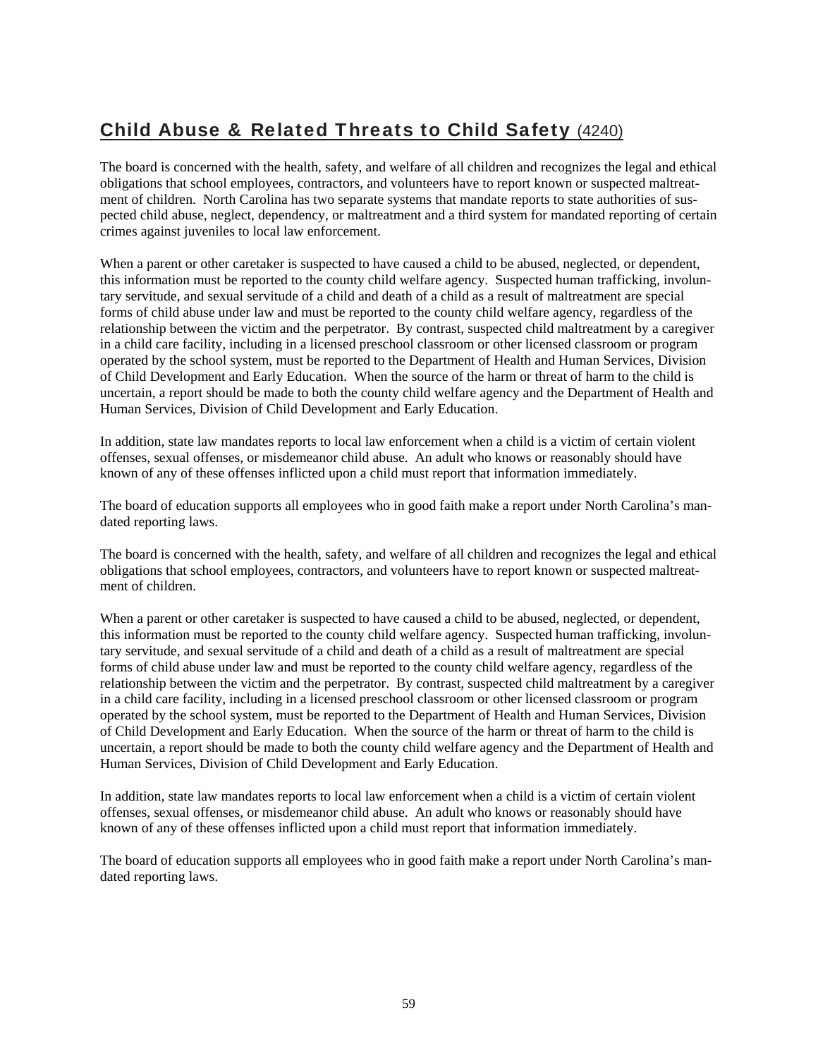## Child Abuse & Related Threats to Child Safety (4240)

The board is concerned with the health, safety, and welfare of all children and recognizes the legal and ethical obligations that school employees, contractors, and volunteers have to report known or suspected maltreatment of children. North Carolina has two separate systems that mandate reports to state authorities of suspected child abuse, neglect, dependency, or maltreatment and a third system for mandated reporting of certain crimes against juveniles to local law enforcement.

When a parent or other caretaker is suspected to have caused a child to be abused, neglected, or dependent, this information must be reported to the county child welfare agency. Suspected human trafficking, involuntary servitude, and sexual servitude of a child and death of a child as a result of maltreatment are special forms of child abuse under law and must be reported to the county child welfare agency, regardless of the relationship between the victim and the perpetrator. By contrast, suspected child maltreatment by a caregiver in a child care facility, including in a licensed preschool classroom or other licensed classroom or program operated by the school system, must be reported to the Department of Health and Human Services, Division of Child Development and Early Education. When the source of the harm or threat of harm to the child is uncertain, a report should be made to both the county child welfare agency and the Department of Health and Human Services, Division of Child Development and Early Education.

In addition, state law mandates reports to local law enforcement when a child is a victim of certain violent offenses, sexual offenses, or misdemeanor child abuse. An adult who knows or reasonably should have known of any of these offenses inflicted upon a child must report that information immediately.

The board of education supports all employees who in good faith make a report under North Carolina's mandated reporting laws.

The board is concerned with the health, safety, and welfare of all children and recognizes the legal and ethical obligations that school employees, contractors, and volunteers have to report known or suspected maltreatment of children.

When a parent or other caretaker is suspected to have caused a child to be abused, neglected, or dependent, this information must be reported to the county child welfare agency. Suspected human trafficking, involuntary servitude, and sexual servitude of a child and death of a child as a result of maltreatment are special forms of child abuse under law and must be reported to the county child welfare agency, regardless of the relationship between the victim and the perpetrator. By contrast, suspected child maltreatment by a caregiver in a child care facility, including in a licensed preschool classroom or other licensed classroom or program operated by the school system, must be reported to the Department of Health and Human Services, Division of Child Development and Early Education. When the source of the harm or threat of harm to the child is uncertain, a report should be made to both the county child welfare agency and the Department of Health and Human Services, Division of Child Development and Early Education.

In addition, state law mandates reports to local law enforcement when a child is a victim of certain violent offenses, sexual offenses, or misdemeanor child abuse. An adult who knows or reasonably should have known of any of these offenses inflicted upon a child must report that information immediately.

The board of education supports all employees who in good faith make a report under North Carolina's mandated reporting laws.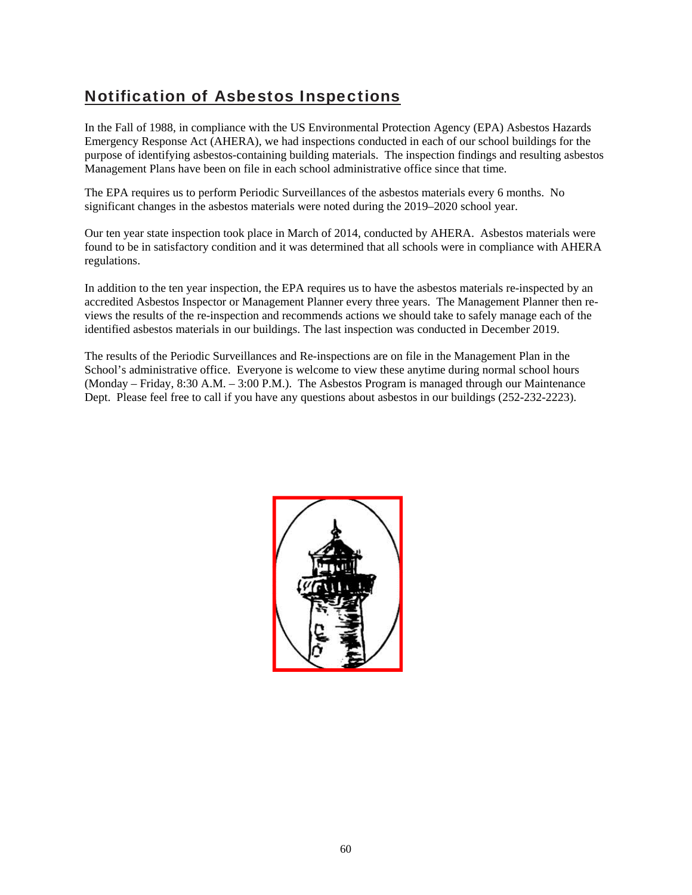## Notification of Asbestos Inspections

In the Fall of 1988, in compliance with the US Environmental Protection Agency (EPA) Asbestos Hazards Emergency Response Act (AHERA), we had inspections conducted in each of our school buildings for the purpose of identifying asbestos-containing building materials. The inspection findings and resulting asbestos Management Plans have been on file in each school administrative office since that time.

The EPA requires us to perform Periodic Surveillances of the asbestos materials every 6 months. No significant changes in the asbestos materials were noted during the 2019–2020 school year.

Our ten year state inspection took place in March of 2014, conducted by AHERA. Asbestos materials were found to be in satisfactory condition and it was determined that all schools were in compliance with AHERA regulations.

In addition to the ten year inspection, the EPA requires us to have the asbestos materials re-inspected by an accredited Asbestos Inspector or Management Planner every three years. The Management Planner then re-views the results of the re-inspection and recommends actions we should take to safely manage each of the identified asbestos materials in our buildings. The last inspection was conducted in December 2019.

The results of the Periodic Surveillances and Re-inspections are on file in the Management Plan in the School's administrative office. Everyone is welcome to view these anytime during normal school hours (Monday – Friday, 8:30 A.M. – 3:00 P.M.). The Asbestos Program is managed through our Maintenance Dept. Please feel free to call if you have any questions about asbestos in our buildings (252-232-2223).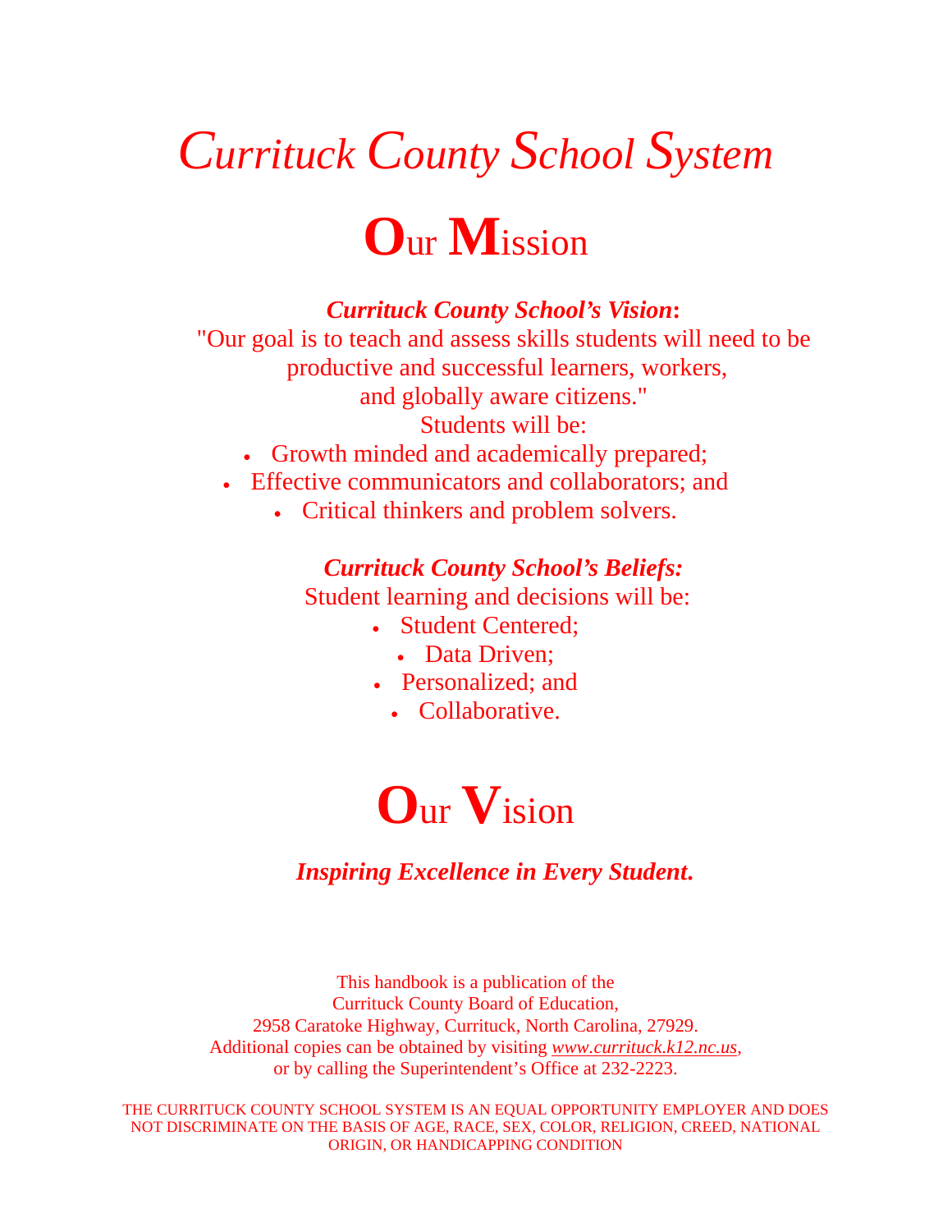# *Currituck County School System*

## **O**ur **M**ission

***Currituck County School's Vision*:**

"Our goal is to teach and assess skills students will need to be productive and successful learners, workers, and globally aware citizens."

Students will be:

- Growth minded and academically prepared;
- Effective communicators and collaborators; and
- Critical thinkers and problem solvers.

***Currituck County School's Beliefs:***

Student learning and decisions will be:

- Student Centered;
- Data Driven;
- Personalized; and
- Collaborative.

## **O**ur **V**ision

***Inspiring Excellence in Every Student.***

This handbook is a publication of the
Currituck County Board of Education,
2958 Caratoke Highway, Currituck, North Carolina, 27929.
Additional copies can be obtained by visiting *www.currituck.k12.nc.us*,
or by calling the Superintendent's Office at 232-2223.

THE CURRITUCK COUNTY SCHOOL SYSTEM IS AN EQUAL OPPORTUNITY EMPLOYER AND DOES NOT DISCRIMINATE ON THE BASIS OF AGE, RACE, SEX, COLOR, RELIGION, CREED, NATIONAL ORIGIN, OR HANDICAPPING CONDITION